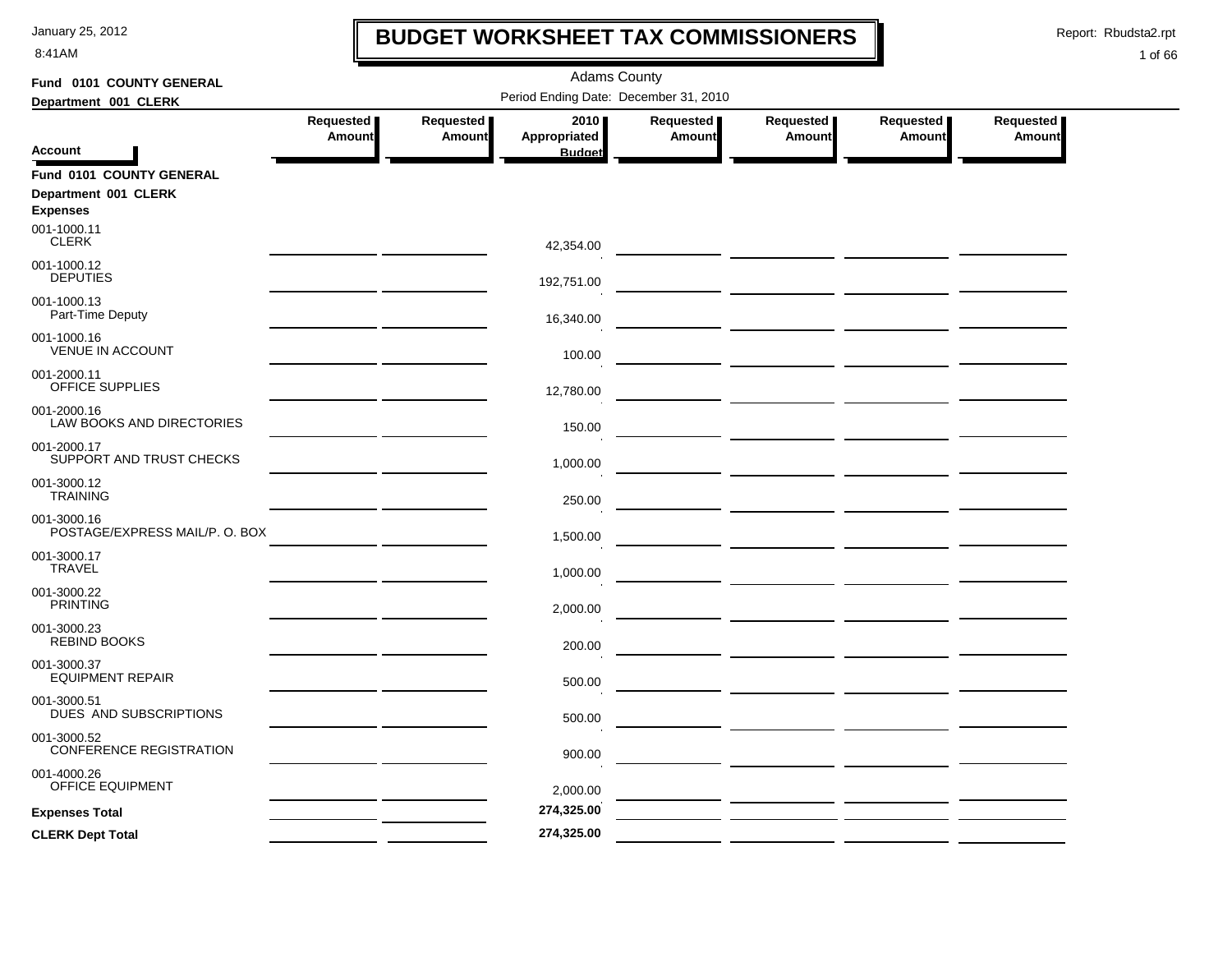# BUDGET WORKSHEET TAX COMMISSIONERS

January 25, 2012
8:41AM

Report: Rbudsta2.rpt

Adams County

Period Ending Date: December 31, 2010

**Fund 0101 COUNTY GENERAL**
**Department 001 CLERK**

| Account | Requested Amount | Requested Amount | 2010 Appropriated Budget | Requested Amount | Requested Amount | Requested Amount | Requested Amount |
|---|---|---|---|---|---|---|---|
| **Fund 0101 COUNTY GENERAL** | | | | | | | |
| **Department 001 CLERK** | | | | | | | |
| **Expenses** | | | | | | | |
| 001-1000.11 CLERK | | | 42,354.00 | | | | |
| 001-1000.12 DEPUTIES | | | 192,751.00 | | | | |
| 001-1000.13 Part-Time Deputy | | | 16,340.00 | | | | |
| 001-1000.16 VENUE IN ACCOUNT | | | 100.00 | | | | |
| 001-2000.11 OFFICE SUPPLIES | | | 12,780.00 | | | | |
| 001-2000.16 LAW BOOKS AND DIRECTORIES | | | 150.00 | | | | |
| 001-2000.17 SUPPORT AND TRUST CHECKS | | | 1,000.00 | | | | |
| 001-3000.12 TRAINING | | | 250.00 | | | | |
| 001-3000.16 POSTAGE/EXPRESS MAIL/P. O. BOX | | | 1,500.00 | | | | |
| 001-3000.17 TRAVEL | | | 1,000.00 | | | | |
| 001-3000.22 PRINTING | | | 2,000.00 | | | | |
| 001-3000.23 REBIND BOOKS | | | 200.00 | | | | |
| 001-3000.37 EQUIPMENT REPAIR | | | 500.00 | | | | |
| 001-3000.51 DUES AND SUBSCRIPTIONS | | | 500.00 | | | | |
| 001-3000.52 CONFERENCE REGISTRATION | | | 900.00 | | | | |
| 001-4000.26 OFFICE EQUIPMENT | | | 2,000.00 | | | | |
| **Expenses Total** | | | **274,325.00** | | | | |
| **CLERK Dept Total** | | | **274,325.00** | | | | |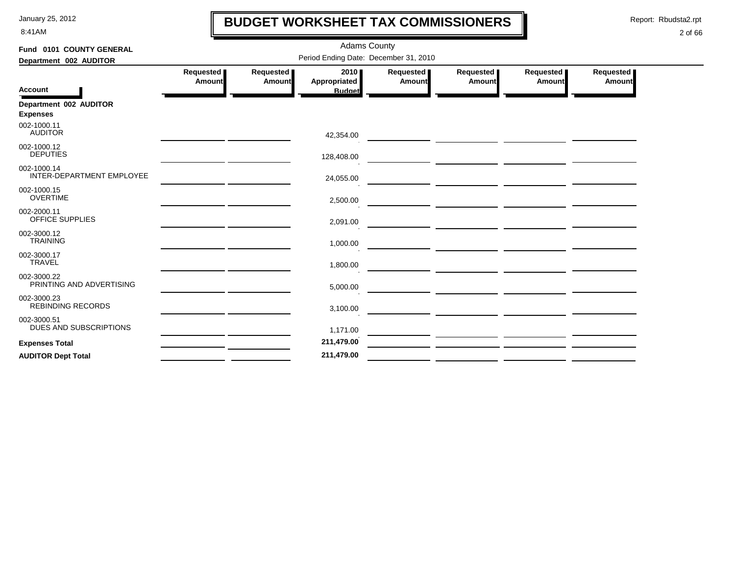# BUDGET WORKSHEET TAX COMMISSIONERS

January 25, 2012
8:41AM

Report: Rbudsta2.rpt

Adams County

Period Ending Date: December 31, 2010

**Fund 0101 COUNTY GENERAL**

**Department 002 AUDITOR**

| Account | Requested Amount | Requested Amount | 2010 Appropriated Budget | Requested Amount | Requested Amount | Requested Amount | Requested Amount |
|---|---|---|---|---|---|---|---|
| **Department 002 AUDITOR** | | | | | | | |
| **Expenses** | | | | | | | |
| 002-1000.11 AUDITOR | | | 42,354.00 | | | | |
| 002-1000.12 DEPUTIES | | | 128,408.00 | | | | |
| 002-1000.14 INTER-DEPARTMENT EMPLOYEE | | | 24,055.00 | | | | |
| 002-1000.15 OVERTIME | | | 2,500.00 | | | | |
| 002-2000.11 OFFICE SUPPLIES | | | 2,091.00 | | | | |
| 002-3000.12 TRAINING | | | 1,000.00 | | | | |
| 002-3000.17 TRAVEL | | | 1,800.00 | | | | |
| 002-3000.22 PRINTING AND ADVERTISING | | | 5,000.00 | | | | |
| 002-3000.23 REBINDING RECORDS | | | 3,100.00 | | | | |
| 002-3000.51 DUES AND SUBSCRIPTIONS | | | 1,171.00 | | | | |
| **Expenses Total** | | | **211,479.00** | | | | |
| **AUDITOR Dept Total** | | | **211,479.00** | | | | |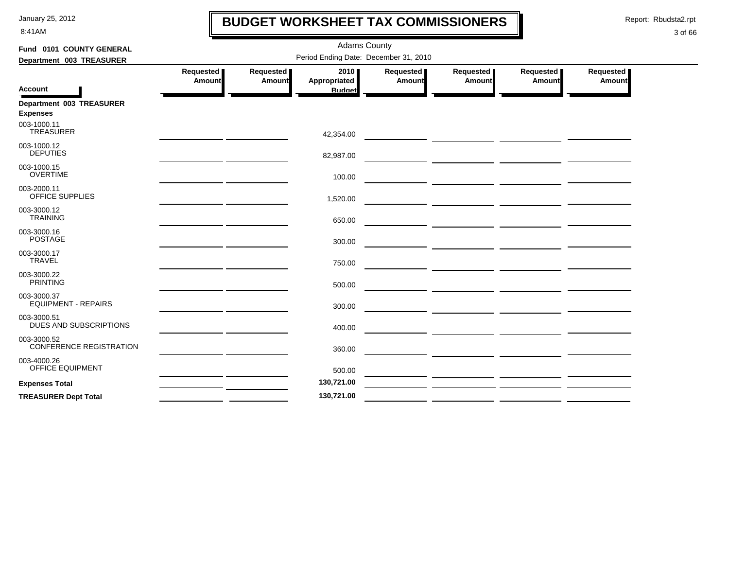# BUDGET WORKSHEET TAX COMMISSIONERS

January 25, 2012
8:41AM

Report: Rbudsta2.rpt

Adams County

Period Ending Date: December 31, 2010

**Fund 0101 COUNTY GENERAL**
**Department 003 TREASURER**

| Account | Requested Amount | Requested Amount | 2010 Appropriated Budget | Requested Amount | Requested Amount | Requested Amount | Requested Amount |
|---|---|---|---|---|---|---|---|
| **Department 003 TREASURER** | | | | | | | |
| **Expenses** | | | | | | | |
| 003-1000.11 TREASURER | | | 42,354.00 | | | | |
| 003-1000.12 DEPUTIES | | | 82,987.00 | | | | |
| 003-1000.15 OVERTIME | | | 100.00 | | | | |
| 003-2000.11 OFFICE SUPPLIES | | | 1,520.00 | | | | |
| 003-3000.12 TRAINING | | | 650.00 | | | | |
| 003-3000.16 POSTAGE | | | 300.00 | | | | |
| 003-3000.17 TRAVEL | | | 750.00 | | | | |
| 003-3000.22 PRINTING | | | 500.00 | | | | |
| 003-3000.37 EQUIPMENT - REPAIRS | | | 300.00 | | | | |
| 003-3000.51 DUES AND SUBSCRIPTIONS | | | 400.00 | | | | |
| 003-3000.52 CONFERENCE REGISTRATION | | | 360.00 | | | | |
| 003-4000.26 OFFICE EQUIPMENT | | | 500.00 | | | | |
| **Expenses Total** | | | 130,721.00 | | | | |
| **TREASURER Dept Total** | | | 130,721.00 | | | | |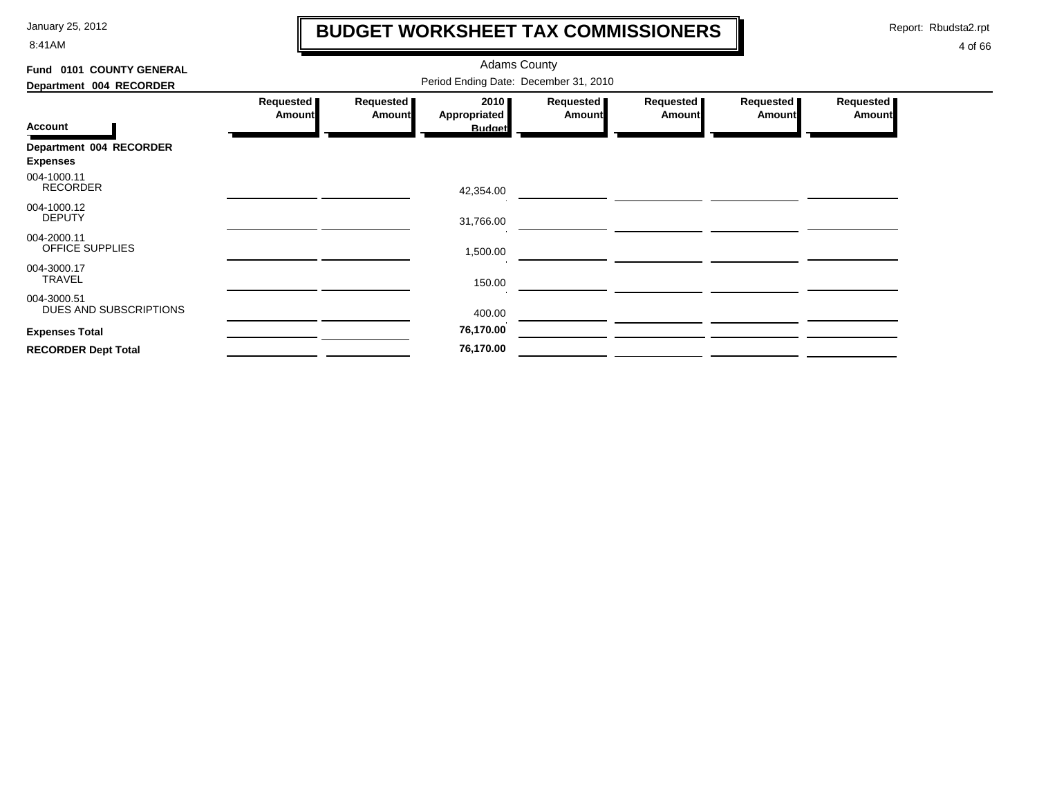# BUDGET WORKSHEET TAX COMMISSIONERS

Adams County

Period Ending Date: December 31, 2010

**Fund 0101 COUNTY GENERAL**

**Department 004 RECORDER**

| Account | Requested Amount | Requested Amount | 2010 Appropriated Budget | Requested Amount | Requested Amount | Requested Amount | Requested Amount |
|---|---|---|---|---|---|---|---|
| **Department 004 RECORDER** | | | | | | | |
| **Expenses** | | | | | | | |
| 004-1000.11 RECORDER | | | 42,354.00 | | | | |
| 004-1000.12 DEPUTY | | | 31,766.00 | | | | |
| 004-2000.11 OFFICE SUPPLIES | | | 1,500.00 | | | | |
| 004-3000.17 TRAVEL | | | 150.00 | | | | |
| 004-3000.51 DUES AND SUBSCRIPTIONS | | | 400.00 | | | | |
| **Expenses Total** | | | **76,170.00** | | | | |
| **RECORDER Dept Total** | | | **76,170.00** | | | | |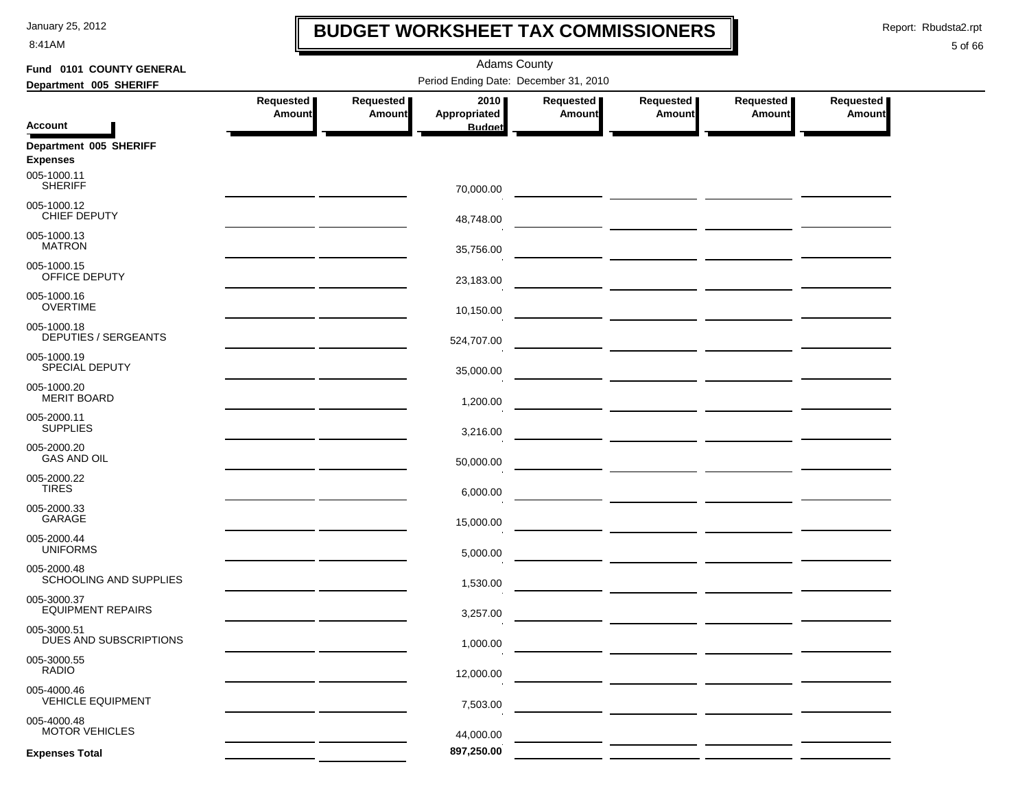# BUDGET WORKSHEET TAX COMMISSIONERS

January 25, 2012
8:41AM

Report: Rbudsta2.rpt

Adams County

**Fund 0101 COUNTY GENERAL**

**Department 005 SHERIFF**

Period Ending Date: December 31, 2010

| Account | Requested Amount | Requested Amount | 2010 Appropriated Budget | Requested Amount | Requested Amount | Requested Amount | Requested Amount |
|---|---|---|---|---|---|---|---|
| **Department 005 SHERIFF** | | | | | | | |
| **Expenses** | | | | | | | |
| 005-1000.11 SHERIFF | | | 70,000.00 | | | | |
| 005-1000.12 CHIEF DEPUTY | | | 48,748.00 | | | | |
| 005-1000.13 MATRON | | | 35,756.00 | | | | |
| 005-1000.15 OFFICE DEPUTY | | | 23,183.00 | | | | |
| 005-1000.16 OVERTIME | | | 10,150.00 | | | | |
| 005-1000.18 DEPUTIES / SERGEANTS | | | 524,707.00 | | | | |
| 005-1000.19 SPECIAL DEPUTY | | | 35,000.00 | | | | |
| 005-1000.20 MERIT BOARD | | | 1,200.00 | | | | |
| 005-2000.11 SUPPLIES | | | 3,216.00 | | | | |
| 005-2000.20 GAS AND OIL | | | 50,000.00 | | | | |
| 005-2000.22 TIRES | | | 6,000.00 | | | | |
| 005-2000.33 GARAGE | | | 15,000.00 | | | | |
| 005-2000.44 UNIFORMS | | | 5,000.00 | | | | |
| 005-2000.48 SCHOOLING AND SUPPLIES | | | 1,530.00 | | | | |
| 005-3000.37 EQUIPMENT REPAIRS | | | 3,257.00 | | | | |
| 005-3000.51 DUES AND SUBSCRIPTIONS | | | 1,000.00 | | | | |
| 005-3000.55 RADIO | | | 12,000.00 | | | | |
| 005-4000.46 VEHICLE EQUIPMENT | | | 7,503.00 | | | | |
| 005-4000.48 MOTOR VEHICLES | | | 44,000.00 | | | | |
| **Expenses Total** | | | **897,250.00** | | | | |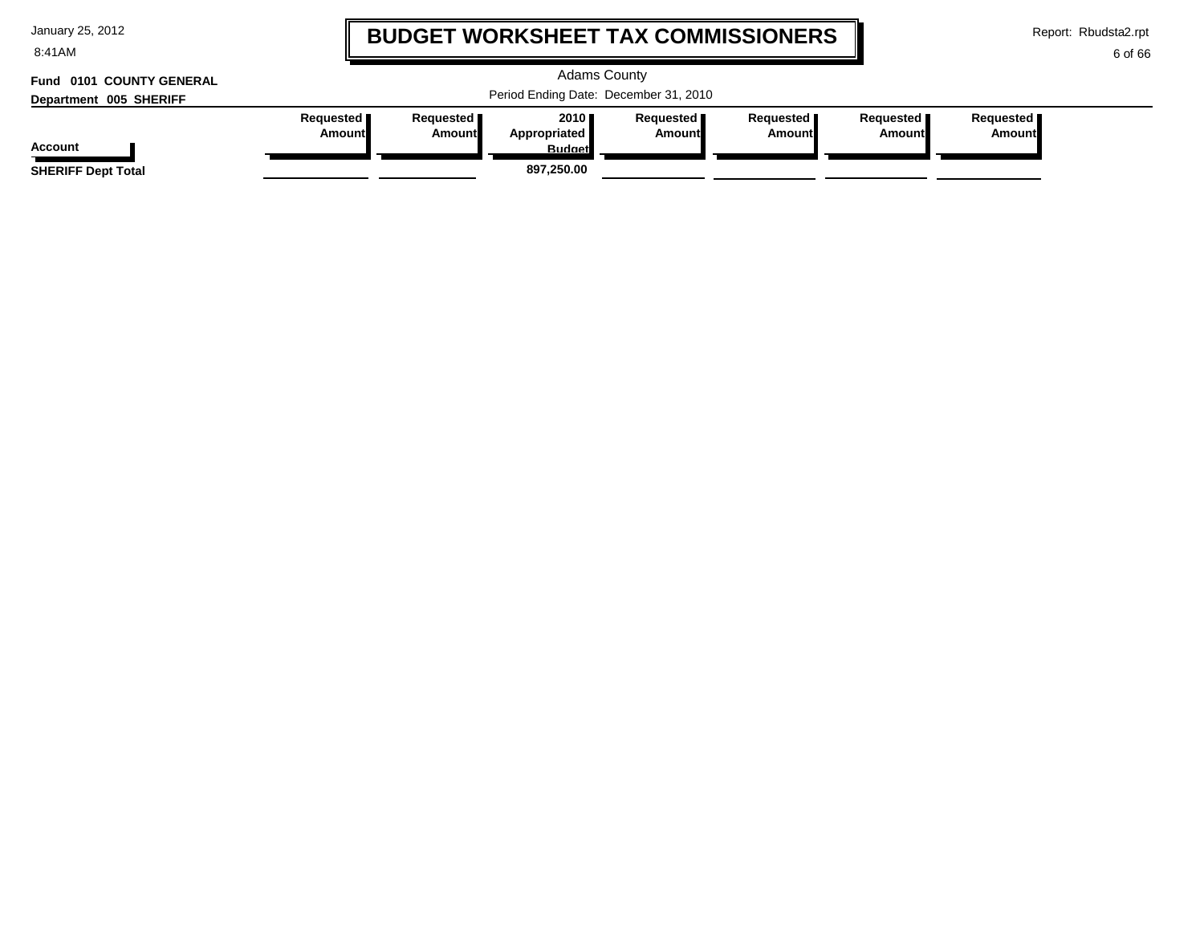# BUDGET WORKSHEET TAX COMMISSIONERS

Adams County

Period Ending Date: December 31, 2010

**Fund 0101 COUNTY GENERAL**

**Department 005 SHERIFF**

| Account | Requested Amount | Requested Amount | 2010 Appropriated Budget | Requested Amount | Requested Amount | Requested Amount | Requested Amount |
|---|---|---|---|---|---|---|---|
| **SHERIFF Dept Total** | | | **897,250.00** | | | | |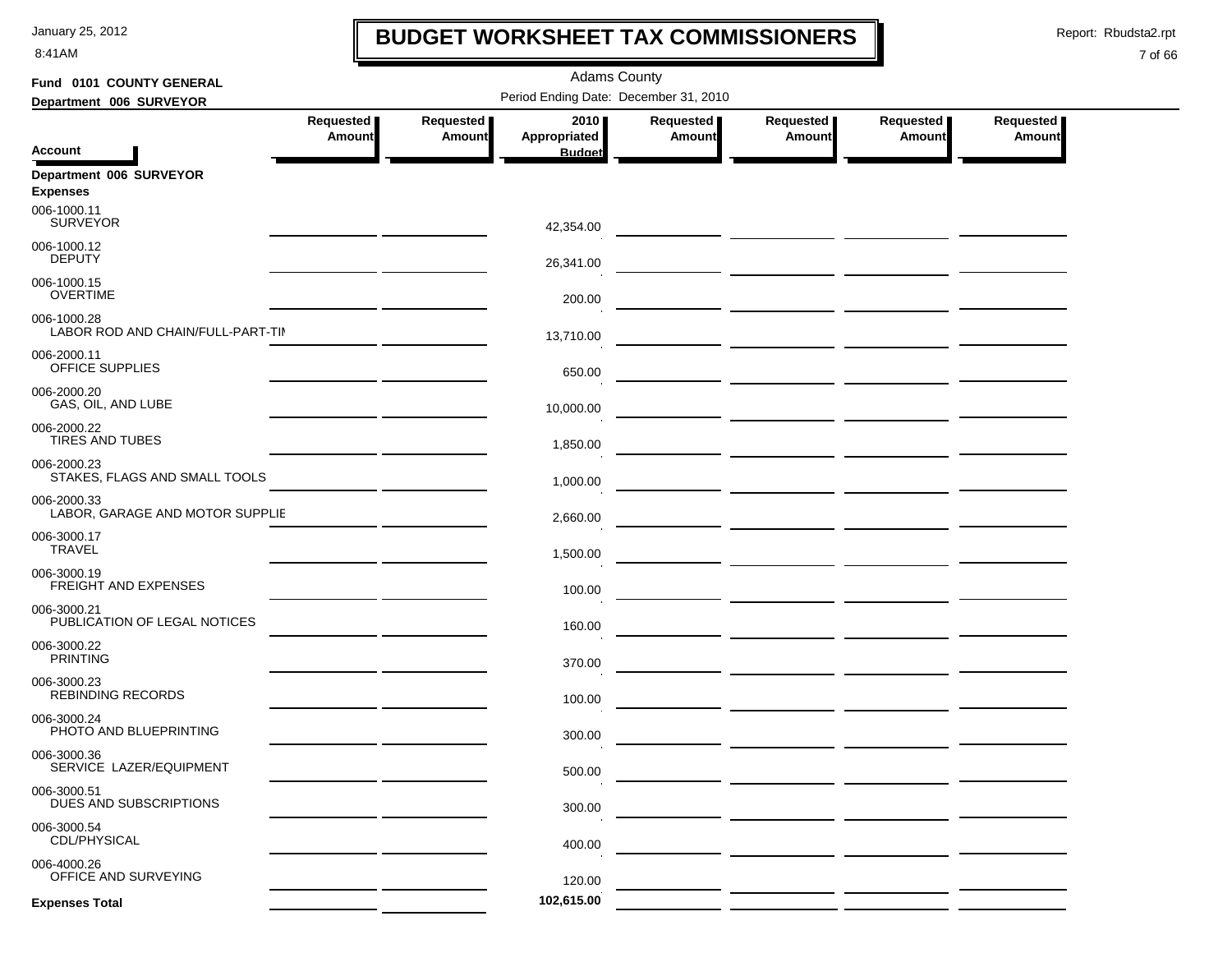# BUDGET WORKSHEET TAX COMMISSIONERS

January 25, 2012
8:41AM

Report: Rbudsta2.rpt

Adams County

Period Ending Date: December 31, 2010

**Fund 0101 COUNTY GENERAL**

**Department 006 SURVEYOR**

| Account | Requested Amount | Requested Amount | 2010 Appropriated Budget | Requested Amount | Requested Amount | Requested Amount | Requested Amount |
|---|---|---|---|---|---|---|---|
| **Department 006 SURVEYOR** | | | | | | | |
| **Expenses** | | | | | | | |
| 006-1000.11 SURVEYOR | | | 42,354.00 | | | | |
| 006-1000.12 DEPUTY | | | 26,341.00 | | | | |
| 006-1000.15 OVERTIME | | | 200.00 | | | | |
| 006-1000.28 LABOR ROD AND CHAIN/FULL-PART-TIM | | | 13,710.00 | | | | |
| 006-2000.11 OFFICE SUPPLIES | | | 650.00 | | | | |
| 006-2000.20 GAS, OIL, AND LUBE | | | 10,000.00 | | | | |
| 006-2000.22 TIRES AND TUBES | | | 1,850.00 | | | | |
| 006-2000.23 STAKES, FLAGS AND SMALL TOOLS | | | 1,000.00 | | | | |
| 006-2000.33 LABOR, GARAGE AND MOTOR SUPPLIE | | | 2,660.00 | | | | |
| 006-3000.17 TRAVEL | | | 1,500.00 | | | | |
| 006-3000.19 FREIGHT AND EXPENSES | | | 100.00 | | | | |
| 006-3000.21 PUBLICATION OF LEGAL NOTICES | | | 160.00 | | | | |
| 006-3000.22 PRINTING | | | 370.00 | | | | |
| 006-3000.23 REBINDING RECORDS | | | 100.00 | | | | |
| 006-3000.24 PHOTO AND BLUEPRINTING | | | 300.00 | | | | |
| 006-3000.36 SERVICE LAZER/EQUIPMENT | | | 500.00 | | | | |
| 006-3000.51 DUES AND SUBSCRIPTIONS | | | 300.00 | | | | |
| 006-3000.54 CDL/PHYSICAL | | | 400.00 | | | | |
| 006-4000.26 OFFICE AND SURVEYING | | | 120.00 | | | | |
| **Expenses Total** | | | **102,615.00** | | | | |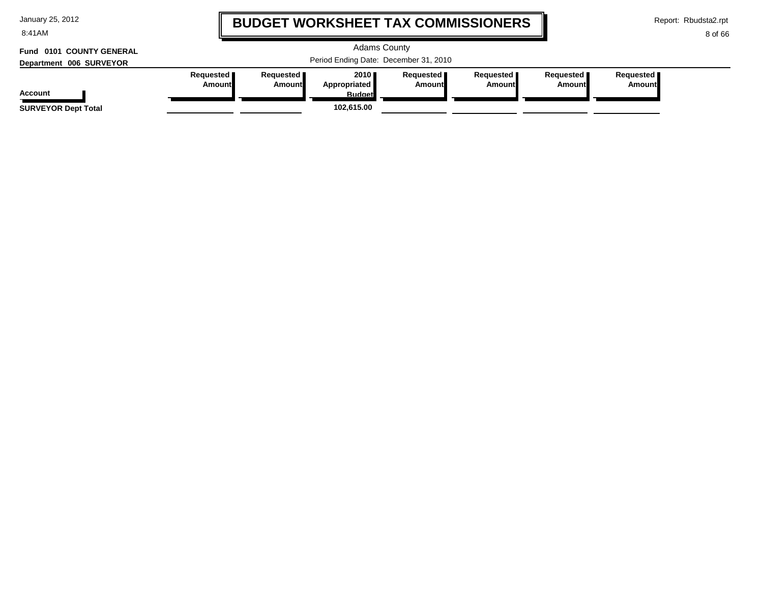# BUDGET WORKSHEET TAX COMMISSIONERS

Adams County

Period Ending Date: December 31, 2010

**Fund 0101 COUNTY GENERAL**

**Department 006 SURVEYOR**

| Account | Requested Amount | Requested Amount | 2010 Appropriated Budget | Requested Amount | Requested Amount | Requested Amount | Requested Amount |
|---|---|---|---|---|---|---|---|
| **SURVEYOR Dept Total** | | | **102,615.00** | | | | |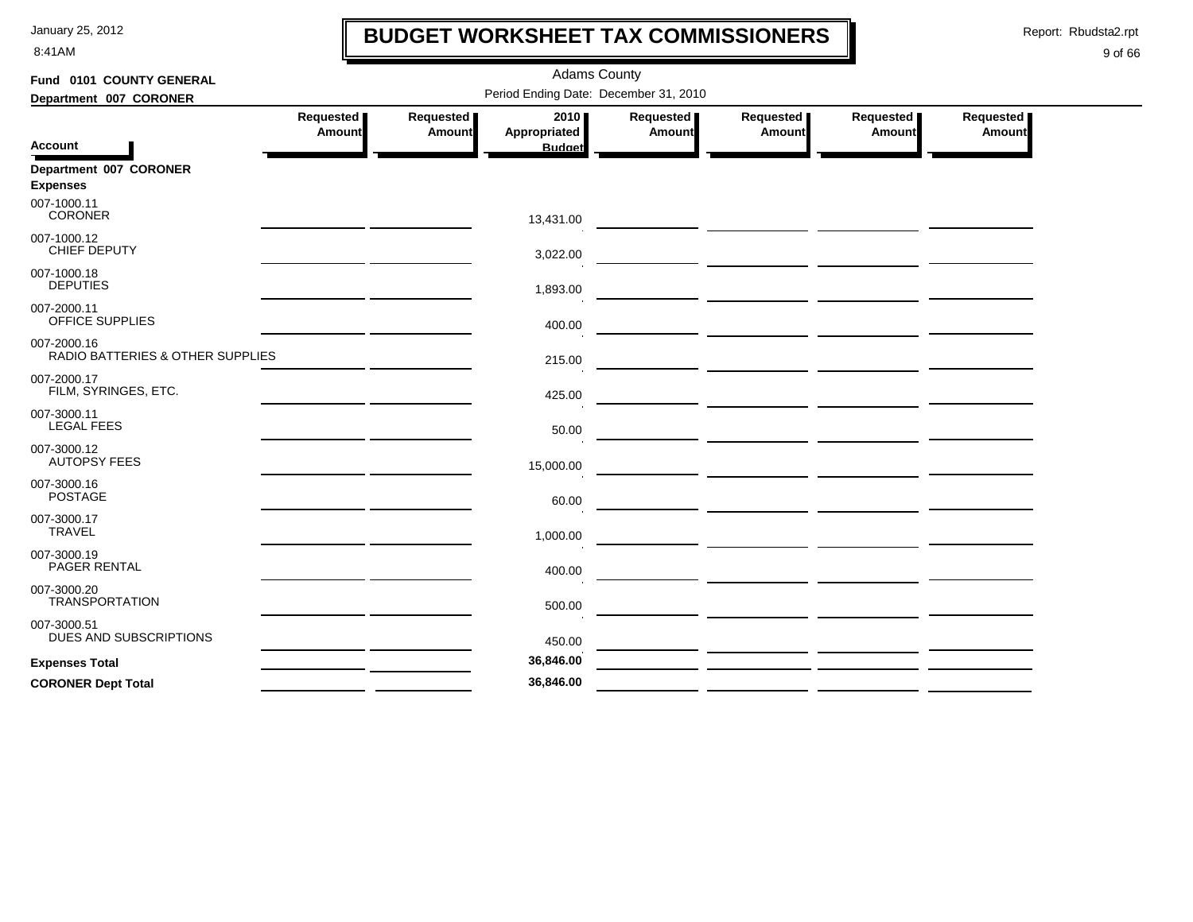# BUDGET WORKSHEET TAX COMMISSIONERS

Adams County

Period Ending Date: December 31, 2010

**Fund 0101 COUNTY GENERAL**

**Department 007 CORONER**

| Account | Requested Amount | Requested Amount | 2010 Appropriated Budget | Requested Amount | Requested Amount | Requested Amount | Requested Amount |
|---|---|---|---|---|---|---|---|
| **Department 007 CORONER** | | | | | | | |
| **Expenses** | | | | | | | |
| 007-1000.11 CORONER | | | 13,431.00 | | | | |
| 007-1000.12 CHIEF DEPUTY | | | 3,022.00 | | | | |
| 007-1000.18 DEPUTIES | | | 1,893.00 | | | | |
| 007-2000.11 OFFICE SUPPLIES | | | 400.00 | | | | |
| 007-2000.16 RADIO BATTERIES & OTHER SUPPLIES | | | 215.00 | | | | |
| 007-2000.17 FILM, SYRINGES, ETC. | | | 425.00 | | | | |
| 007-3000.11 LEGAL FEES | | | 50.00 | | | | |
| 007-3000.12 AUTOPSY FEES | | | 15,000.00 | | | | |
| 007-3000.16 POSTAGE | | | 60.00 | | | | |
| 007-3000.17 TRAVEL | | | 1,000.00 | | | | |
| 007-3000.19 PAGER RENTAL | | | 400.00 | | | | |
| 007-3000.20 TRANSPORTATION | | | 500.00 | | | | |
| 007-3000.51 DUES AND SUBSCRIPTIONS | | | 450.00 | | | | |
| **Expenses Total** | | | **36,846.00** | | | | |
| **CORONER Dept Total** | | | **36,846.00** | | | | |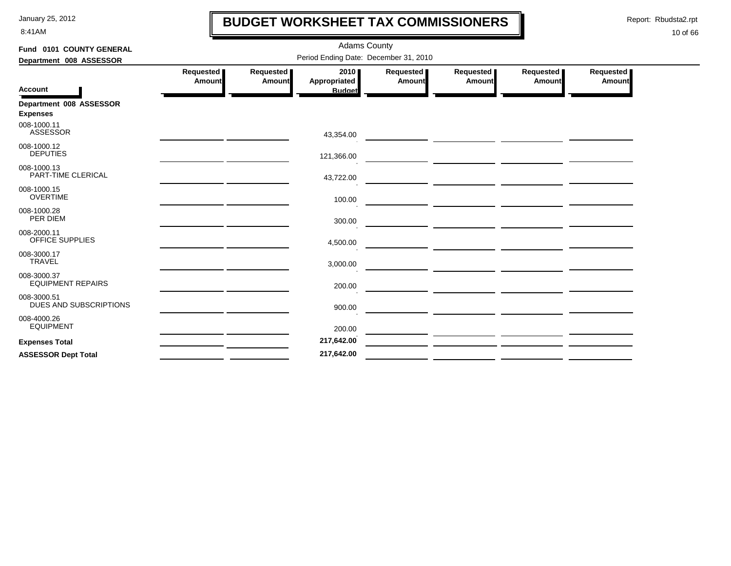# BUDGET WORKSHEET TAX COMMISSIONERS

January 25, 2012
8:41AM

Report: Rbudsta2.rpt

Adams County

Period Ending Date: December 31, 2010

**Fund 0101 COUNTY GENERAL**

**Department 008 ASSESSOR**

| Account | Requested Amount | Requested Amount | 2010 Appropriated Budget | Requested Amount | Requested Amount | Requested Amount | Requested Amount |
|---|---|---|---|---|---|---|---|
| **Department 008 ASSESSOR** | | | | | | | |
| **Expenses** | | | | | | | |
| 008-1000.11 ASSESSOR | | | 43,354.00 | | | | |
| 008-1000.12 DEPUTIES | | | 121,366.00 | | | | |
| 008-1000.13 PART-TIME CLERICAL | | | 43,722.00 | | | | |
| 008-1000.15 OVERTIME | | | 100.00 | | | | |
| 008-1000.28 PER DIEM | | | 300.00 | | | | |
| 008-2000.11 OFFICE SUPPLIES | | | 4,500.00 | | | | |
| 008-3000.17 TRAVEL | | | 3,000.00 | | | | |
| 008-3000.37 EQUIPMENT REPAIRS | | | 200.00 | | | | |
| 008-3000.51 DUES AND SUBSCRIPTIONS | | | 900.00 | | | | |
| 008-4000.26 EQUIPMENT | | | 200.00 | | | | |
| **Expenses Total** | | | **217,642.00** | | | | |
| **ASSESSOR Dept Total** | | | **217,642.00** | | | | |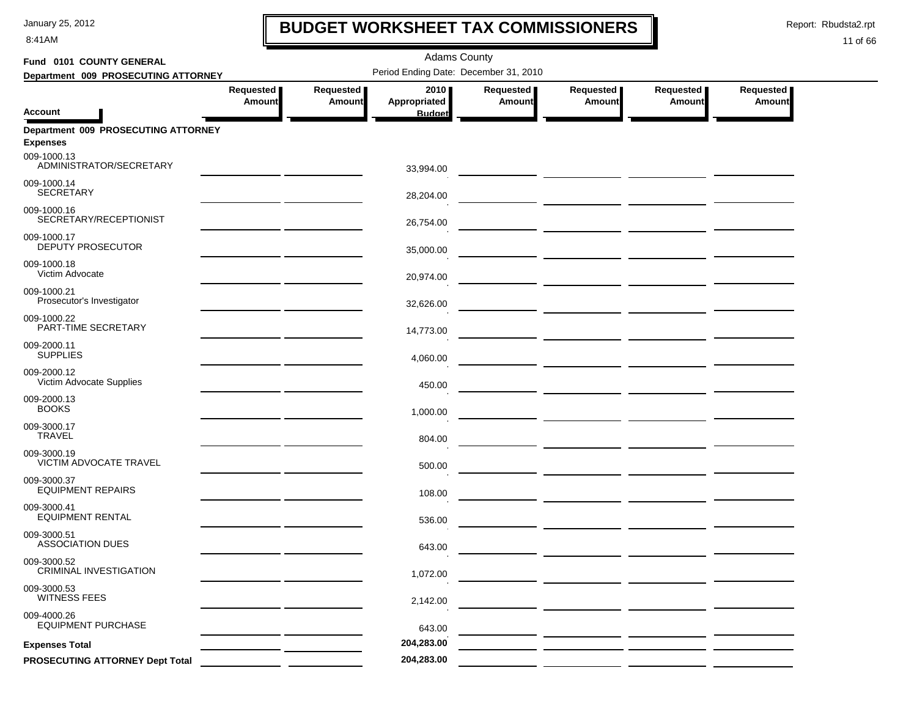# BUDGET WORKSHEET TAX COMMISSIONERS

January 25, 2012
8:41AM

Report: Rbudsta2.rpt

Adams County

**Fund 0101 COUNTY GENERAL**

**Department 009 PROSECUTING ATTORNEY**

Period Ending Date: December 31, 2010

| Account | Requested Amount | Requested Amount | 2010 Appropriated Budget | Requested Amount | Requested Amount | Requested Amount | Requested Amount |
|---|---|---|---|---|---|---|---|
| **Department 009 PROSECUTING ATTORNEY** | | | | | | | |
| **Expenses** | | | | | | | |
| 009-1000.13 ADMINISTRATOR/SECRETARY | | | 33,994.00 | | | | |
| 009-1000.14 SECRETARY | | | 28,204.00 | | | | |
| 009-1000.16 SECRETARY/RECEPTIONIST | | | 26,754.00 | | | | |
| 009-1000.17 DEPUTY PROSECUTOR | | | 35,000.00 | | | | |
| 009-1000.18 Victim Advocate | | | 20,974.00 | | | | |
| 009-1000.21 Prosecutor's Investigator | | | 32,626.00 | | | | |
| 009-1000.22 PART-TIME SECRETARY | | | 14,773.00 | | | | |
| 009-2000.11 SUPPLIES | | | 4,060.00 | | | | |
| 009-2000.12 Victim Advocate Supplies | | | 450.00 | | | | |
| 009-2000.13 BOOKS | | | 1,000.00 | | | | |
| 009-3000.17 TRAVEL | | | 804.00 | | | | |
| 009-3000.19 VICTIM ADVOCATE TRAVEL | | | 500.00 | | | | |
| 009-3000.37 EQUIPMENT REPAIRS | | | 108.00 | | | | |
| 009-3000.41 EQUIPMENT RENTAL | | | 536.00 | | | | |
| 009-3000.51 ASSOCIATION DUES | | | 643.00 | | | | |
| 009-3000.52 CRIMINAL INVESTIGATION | | | 1,072.00 | | | | |
| 009-3000.53 WITNESS FEES | | | 2,142.00 | | | | |
| 009-4000.26 EQUIPMENT PURCHASE | | | 643.00 | | | | |
| **Expenses Total** | | | **204,283.00** | | | | |
| **PROSECUTING ATTORNEY Dept Total** | | | **204,283.00** | | | | |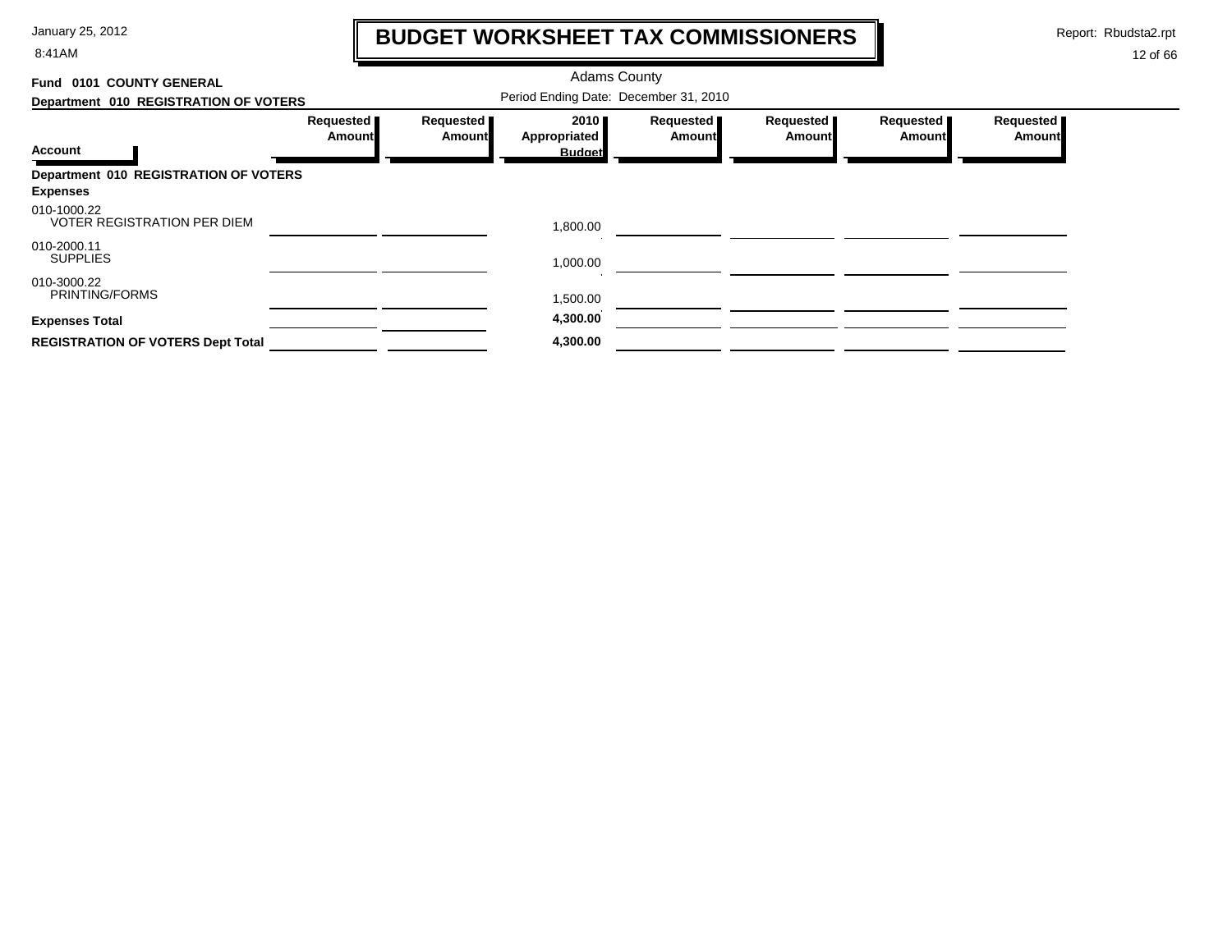# BUDGET WORKSHEET TAX COMMISSIONERS

Adams County

Period Ending Date: December 31, 2010

**Fund 0101 COUNTY GENERAL**

**Department 010 REGISTRATION OF VOTERS**

| Account | Requested Amount | Requested Amount | 2010 Appropriated Budget | Requested Amount | Requested Amount | Requested Amount | Requested Amount |
|---|---|---|---|---|---|---|---|
| **Department 010 REGISTRATION OF VOTERS** | | | | | | | |
| **Expenses** | | | | | | | |
| 010-1000.22 VOTER REGISTRATION PER DIEM | | | 1,800.00 | | | | |
| 010-2000.11 SUPPLIES | | | 1,000.00 | | | | |
| 010-3000.22 PRINTING/FORMS | | | 1,500.00 | | | | |
| **Expenses Total** | | | **4,300.00** | | | | |
| **REGISTRATION OF VOTERS Dept Total** | | | **4,300.00** | | | | |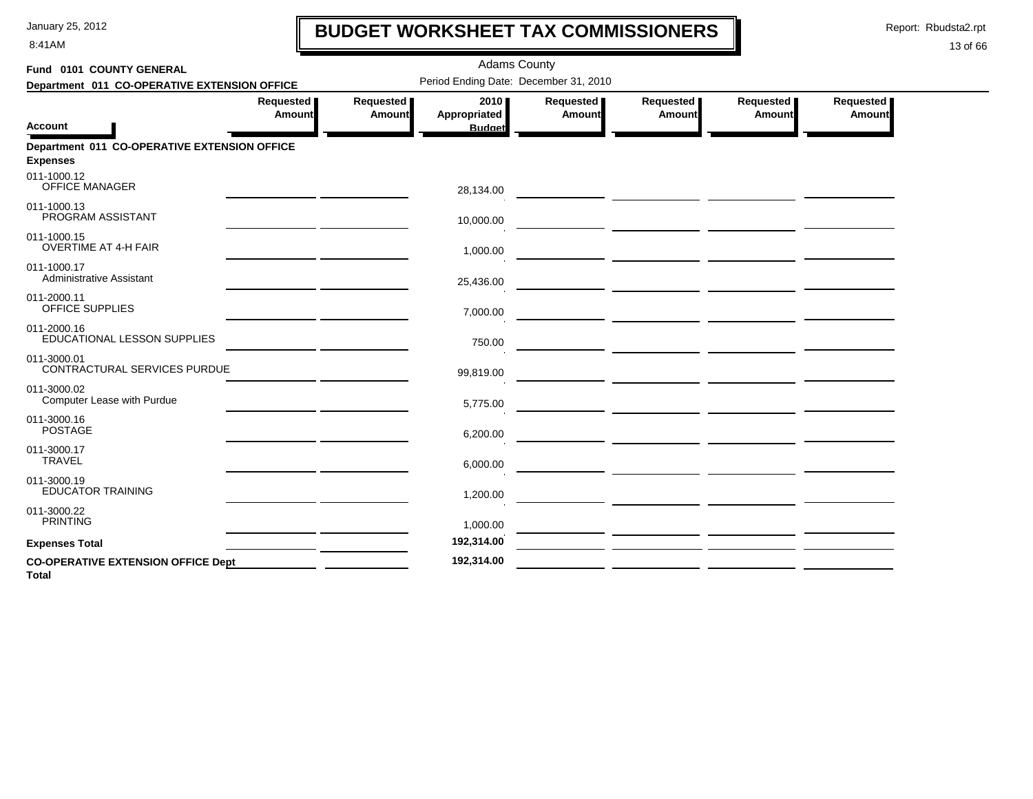# BUDGET WORKSHEET TAX COMMISSIONERS

January 25, 2012
8:41AM

Report: Rbudsta2.rpt

Adams County

**Fund 0101 COUNTY GENERAL**
**Department 011 CO-OPERATIVE EXTENSION OFFICE**

Period Ending Date: December 31, 2010

| Account | Requested Amount | Requested Amount | 2010 Appropriated Budget | Requested Amount | Requested Amount | Requested Amount | Requested Amount |
|---|---|---|---|---|---|---|---|
| **Department 011 CO-OPERATIVE EXTENSION OFFICE** | | | | | | | |
| **Expenses** | | | | | | | |
| 011-1000.12 OFFICE MANAGER | | | 28,134.00 | | | | |
| 011-1000.13 PROGRAM ASSISTANT | | | 10,000.00 | | | | |
| 011-1000.15 OVERTIME AT 4-H FAIR | | | 1,000.00 | | | | |
| 011-1000.17 Administrative Assistant | | | 25,436.00 | | | | |
| 011-2000.11 OFFICE SUPPLIES | | | 7,000.00 | | | | |
| 011-2000.16 EDUCATIONAL LESSON SUPPLIES | | | 750.00 | | | | |
| 011-3000.01 CONTRACTURAL SERVICES PURDUE | | | 99,819.00 | | | | |
| 011-3000.02 Computer Lease with Purdue | | | 5,775.00 | | | | |
| 011-3000.16 POSTAGE | | | 6,200.00 | | | | |
| 011-3000.17 TRAVEL | | | 6,000.00 | | | | |
| 011-3000.19 EDUCATOR TRAINING | | | 1,200.00 | | | | |
| 011-3000.22 PRINTING | | | 1,000.00 | | | | |
| **Expenses Total** | | | **192,314.00** | | | | |
| **CO-OPERATIVE EXTENSION OFFICE Dept Total** | | | **192,314.00** | | | | |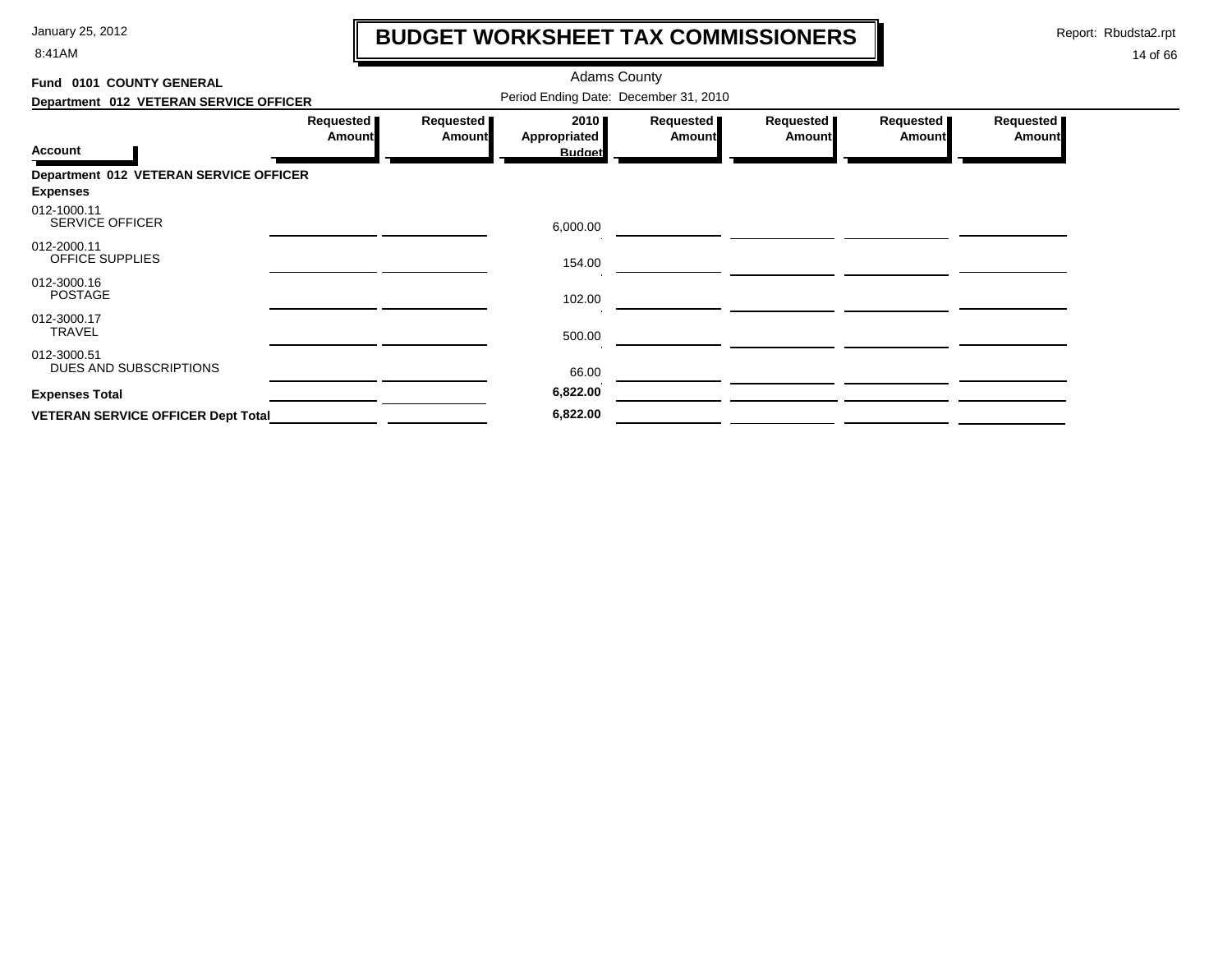# BUDGET WORKSHEET TAX COMMISSIONERS

Adams County

Period Ending Date: December 31, 2010

**Fund 0101 COUNTY GENERAL**

**Department 012 VETERAN SERVICE OFFICER**

| Account | Requested Amount | Requested Amount | 2010 Appropriated Budget | Requested Amount | Requested Amount | Requested Amount | Requested Amount |
|---|---|---|---|---|---|---|---|
| **Department 012 VETERAN SERVICE OFFICER** | | | | | | | |
| **Expenses** | | | | | | | |
| 012-1000.11 SERVICE OFFICER | | | 6,000.00 | | | | |
| 012-2000.11 OFFICE SUPPLIES | | | 154.00 | | | | |
| 012-3000.16 POSTAGE | | | 102.00 | | | | |
| 012-3000.17 TRAVEL | | | 500.00 | | | | |
| 012-3000.51 DUES AND SUBSCRIPTIONS | | | 66.00 | | | | |
| **Expenses Total** | | | **6,822.00** | | | | |
| **VETERAN SERVICE OFFICER Dept Total** | | | **6,822.00** | | | | |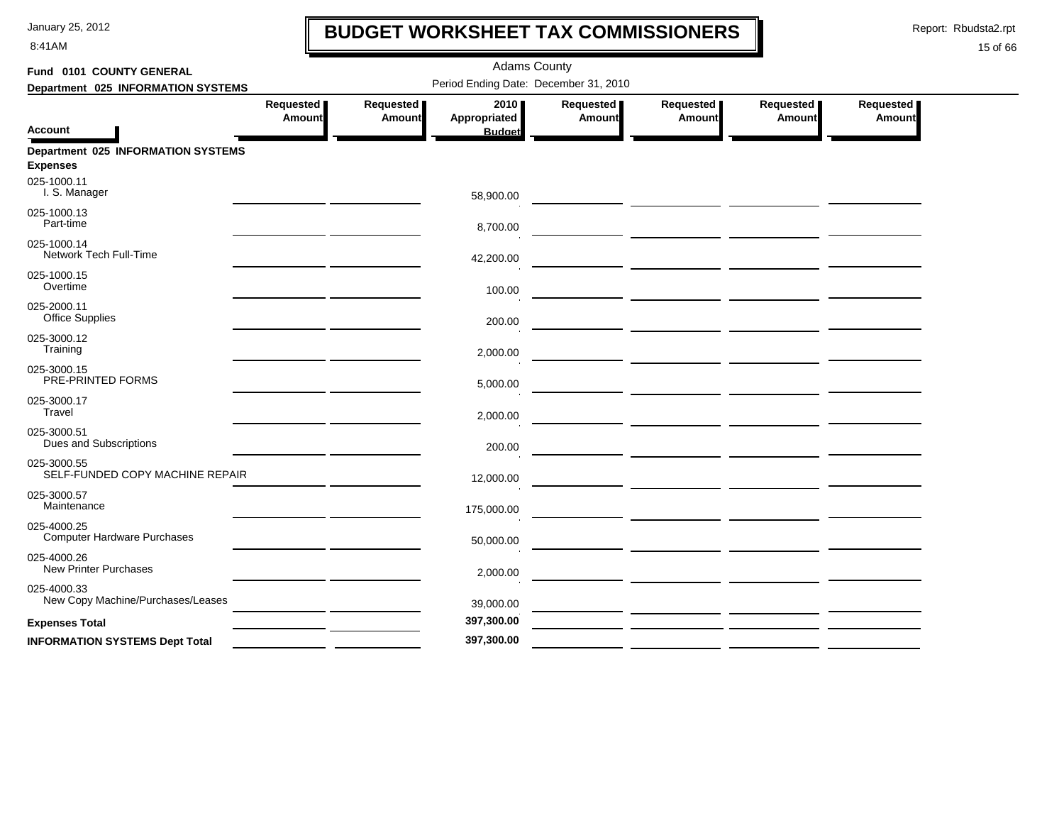# BUDGET WORKSHEET TAX COMMISSIONERS

Adams County

**Fund 0101 COUNTY GENERAL**

**Department 025 INFORMATION SYSTEMS**

Period Ending Date: December 31, 2010

| Account | Requested Amount | Requested Amount | 2010 Appropriated Budget | Requested Amount | Requested Amount | Requested Amount | Requested Amount |
|---|---|---|---|---|---|---|---|
| **Department 025 INFORMATION SYSTEMS** | | | | | | | |
| **Expenses** | | | | | | | |
| 025-1000.11 I. S. Manager | | | 58,900.00 | | | | |
| 025-1000.13 Part-time | | | 8,700.00 | | | | |
| 025-1000.14 Network Tech Full-Time | | | 42,200.00 | | | | |
| 025-1000.15 Overtime | | | 100.00 | | | | |
| 025-2000.11 Office Supplies | | | 200.00 | | | | |
| 025-3000.12 Training | | | 2,000.00 | | | | |
| 025-3000.15 PRE-PRINTED FORMS | | | 5,000.00 | | | | |
| 025-3000.17 Travel | | | 2,000.00 | | | | |
| 025-3000.51 Dues and Subscriptions | | | 200.00 | | | | |
| 025-3000.55 SELF-FUNDED COPY MACHINE REPAIR | | | 12,000.00 | | | | |
| 025-3000.57 Maintenance | | | 175,000.00 | | | | |
| 025-4000.25 Computer Hardware Purchases | | | 50,000.00 | | | | |
| 025-4000.26 New Printer Purchases | | | 2,000.00 | | | | |
| 025-4000.33 New Copy Machine/Purchases/Leases | | | 39,000.00 | | | | |
| **Expenses Total** | | | **397,300.00** | | | | |
| **INFORMATION SYSTEMS Dept Total** | | | **397,300.00** | | | | |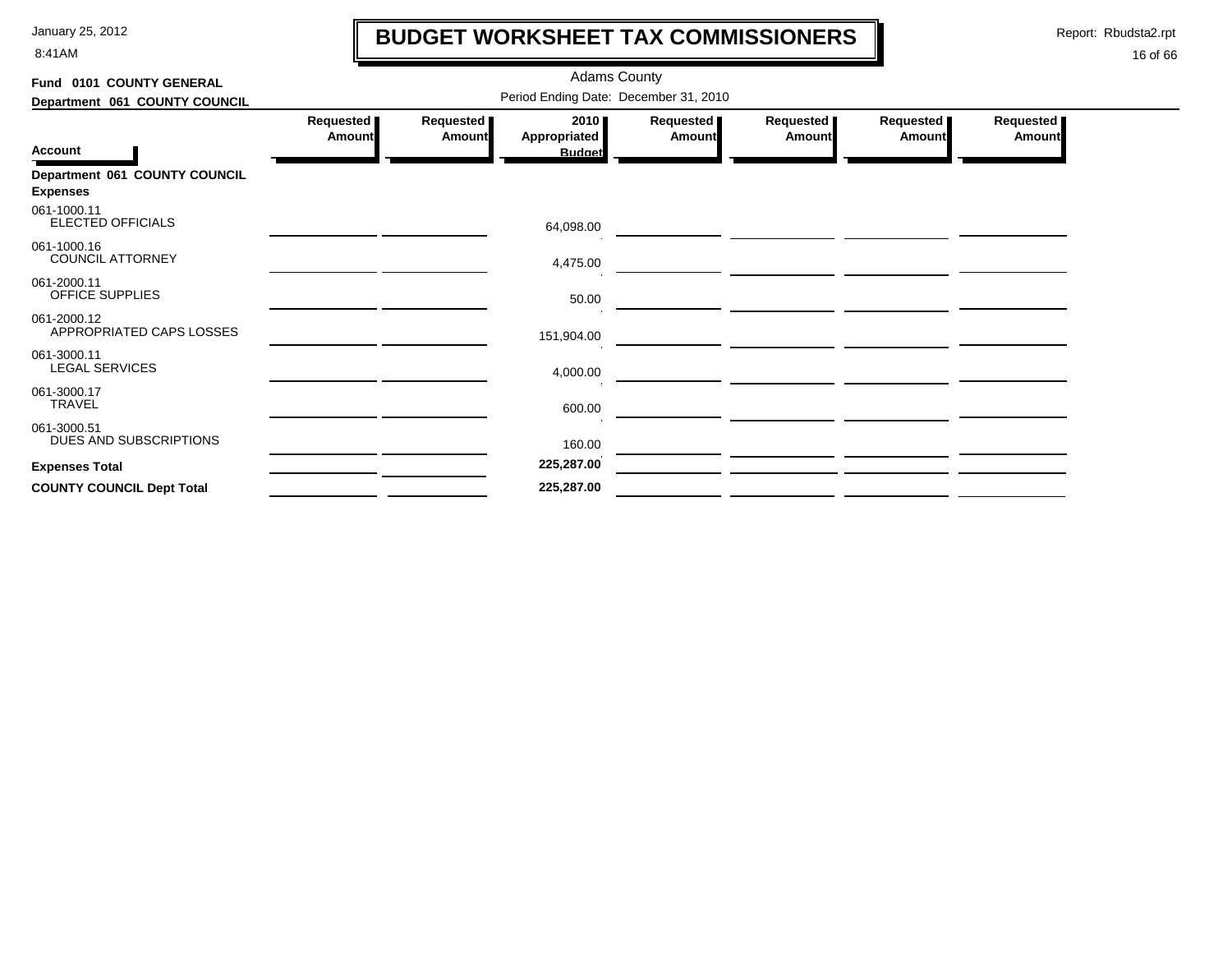# BUDGET WORKSHEET TAX COMMISSIONERS

Adams County

Period Ending Date: December 31, 2010

**Fund 0101 COUNTY GENERAL**

**Department 061 COUNTY COUNCIL**

| Account | Requested Amount | Requested Amount | 2010 Appropriated Budget | Requested Amount | Requested Amount | Requested Amount | Requested Amount |
|---|---|---|---|---|---|---|---|
| **Department 061 COUNTY COUNCIL** | | | | | | | |
| **Expenses** | | | | | | | |
| 061-1000.11 ELECTED OFFICIALS | | | 64,098.00 | | | | |
| 061-1000.16 COUNCIL ATTORNEY | | | 4,475.00 | | | | |
| 061-2000.11 OFFICE SUPPLIES | | | 50.00 | | | | |
| 061-2000.12 APPROPRIATED CAPS LOSSES | | | 151,904.00 | | | | |
| 061-3000.11 LEGAL SERVICES | | | 4,000.00 | | | | |
| 061-3000.17 TRAVEL | | | 600.00 | | | | |
| 061-3000.51 DUES AND SUBSCRIPTIONS | | | 160.00 | | | | |
| **Expenses Total** | | | **225,287.00** | | | | |
| **COUNTY COUNCIL Dept Total** | | | **225,287.00** | | | | |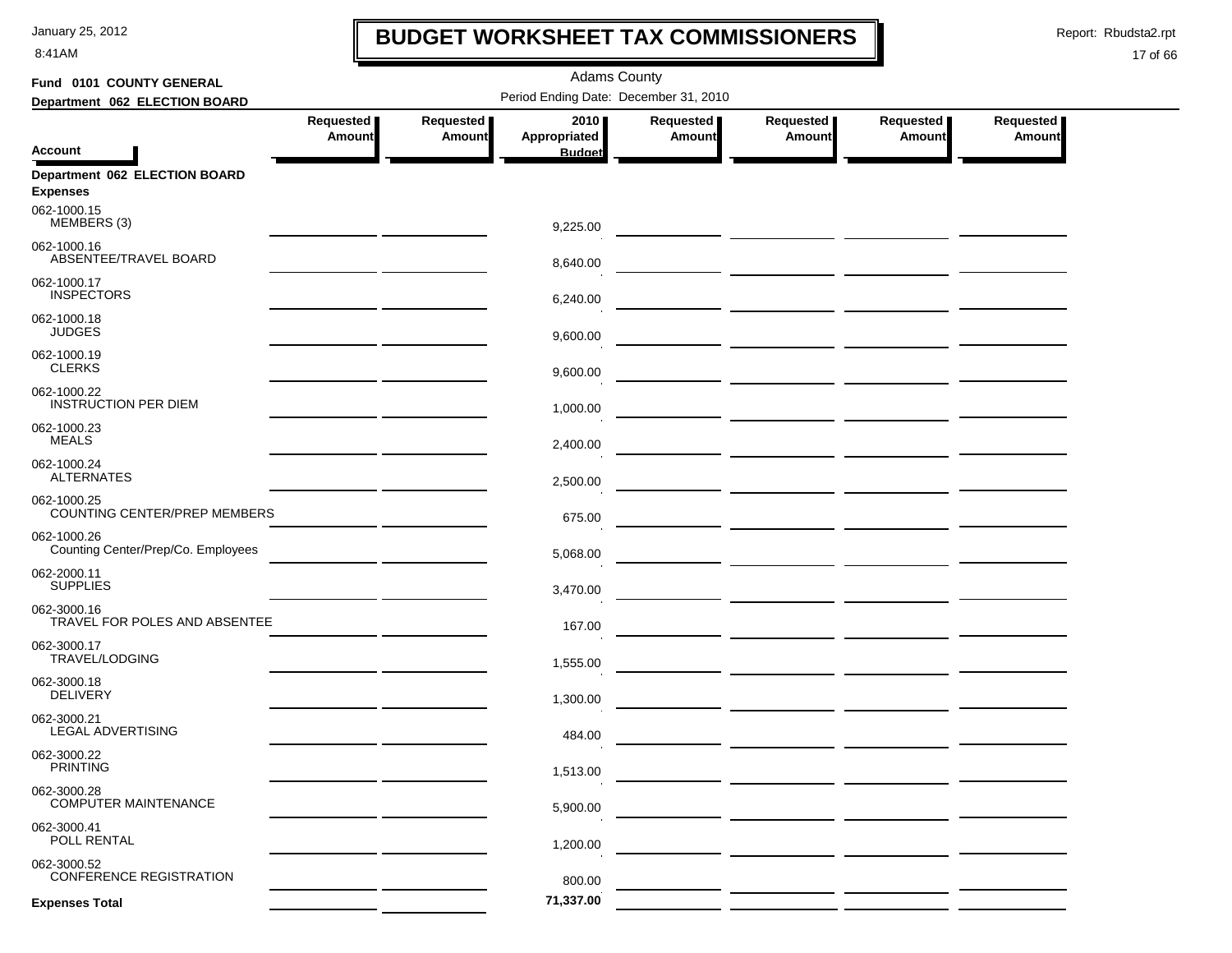# BUDGET WORKSHEET TAX COMMISSIONERS

Adams County

Period Ending Date: December 31, 2010

**Fund 0101 COUNTY GENERAL**

**Department 062 ELECTION BOARD**

| Account | Requested Amount | Requested Amount | 2010 Appropriated Budget | Requested Amount | Requested Amount | Requested Amount | Requested Amount |
|---|---|---|---|---|---|---|---|
| **Department 062 ELECTION BOARD** | | | | | | | |
| **Expenses** | | | | | | | |
| 062-1000.15 MEMBERS (3) | | | 9,225.00 | | | | |
| 062-1000.16 ABSENTEE/TRAVEL BOARD | | | 8,640.00 | | | | |
| 062-1000.17 INSPECTORS | | | 6,240.00 | | | | |
| 062-1000.18 JUDGES | | | 9,600.00 | | | | |
| 062-1000.19 CLERKS | | | 9,600.00 | | | | |
| 062-1000.22 INSTRUCTION PER DIEM | | | 1,000.00 | | | | |
| 062-1000.23 MEALS | | | 2,400.00 | | | | |
| 062-1000.24 ALTERNATES | | | 2,500.00 | | | | |
| 062-1000.25 COUNTING CENTER/PREP MEMBERS | | | 675.00 | | | | |
| 062-1000.26 Counting Center/Prep/Co. Employees | | | 5,068.00 | | | | |
| 062-2000.11 SUPPLIES | | | 3,470.00 | | | | |
| 062-3000.16 TRAVEL FOR POLES AND ABSENTEE | | | 167.00 | | | | |
| 062-3000.17 TRAVEL/LODGING | | | 1,555.00 | | | | |
| 062-3000.18 DELIVERY | | | 1,300.00 | | | | |
| 062-3000.21 LEGAL ADVERTISING | | | 484.00 | | | | |
| 062-3000.22 PRINTING | | | 1,513.00 | | | | |
| 062-3000.28 COMPUTER MAINTENANCE | | | 5,900.00 | | | | |
| 062-3000.41 POLL RENTAL | | | 1,200.00 | | | | |
| 062-3000.52 CONFERENCE REGISTRATION | | | 800.00 | | | | |
| **Expenses Total** | | | **71,337.00** | | | | |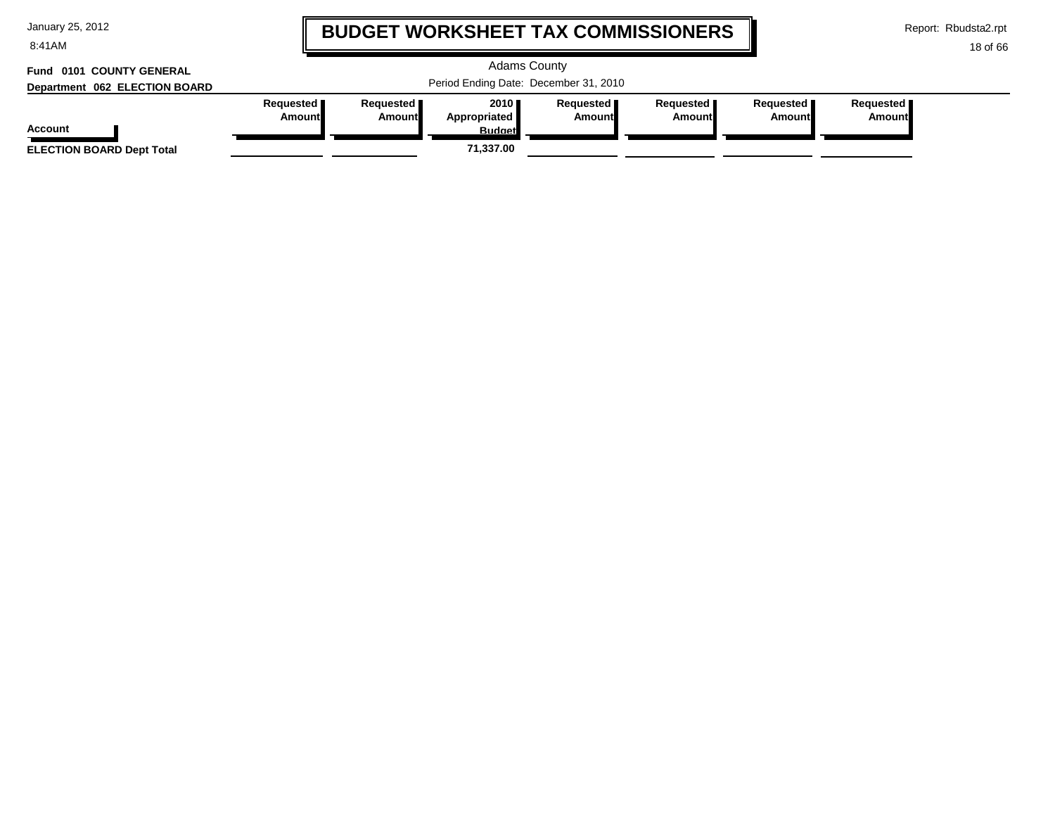# BUDGET WORKSHEET TAX COMMISSIONERS

Adams County

Period Ending Date: December 31, 2010

**Fund 0101 COUNTY GENERAL**

**Department 062 ELECTION BOARD**

| Account | Requested Amount | Requested Amount | 2010 Appropriated Budget | Requested Amount | Requested Amount | Requested Amount | Requested Amount |
|---|---|---|---|---|---|---|---|
| **ELECTION BOARD Dept Total** | | | **71,337.00** | | | | |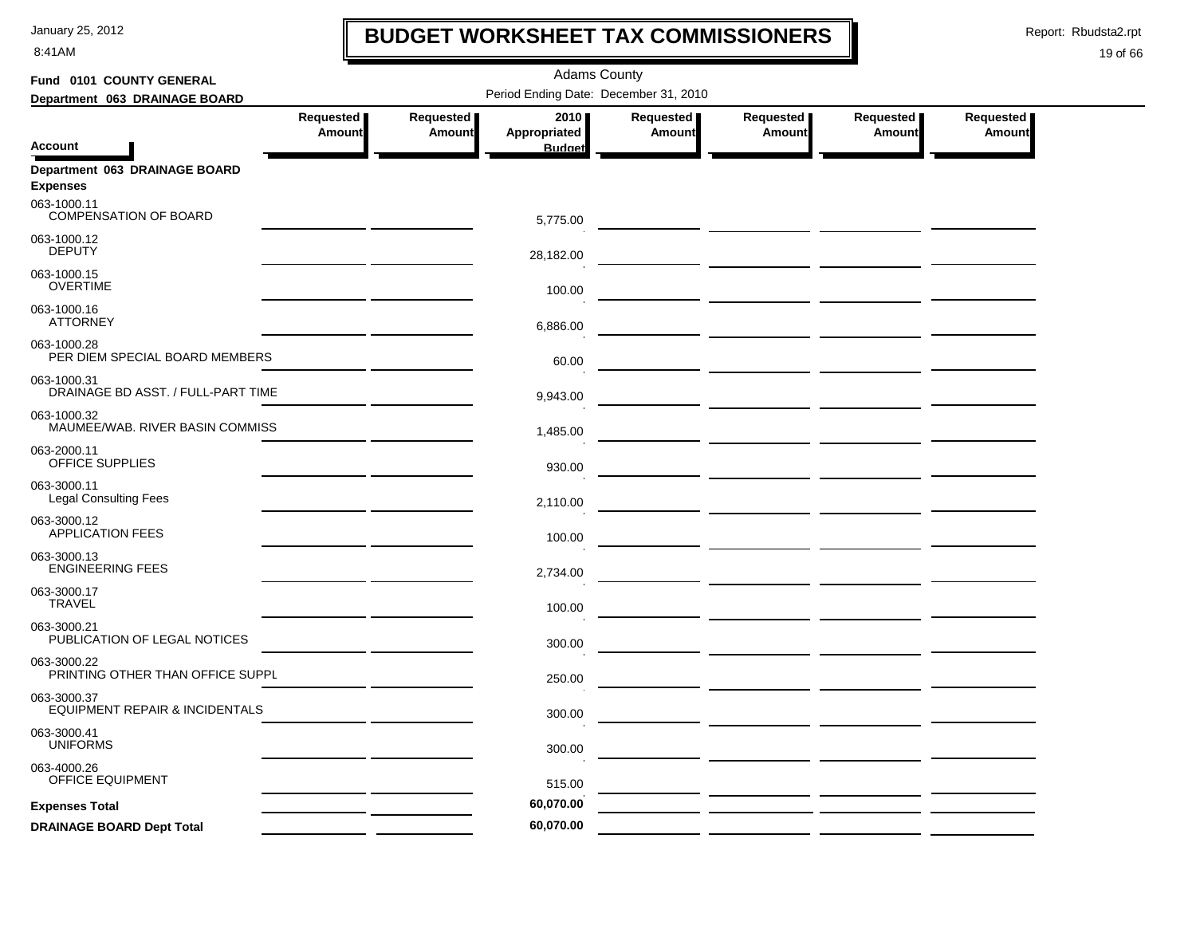# BUDGET WORKSHEET TAX COMMISSIONERS

January 25, 2012
8:41AM

Report: Rbudsta2.rpt

Adams County

**Fund 0101 COUNTY GENERAL**
**Department 063 DRAINAGE BOARD**

Period Ending Date: December 31, 2010

| Account | Requested Amount | Requested Amount | 2010 Appropriated Budget | Requested Amount | Requested Amount | Requested Amount | Requested Amount |
|---|---|---|---|---|---|---|---|
| **Department 063 DRAINAGE BOARD** | | | | | | | |
| **Expenses** | | | | | | | |
| 063-1000.11 COMPENSATION OF BOARD | | | 5,775.00 | | | | |
| 063-1000.12 DEPUTY | | | 28,182.00 | | | | |
| 063-1000.15 OVERTIME | | | 100.00 | | | | |
| 063-1000.16 ATTORNEY | | | 6,886.00 | | | | |
| 063-1000.28 PER DIEM SPECIAL BOARD MEMBERS | | | 60.00 | | | | |
| 063-1000.31 DRAINAGE BD ASST. / FULL-PART TIME | | | 9,943.00 | | | | |
| 063-1000.32 MAUMEE/WAB. RIVER BASIN COMMISS | | | 1,485.00 | | | | |
| 063-2000.11 OFFICE SUPPLIES | | | 930.00 | | | | |
| 063-3000.11 Legal Consulting Fees | | | 2,110.00 | | | | |
| 063-3000.12 APPLICATION FEES | | | 100.00 | | | | |
| 063-3000.13 ENGINEERING FEES | | | 2,734.00 | | | | |
| 063-3000.17 TRAVEL | | | 100.00 | | | | |
| 063-3000.21 PUBLICATION OF LEGAL NOTICES | | | 300.00 | | | | |
| 063-3000.22 PRINTING OTHER THAN OFFICE SUPPL | | | 250.00 | | | | |
| 063-3000.37 EQUIPMENT REPAIR & INCIDENTALS | | | 300.00 | | | | |
| 063-3000.41 UNIFORMS | | | 300.00 | | | | |
| 063-4000.26 OFFICE EQUIPMENT | | | 515.00 | | | | |
| **Expenses Total** | | | **60,070.00** | | | | |
| **DRAINAGE BOARD Dept Total** | | | **60,070.00** | | | | |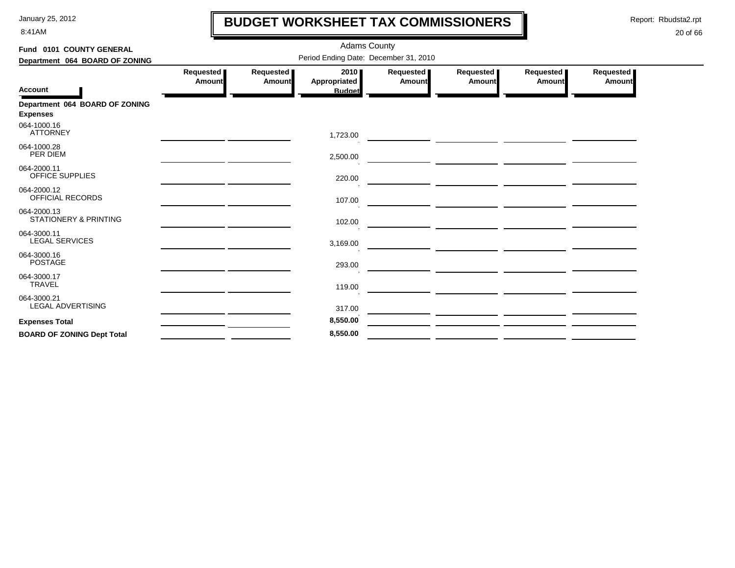# BUDGET WORKSHEET TAX COMMISSIONERS

January 25, 2012
8:41AM

Report: Rbudsta2.rpt

Adams County

**Fund 0101 COUNTY GENERAL**

**Department 064 BOARD OF ZONING**

Period Ending Date: December 31, 2010

| Account | Requested Amount | Requested Amount | 2010 Appropriated Budget | Requested Amount | Requested Amount | Requested Amount | Requested Amount |
|---|---|---|---|---|---|---|---|
| **Department 064 BOARD OF ZONING** | | | | | | | |
| **Expenses** | | | | | | | |
| 064-1000.16 ATTORNEY | | | 1,723.00 | | | | |
| 064-1000.28 PER DIEM | | | 2,500.00 | | | | |
| 064-2000.11 OFFICE SUPPLIES | | | 220.00 | | | | |
| 064-2000.12 OFFICIAL RECORDS | | | 107.00 | | | | |
| 064-2000.13 STATIONERY & PRINTING | | | 102.00 | | | | |
| 064-3000.11 LEGAL SERVICES | | | 3,169.00 | | | | |
| 064-3000.16 POSTAGE | | | 293.00 | | | | |
| 064-3000.17 TRAVEL | | | 119.00 | | | | |
| 064-3000.21 LEGAL ADVERTISING | | | 317.00 | | | | |
| **Expenses Total** | | | **8,550.00** | | | | |
| **BOARD OF ZONING Dept Total** | | | **8,550.00** | | | | |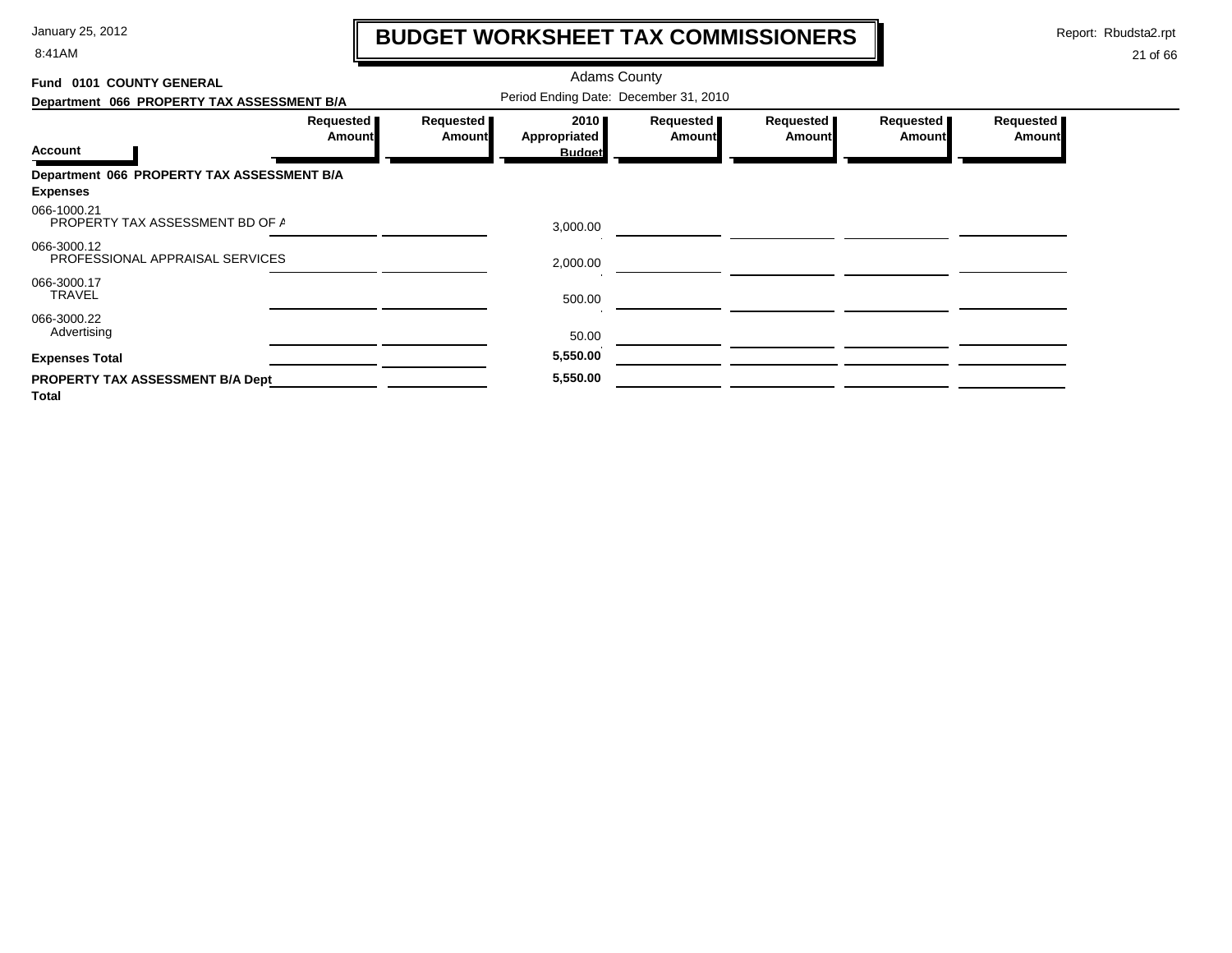# BUDGET WORKSHEET TAX COMMISSIONERS

January 25, 2012
8:41AM

Report: Rbudsta2.rpt

Adams County

**Fund 0101 COUNTY GENERAL**

**Department 066 PROPERTY TAX ASSESSMENT B/A**

Period Ending Date: December 31, 2010

| Account | Requested Amount | Requested Amount | 2010 Appropriated Budget | Requested Amount | Requested Amount | Requested Amount | Requested Amount |
|---|---|---|---|---|---|---|---|
| **Department 066 PROPERTY TAX ASSESSMENT B/A** | | | | | | | |
| **Expenses** | | | | | | | |
| 066-1000.21 PROPERTY TAX ASSESSMENT BD OF A | | | 3,000.00 | | | | |
| 066-3000.12 PROFESSIONAL APPRAISAL SERVICES | | | 2,000.00 | | | | |
| 066-3000.17 TRAVEL | | | 500.00 | | | | |
| 066-3000.22 Advertising | | | 50.00 | | | | |
| **Expenses Total** | | | **5,550.00** | | | | |
| **PROPERTY TAX ASSESSMENT B/A Dept Total** | | | **5,550.00** | | | | |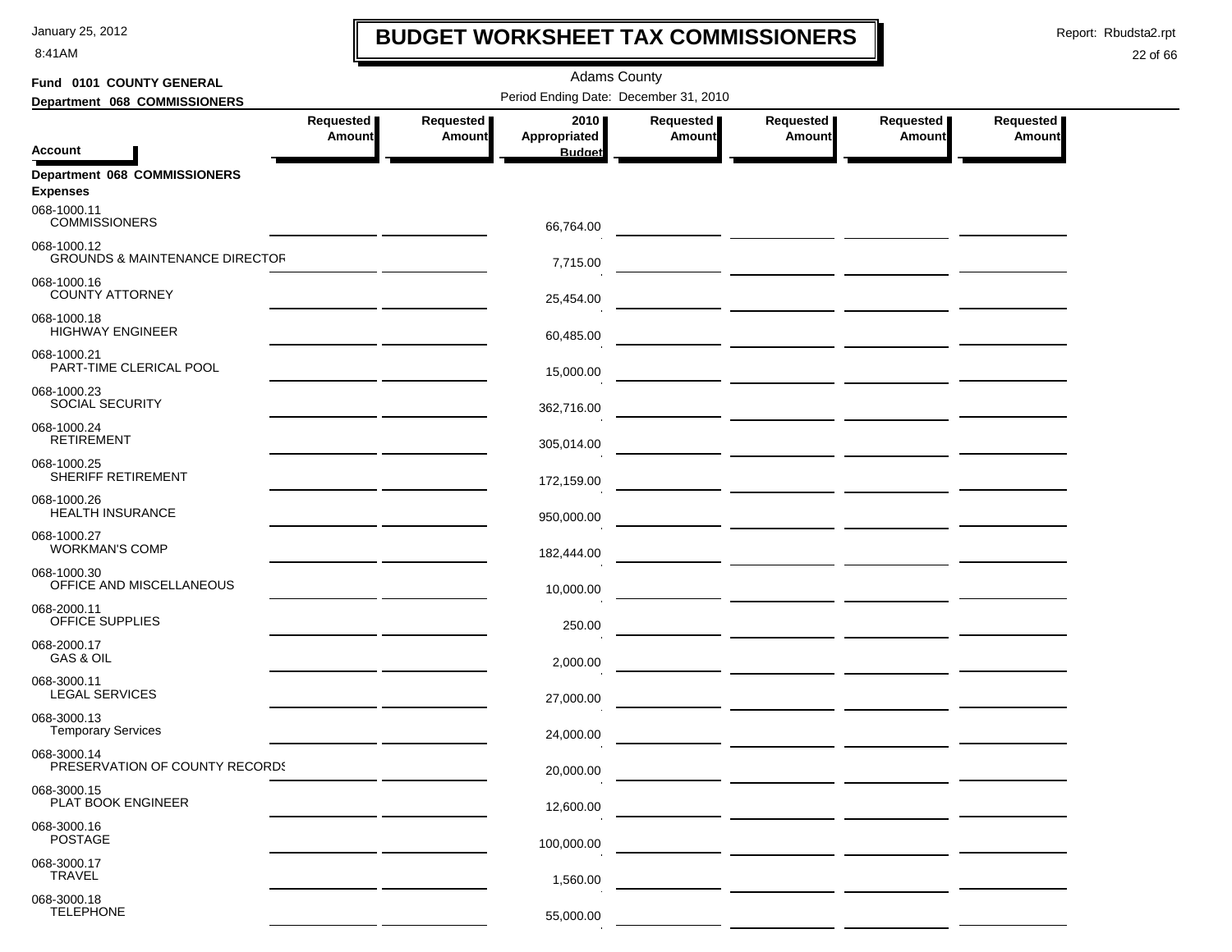# BUDGET WORKSHEET TAX COMMISSIONERS

Adams County

Period Ending Date: December 31, 2010

**Fund 0101 COUNTY GENERAL**

**Department 068 COMMISSIONERS**

| Account | Requested Amount | Requested Amount | 2010 Appropriated Budget | Requested Amount | Requested Amount | Requested Amount | Requested Amount |
|---|---|---|---|---|---|---|---|
| **Department 068 COMMISSIONERS** | | | | | | | |
| **Expenses** | | | | | | | |
| 068-1000.11 COMMISSIONERS | | | 66,764.00 | | | | |
| 068-1000.12 GROUNDS & MAINTENANCE DIRECTOR | | | 7,715.00 | | | | |
| 068-1000.16 COUNTY ATTORNEY | | | 25,454.00 | | | | |
| 068-1000.18 HIGHWAY ENGINEER | | | 60,485.00 | | | | |
| 068-1000.21 PART-TIME CLERICAL POOL | | | 15,000.00 | | | | |
| 068-1000.23 SOCIAL SECURITY | | | 362,716.00 | | | | |
| 068-1000.24 RETIREMENT | | | 305,014.00 | | | | |
| 068-1000.25 SHERIFF RETIREMENT | | | 172,159.00 | | | | |
| 068-1000.26 HEALTH INSURANCE | | | 950,000.00 | | | | |
| 068-1000.27 WORKMAN'S COMP | | | 182,444.00 | | | | |
| 068-1000.30 OFFICE AND MISCELLANEOUS | | | 10,000.00 | | | | |
| 068-2000.11 OFFICE SUPPLIES | | | 250.00 | | | | |
| 068-2000.17 GAS & OIL | | | 2,000.00 | | | | |
| 068-3000.11 LEGAL SERVICES | | | 27,000.00 | | | | |
| 068-3000.13 Temporary Services | | | 24,000.00 | | | | |
| 068-3000.14 PRESERVATION OF COUNTY RECORDS | | | 20,000.00 | | | | |
| 068-3000.15 PLAT BOOK ENGINEER | | | 12,600.00 | | | | |
| 068-3000.16 POSTAGE | | | 100,000.00 | | | | |
| 068-3000.17 TRAVEL | | | 1,560.00 | | | | |
| 068-3000.18 TELEPHONE | | | 55,000.00 | | | | |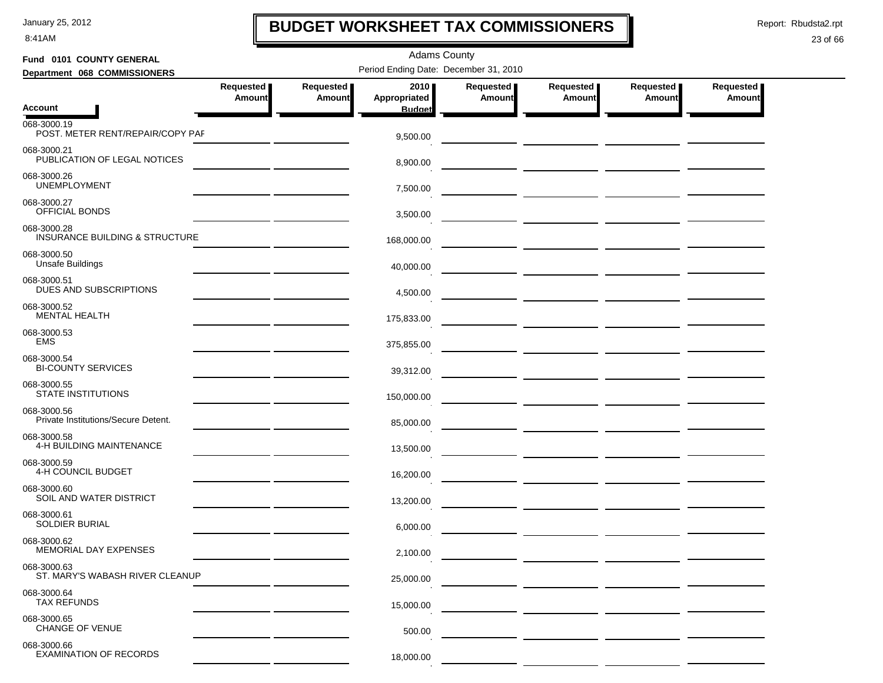# BUDGET WORKSHEET TAX COMMISSIONERS

Adams County

**Fund 0101 COUNTY GENERAL**

**Department 068 COMMISSIONERS**

Period Ending Date: December 31, 2010

| Account | Requested Amount | Requested Amount | 2010 Appropriated Budget | Requested Amount | Requested Amount | Requested Amount | Requested Amount |
|---|---|---|---|---|---|---|---|
| 068-3000.19 POST. METER RENT/REPAIR/COPY PAF | | | 9,500.00 | | | | |
| 068-3000.21 PUBLICATION OF LEGAL NOTICES | | | 8,900.00 | | | | |
| 068-3000.26 UNEMPLOYMENT | | | 7,500.00 | | | | |
| 068-3000.27 OFFICIAL BONDS | | | 3,500.00 | | | | |
| 068-3000.28 INSURANCE BUILDING & STRUCTURE | | | 168,000.00 | | | | |
| 068-3000.50 Unsafe Buildings | | | 40,000.00 | | | | |
| 068-3000.51 DUES AND SUBSCRIPTIONS | | | 4,500.00 | | | | |
| 068-3000.52 MENTAL HEALTH | | | 175,833.00 | | | | |
| 068-3000.53 EMS | | | 375,855.00 | | | | |
| 068-3000.54 BI-COUNTY SERVICES | | | 39,312.00 | | | | |
| 068-3000.55 STATE INSTITUTIONS | | | 150,000.00 | | | | |
| 068-3000.56 Private Institutions/Secure Detent. | | | 85,000.00 | | | | |
| 068-3000.58 4-H BUILDING MAINTENANCE | | | 13,500.00 | | | | |
| 068-3000.59 4-H COUNCIL BUDGET | | | 16,200.00 | | | | |
| 068-3000.60 SOIL AND WATER DISTRICT | | | 13,200.00 | | | | |
| 068-3000.61 SOLDIER BURIAL | | | 6,000.00 | | | | |
| 068-3000.62 MEMORIAL DAY EXPENSES | | | 2,100.00 | | | | |
| 068-3000.63 ST. MARY'S WABASH RIVER CLEANUP | | | 25,000.00 | | | | |
| 068-3000.64 TAX REFUNDS | | | 15,000.00 | | | | |
| 068-3000.65 CHANGE OF VENUE | | | 500.00 | | | | |
| 068-3000.66 EXAMINATION OF RECORDS | | | 18,000.00 | | | | |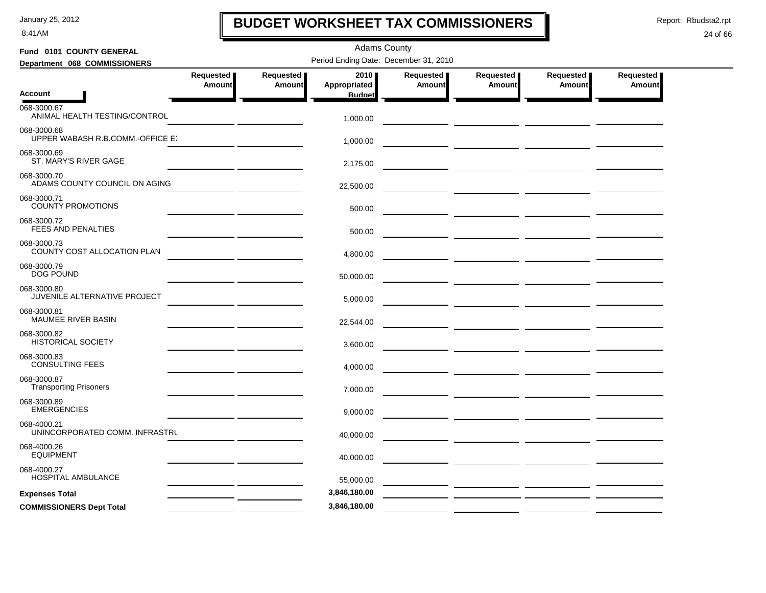# BUDGET WORKSHEET TAX COMMISSIONERS

Adams County

**Fund 0101 COUNTY GENERAL**
**Department 068 COMMISSIONERS**

Period Ending Date: December 31, 2010

Report: Rbudsta2.rpt

| Account | Requested Amount | Requested Amount | 2010 Appropriated Budget | Requested Amount | Requested Amount | Requested Amount | Requested Amount |
|---|---|---|---|---|---|---|---|
| 068-3000.67 ANIMAL HEALTH TESTING/CONTROL | | | 1,000.00 | | | | |
| 068-3000.68 UPPER WABASH R.B.COMM.-OFFICE EX | | | 1,000.00 | | | | |
| 068-3000.69 ST. MARY'S RIVER GAGE | | | 2,175.00 | | | | |
| 068-3000.70 ADAMS COUNTY COUNCIL ON AGING | | | 22,500.00 | | | | |
| 068-3000.71 COUNTY PROMOTIONS | | | 500.00 | | | | |
| 068-3000.72 FEES AND PENALTIES | | | 500.00 | | | | |
| 068-3000.73 COUNTY COST ALLOCATION PLAN | | | 4,800.00 | | | | |
| 068-3000.79 DOG POUND | | | 50,000.00 | | | | |
| 068-3000.80 JUVENILE ALTERNATIVE PROJECT | | | 5,000.00 | | | | |
| 068-3000.81 MAUMEE RIVER BASIN | | | 22,544.00 | | | | |
| 068-3000.82 HISTORICAL SOCIETY | | | 3,600.00 | | | | |
| 068-3000.83 CONSULTING FEES | | | 4,000.00 | | | | |
| 068-3000.87 Transporting Prisoners | | | 7,000.00 | | | | |
| 068-3000.89 EMERGENCIES | | | 9,000.00 | | | | |
| 068-4000.21 UNINCORPORATED COMM. INFRASTRU | | | 40,000.00 | | | | |
| 068-4000.26 EQUIPMENT | | | 40,000.00 | | | | |
| 068-4000.27 HOSPITAL AMBULANCE | | | 55,000.00 | | | | |
| **Expenses Total** | | | 3,846,180.00 | | | | |
| **COMMISSIONERS Dept Total** | | | 3,846,180.00 | | | | |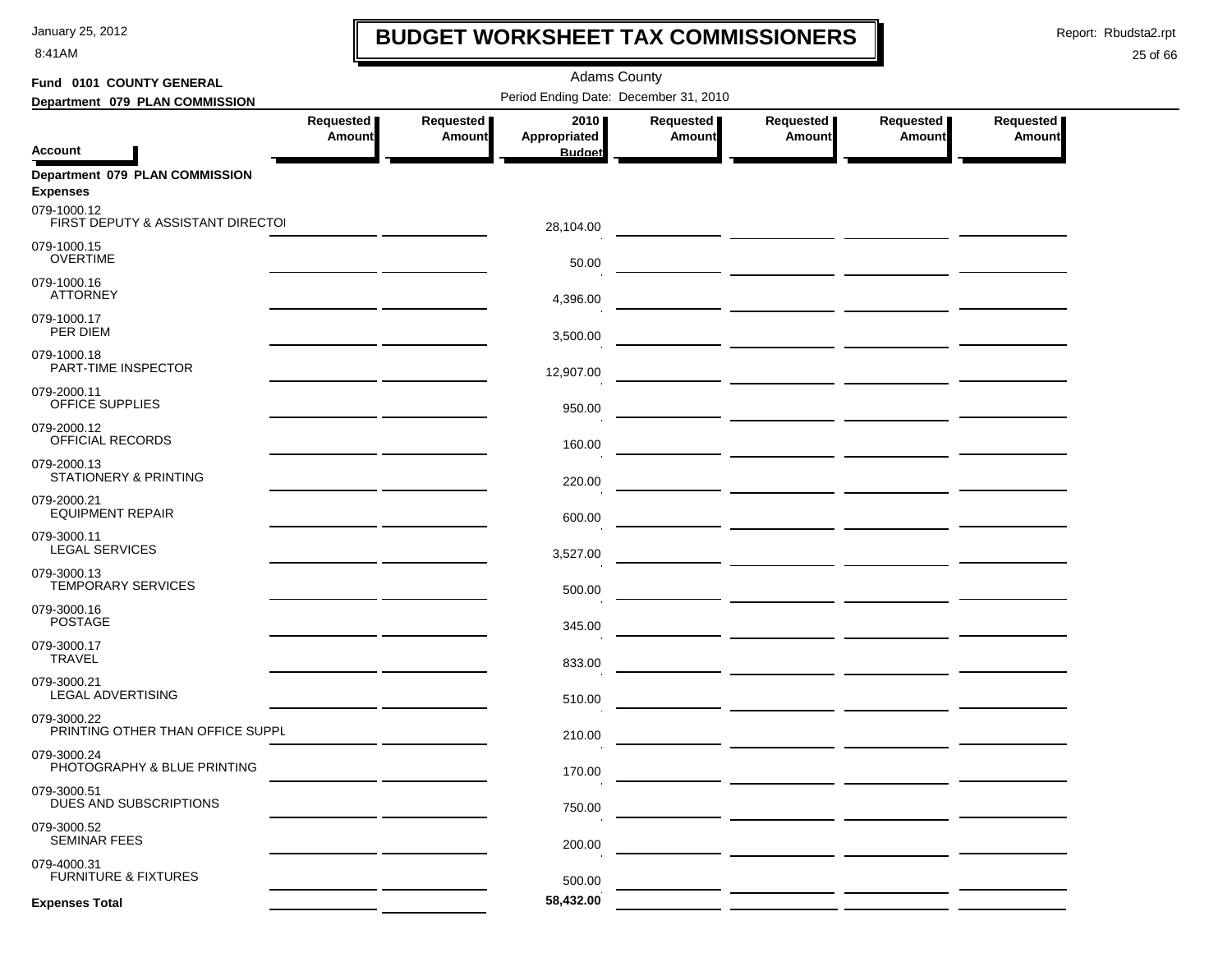# BUDGET WORKSHEET TAX COMMISSIONERS

January 25, 2012
8:41AM

Report: Rbudsta2.rpt

Adams County

**Fund 0101 COUNTY GENERAL**
**Department 079 PLAN COMMISSION**

Period Ending Date: December 31, 2010

| Account | Requested Amount | Requested Amount | 2010 Appropriated Budget | Requested Amount | Requested Amount | Requested Amount | Requested Amount |
|---|---|---|---|---|---|---|---|
| **Department 079 PLAN COMMISSION** | | | | | | | |
| **Expenses** | | | | | | | |
| 079-1000.12 FIRST DEPUTY & ASSISTANT DIRECTOI | | | 28,104.00 | | | | |
| 079-1000.15 OVERTIME | | | 50.00 | | | | |
| 079-1000.16 ATTORNEY | | | 4,396.00 | | | | |
| 079-1000.17 PER DIEM | | | 3,500.00 | | | | |
| 079-1000.18 PART-TIME INSPECTOR | | | 12,907.00 | | | | |
| 079-2000.11 OFFICE SUPPLIES | | | 950.00 | | | | |
| 079-2000.12 OFFICIAL RECORDS | | | 160.00 | | | | |
| 079-2000.13 STATIONERY & PRINTING | | | 220.00 | | | | |
| 079-2000.21 EQUIPMENT REPAIR | | | 600.00 | | | | |
| 079-3000.11 LEGAL SERVICES | | | 3,527.00 | | | | |
| 079-3000.13 TEMPORARY SERVICES | | | 500.00 | | | | |
| 079-3000.16 POSTAGE | | | 345.00 | | | | |
| 079-3000.17 TRAVEL | | | 833.00 | | | | |
| 079-3000.21 LEGAL ADVERTISING | | | 510.00 | | | | |
| 079-3000.22 PRINTING OTHER THAN OFFICE SUPPL | | | 210.00 | | | | |
| 079-3000.24 PHOTOGRAPHY & BLUE PRINTING | | | 170.00 | | | | |
| 079-3000.51 DUES AND SUBSCRIPTIONS | | | 750.00 | | | | |
| 079-3000.52 SEMINAR FEES | | | 200.00 | | | | |
| 079-4000.31 FURNITURE & FIXTURES | | | 500.00 | | | | |
| **Expenses Total** | | | **58,432.00** | | | | |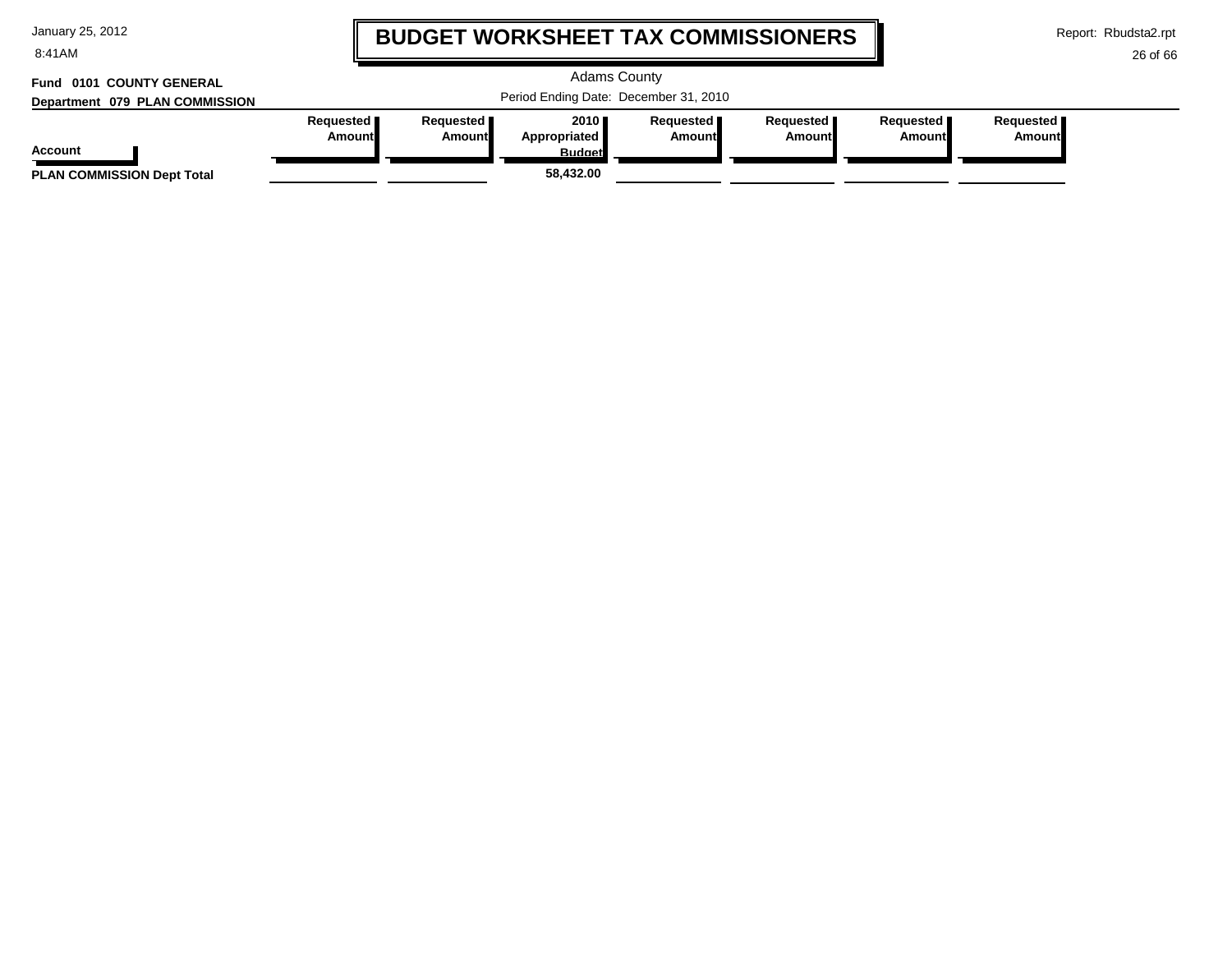# BUDGET WORKSHEET TAX COMMISSIONERS

Adams County

Period Ending Date: December 31, 2010

**Fund 0101 COUNTY GENERAL**

**Department 079 PLAN COMMISSION**

| Account | Requested Amount | Requested Amount | 2010 Appropriated Budget | Requested Amount | Requested Amount | Requested Amount | Requested Amount |
|---|---|---|---|---|---|---|---|
| **PLAN COMMISSION Dept Total** | | | **58,432.00** | | | | |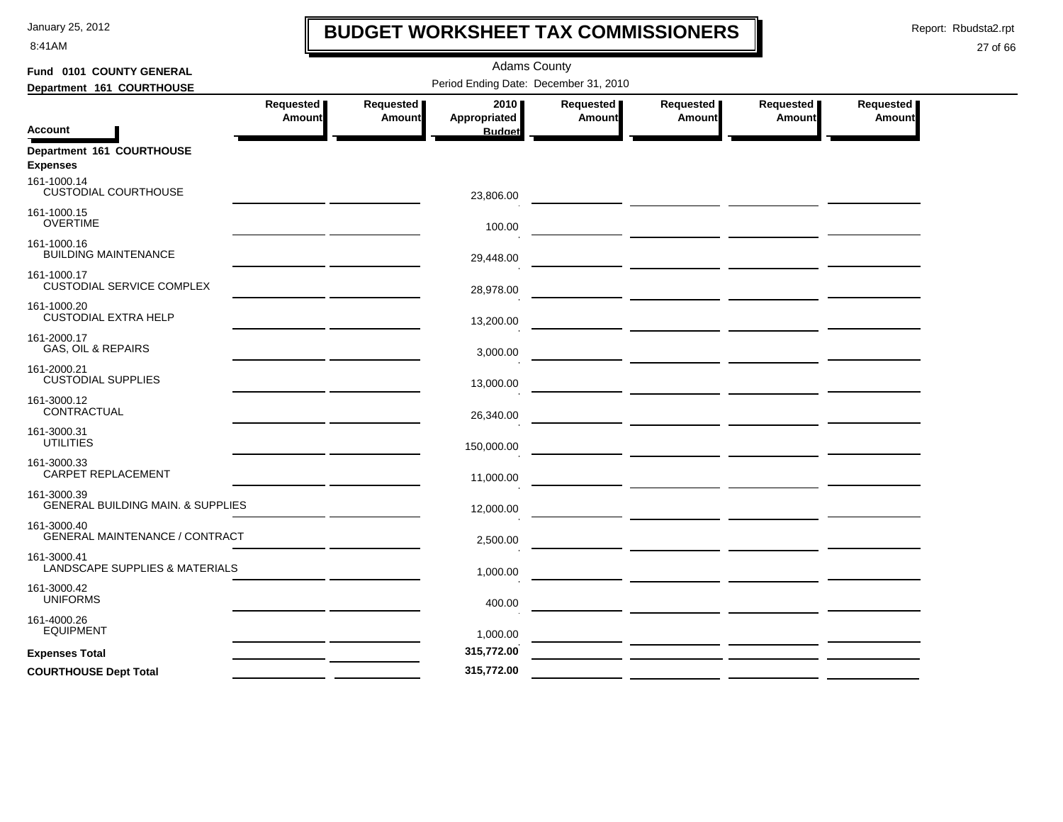# BUDGET WORKSHEET TAX COMMISSIONERS

Adams County

Period Ending Date: December 31, 2010

**Fund 0101 COUNTY GENERAL**

**Department 161 COURTHOUSE**

| Account | Requested Amount | Requested Amount | 2010 Appropriated Budget | Requested Amount | Requested Amount | Requested Amount | Requested Amount |
|---|---|---|---|---|---|---|---|
| **Department 161 COURTHOUSE** | | | | | | | |
| **Expenses** | | | | | | | |
| 161-1000.14 CUSTODIAL COURTHOUSE | | | 23,806.00 | | | | |
| 161-1000.15 OVERTIME | | | 100.00 | | | | |
| 161-1000.16 BUILDING MAINTENANCE | | | 29,448.00 | | | | |
| 161-1000.17 CUSTODIAL SERVICE COMPLEX | | | 28,978.00 | | | | |
| 161-1000.20 CUSTODIAL EXTRA HELP | | | 13,200.00 | | | | |
| 161-2000.17 GAS, OIL & REPAIRS | | | 3,000.00 | | | | |
| 161-2000.21 CUSTODIAL SUPPLIES | | | 13,000.00 | | | | |
| 161-3000.12 CONTRACTUAL | | | 26,340.00 | | | | |
| 161-3000.31 UTILITIES | | | 150,000.00 | | | | |
| 161-3000.33 CARPET REPLACEMENT | | | 11,000.00 | | | | |
| 161-3000.39 GENERAL BUILDING MAIN. & SUPPLIES | | | 12,000.00 | | | | |
| 161-3000.40 GENERAL MAINTENANCE / CONTRACT | | | 2,500.00 | | | | |
| 161-3000.41 LANDSCAPE SUPPLIES & MATERIALS | | | 1,000.00 | | | | |
| 161-3000.42 UNIFORMS | | | 400.00 | | | | |
| 161-4000.26 EQUIPMENT | | | 1,000.00 | | | | |
| **Expenses Total** | | | **315,772.00** | | | | |
| **COURTHOUSE Dept Total** | | | **315,772.00** | | | | |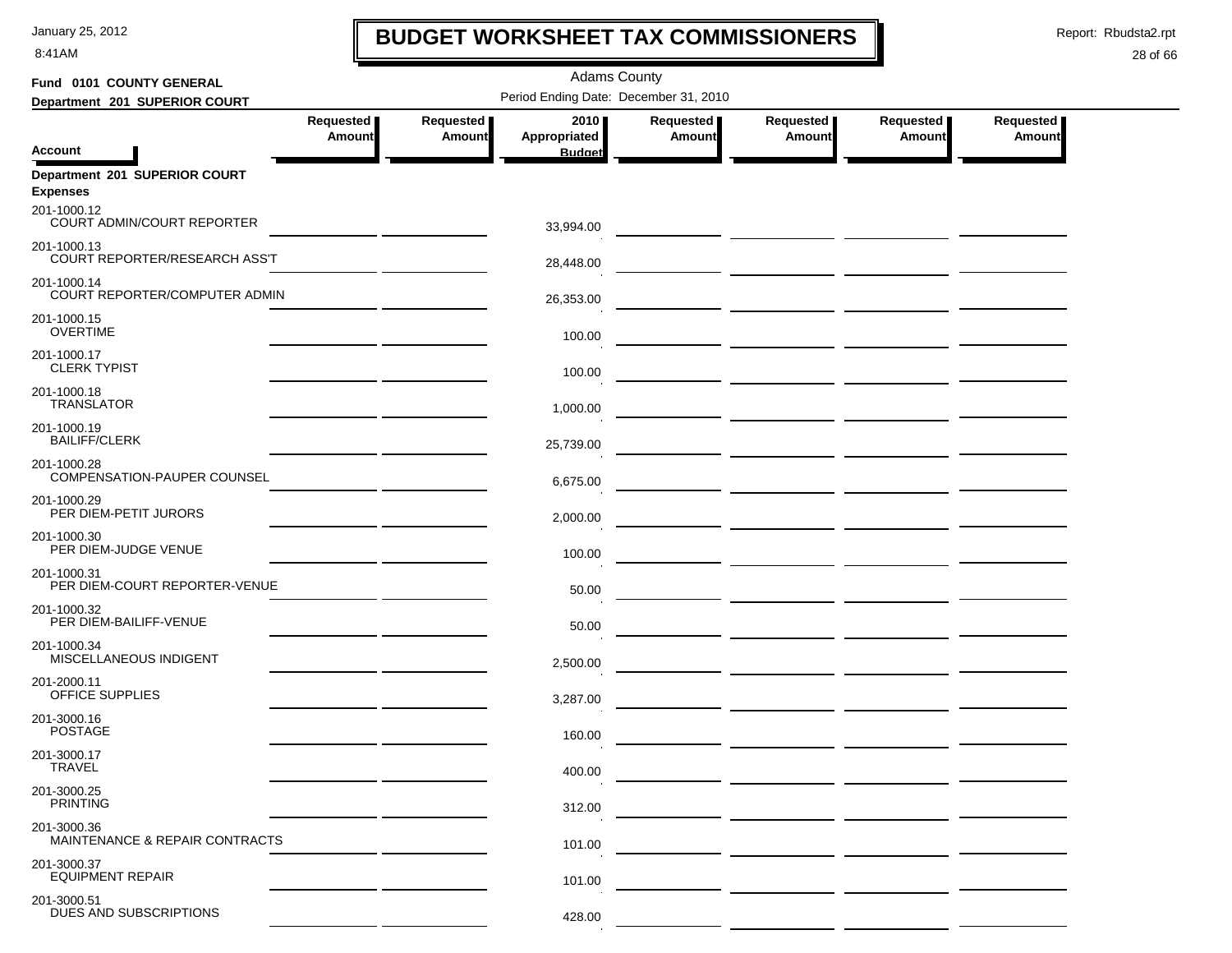# BUDGET WORKSHEET TAX COMMISSIONERS

Adams County

Period Ending Date: December 31, 2010

**Fund 0101 COUNTY GENERAL**

**Department 201 SUPERIOR COURT**

| Account | Requested Amount | Requested Amount | 2010 Appropriated Budget | Requested Amount | Requested Amount | Requested Amount | Requested Amount |
|---|---|---|---|---|---|---|---|
| **Department 201 SUPERIOR COURT** | | | | | | | |
| **Expenses** | | | | | | | |
| 201-1000.12 COURT ADMIN/COURT REPORTER | | | 33,994.00 | | | | |
| 201-1000.13 COURT REPORTER/RESEARCH ASS'T | | | 28,448.00 | | | | |
| 201-1000.14 COURT REPORTER/COMPUTER ADMIN | | | 26,353.00 | | | | |
| 201-1000.15 OVERTIME | | | 100.00 | | | | |
| 201-1000.17 CLERK TYPIST | | | 100.00 | | | | |
| 201-1000.18 TRANSLATOR | | | 1,000.00 | | | | |
| 201-1000.19 BAILIFF/CLERK | | | 25,739.00 | | | | |
| 201-1000.28 COMPENSATION-PAUPER COUNSEL | | | 6,675.00 | | | | |
| 201-1000.29 PER DIEM-PETIT JURORS | | | 2,000.00 | | | | |
| 201-1000.30 PER DIEM-JUDGE VENUE | | | 100.00 | | | | |
| 201-1000.31 PER DIEM-COURT REPORTER-VENUE | | | 50.00 | | | | |
| 201-1000.32 PER DIEM-BAILIFF-VENUE | | | 50.00 | | | | |
| 201-1000.34 MISCELLANEOUS INDIGENT | | | 2,500.00 | | | | |
| 201-2000.11 OFFICE SUPPLIES | | | 3,287.00 | | | | |
| 201-3000.16 POSTAGE | | | 160.00 | | | | |
| 201-3000.17 TRAVEL | | | 400.00 | | | | |
| 201-3000.25 PRINTING | | | 312.00 | | | | |
| 201-3000.36 MAINTENANCE & REPAIR CONTRACTS | | | 101.00 | | | | |
| 201-3000.37 EQUIPMENT REPAIR | | | 101.00 | | | | |
| 201-3000.51 DUES AND SUBSCRIPTIONS | | | 428.00 | | | | |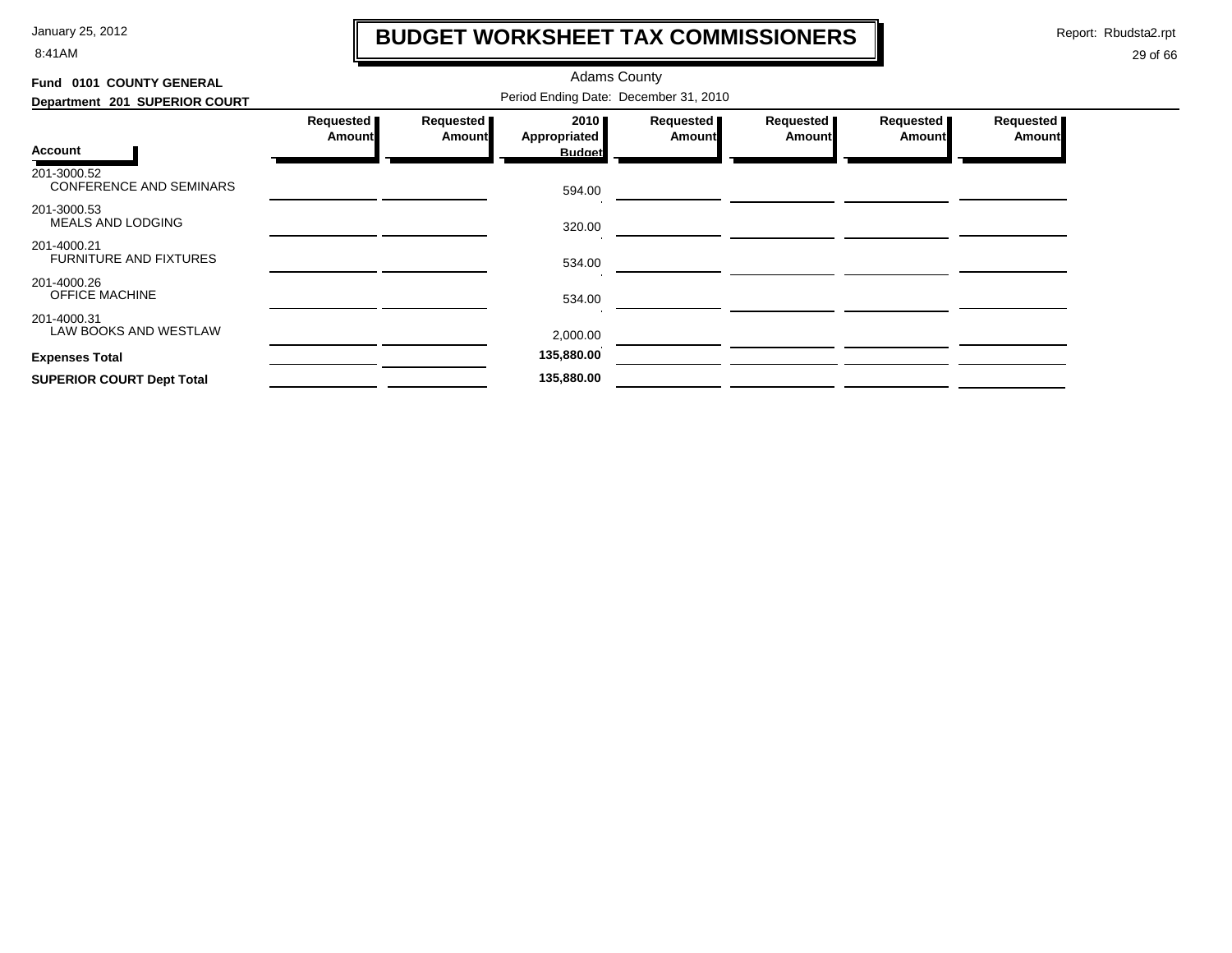# BUDGET WORKSHEET TAX COMMISSIONERS

Adams County

**Fund 0101 COUNTY GENERAL**

**Department 201 SUPERIOR COURT**

Period Ending Date: December 31, 2010

| Account | Requested Amount | Requested Amount | 2010 Appropriated Budget | Requested Amount | Requested Amount | Requested Amount | Requested Amount |
|---|---|---|---|---|---|---|---|
| 201-3000.52 CONFERENCE AND SEMINARS | | | 594.00 | | | | |
| 201-3000.53 MEALS AND LODGING | | | 320.00 | | | | |
| 201-4000.21 FURNITURE AND FIXTURES | | | 534.00 | | | | |
| 201-4000.26 OFFICE MACHINE | | | 534.00 | | | | |
| 201-4000.31 LAW BOOKS AND WESTLAW | | | 2,000.00 | | | | |
| **Expenses Total** | | | **135,880.00** | | | | |
| **SUPERIOR COURT Dept Total** | | | **135,880.00** | | | | |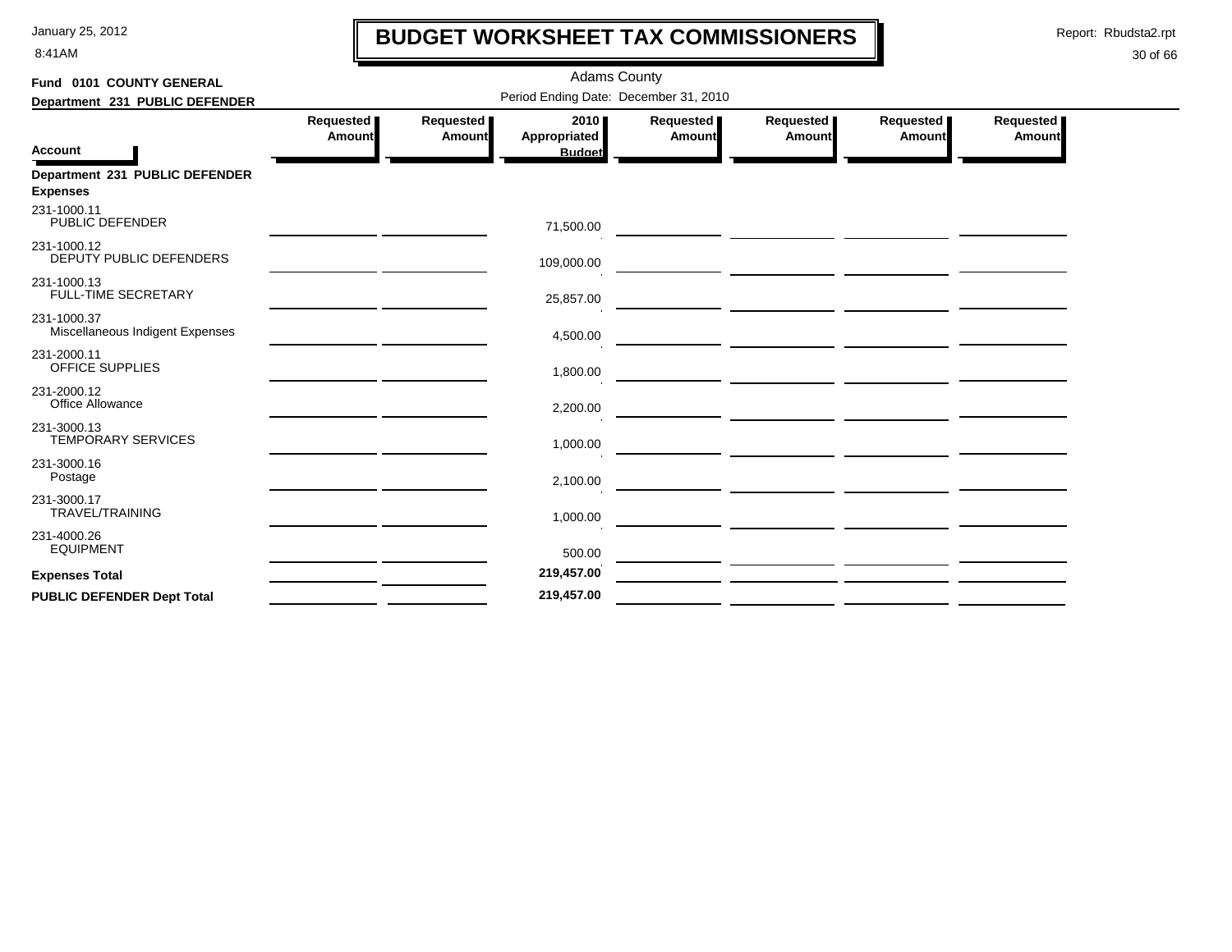# BUDGET WORKSHEET TAX COMMISSIONERS

January 25, 2012
8:41AM

Report: Rbudsta2.rpt

Adams County

Period Ending Date: December 31, 2010

**Fund 0101 COUNTY GENERAL**

**Department 231 PUBLIC DEFENDER**

| Account | Requested Amount | Requested Amount | 2010 Appropriated Budget | Requested Amount | Requested Amount | Requested Amount | Requested Amount |
|---|---|---|---|---|---|---|---|
| **Department 231 PUBLIC DEFENDER** | | | | | | | |
| **Expenses** | | | | | | | |
| 231-1000.11 PUBLIC DEFENDER | | | 71,500.00 | | | | |
| 231-1000.12 DEPUTY PUBLIC DEFENDERS | | | 109,000.00 | | | | |
| 231-1000.13 FULL-TIME SECRETARY | | | 25,857.00 | | | | |
| 231-1000.37 Miscellaneous Indigent Expenses | | | 4,500.00 | | | | |
| 231-2000.11 OFFICE SUPPLIES | | | 1,800.00 | | | | |
| 231-2000.12 Office Allowance | | | 2,200.00 | | | | |
| 231-3000.13 TEMPORARY SERVICES | | | 1,000.00 | | | | |
| 231-3000.16 Postage | | | 2,100.00 | | | | |
| 231-3000.17 TRAVEL/TRAINING | | | 1,000.00 | | | | |
| 231-4000.26 EQUIPMENT | | | 500.00 | | | | |
| **Expenses Total** | | | **219,457.00** | | | | |
| **PUBLIC DEFENDER Dept Total** | | | **219,457.00** | | | | |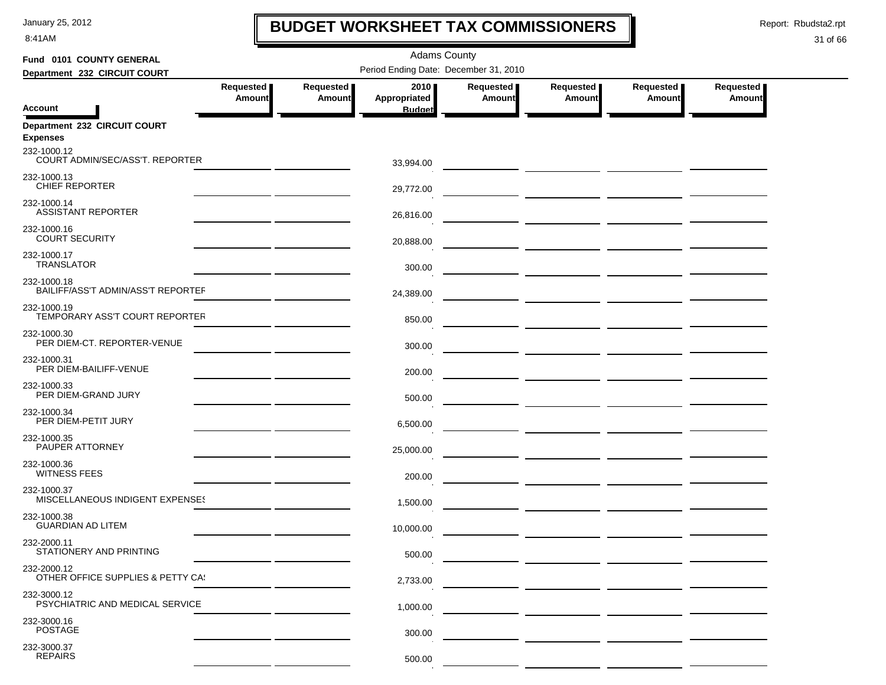# BUDGET WORKSHEET TAX COMMISSIONERS

Adams County

**Fund 0101 COUNTY GENERAL**

**Department 232 CIRCUIT COURT**

Period Ending Date: December 31, 2010

| Account | Requested Amount | Requested Amount | 2010 Appropriated Budget | Requested Amount | Requested Amount | Requested Amount | Requested Amount |
|---|---|---|---|---|---|---|---|
| **Department 232 CIRCUIT COURT** | | | | | | | |
| **Expenses** | | | | | | | |
| 232-1000.12 COURT ADMIN/SEC/ASS'T. REPORTER | | | 33,994.00 | | | | |
| 232-1000.13 CHIEF REPORTER | | | 29,772.00 | | | | |
| 232-1000.14 ASSISTANT REPORTER | | | 26,816.00 | | | | |
| 232-1000.16 COURT SECURITY | | | 20,888.00 | | | | |
| 232-1000.17 TRANSLATOR | | | 300.00 | | | | |
| 232-1000.18 BAILIFF/ASS'T ADMIN/ASS'T REPORTEF | | | 24,389.00 | | | | |
| 232-1000.19 TEMPORARY ASS'T COURT REPORTER | | | 850.00 | | | | |
| 232-1000.30 PER DIEM-CT. REPORTER-VENUE | | | 300.00 | | | | |
| 232-1000.31 PER DIEM-BAILIFF-VENUE | | | 200.00 | | | | |
| 232-1000.33 PER DIEM-GRAND JURY | | | 500.00 | | | | |
| 232-1000.34 PER DIEM-PETIT JURY | | | 6,500.00 | | | | |
| 232-1000.35 PAUPER ATTORNEY | | | 25,000.00 | | | | |
| 232-1000.36 WITNESS FEES | | | 200.00 | | | | |
| 232-1000.37 MISCELLANEOUS INDIGENT EXPENSES | | | 1,500.00 | | | | |
| 232-1000.38 GUARDIAN AD LITEM | | | 10,000.00 | | | | |
| 232-2000.11 STATIONERY AND PRINTING | | | 500.00 | | | | |
| 232-2000.12 OTHER OFFICE SUPPLIES & PETTY CA! | | | 2,733.00 | | | | |
| 232-3000.12 PSYCHIATRIC AND MEDICAL SERVICE | | | 1,000.00 | | | | |
| 232-3000.16 POSTAGE | | | 300.00 | | | | |
| 232-3000.37 REPAIRS | | | 500.00 | | | | |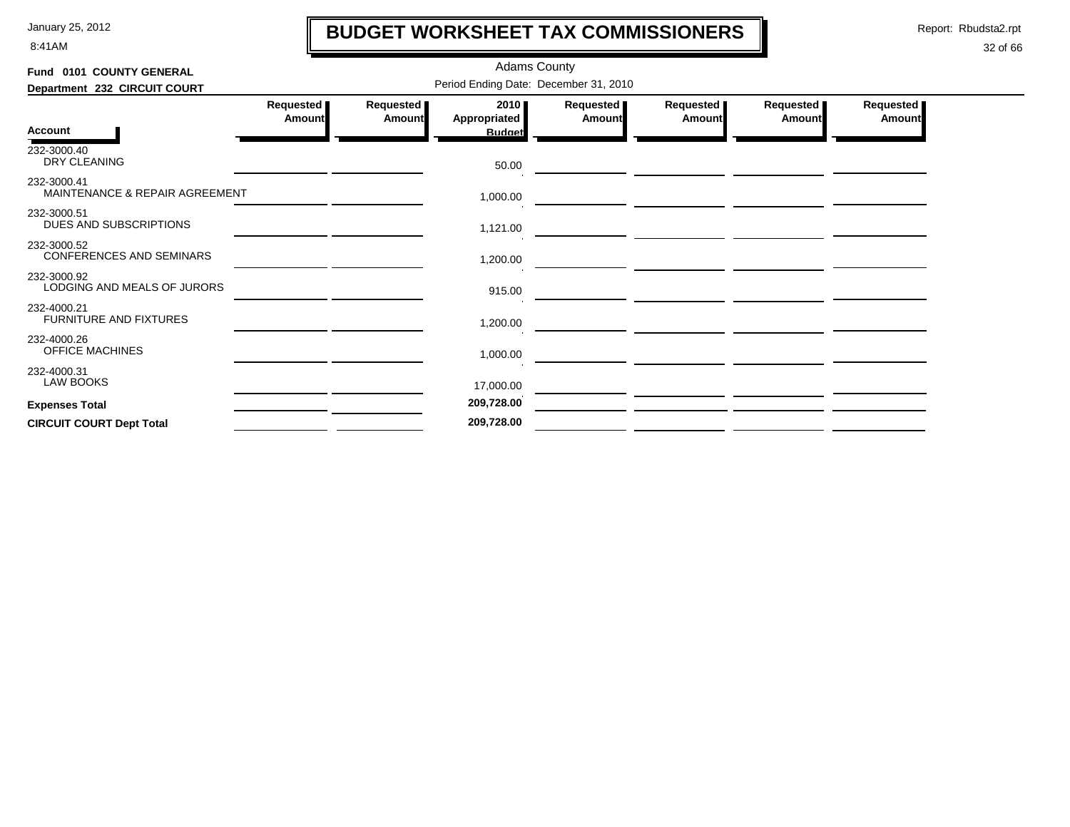# BUDGET WORKSHEET TAX COMMISSIONERS

January 25, 2012
8:41AM

Report: Rbudsta2.rpt

Adams County

**Fund 0101 COUNTY GENERAL**

**Department 232 CIRCUIT COURT**

Period Ending Date: December 31, 2010

| Account | Requested Amount | Requested Amount | 2010 Appropriated Budget | Requested Amount | Requested Amount | Requested Amount | Requested Amount |
|---|---|---|---|---|---|---|---|
| 232-3000.40 DRY CLEANING | | | 50.00 | | | | |
| 232-3000.41 MAINTENANCE & REPAIR AGREEMENT | | | 1,000.00 | | | | |
| 232-3000.51 DUES AND SUBSCRIPTIONS | | | 1,121.00 | | | | |
| 232-3000.52 CONFERENCES AND SEMINARS | | | 1,200.00 | | | | |
| 232-3000.92 LODGING AND MEALS OF JURORS | | | 915.00 | | | | |
| 232-4000.21 FURNITURE AND FIXTURES | | | 1,200.00 | | | | |
| 232-4000.26 OFFICE MACHINES | | | 1,000.00 | | | | |
| 232-4000.31 LAW BOOKS | | | 17,000.00 | | | | |
| **Expenses Total** | | | **209,728.00** | | | | |
| **CIRCUIT COURT Dept Total** | | | **209,728.00** | | | | |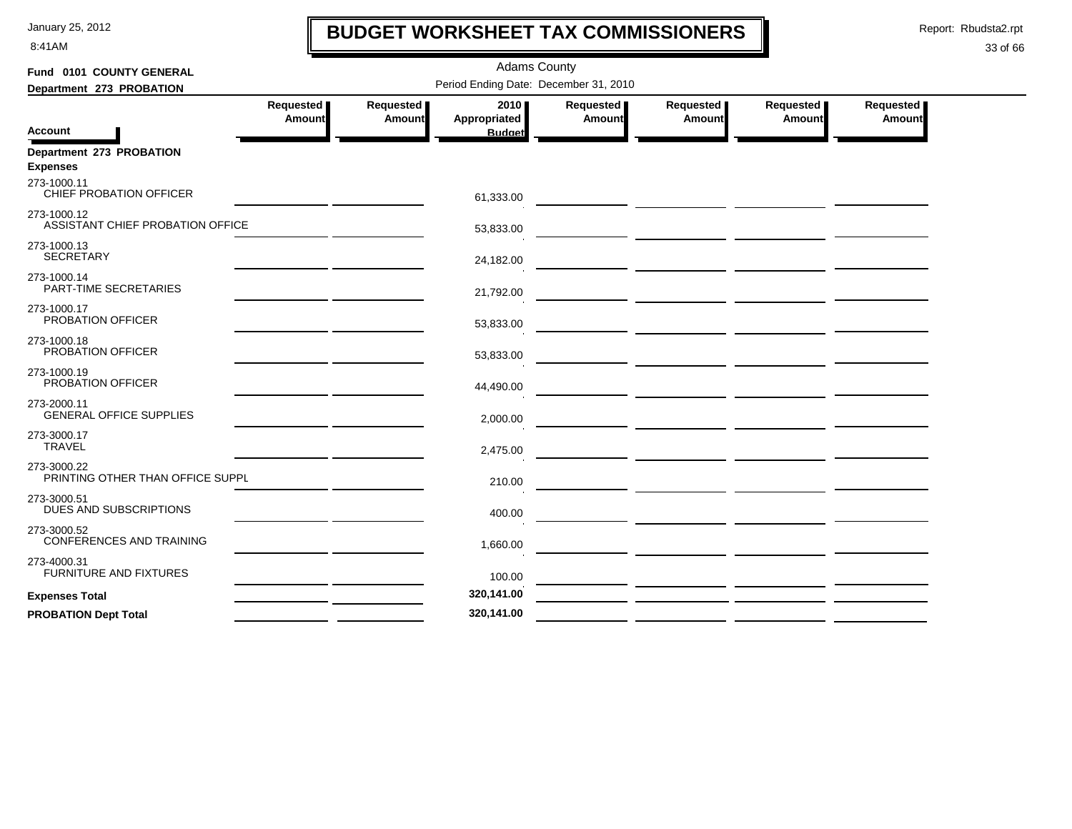# BUDGET WORKSHEET TAX COMMISSIONERS

January 25, 2012
8:41AM

Report: Rbudsta2.rpt

Adams County

**Fund 0101 COUNTY GENERAL**
**Department 273 PROBATION**

Period Ending Date: December 31, 2010

| Account | Requested Amount | Requested Amount | 2010 Appropriated Budget | Requested Amount | Requested Amount | Requested Amount | Requested Amount |
|---|---|---|---|---|---|---|---|
| **Department 273 PROBATION** | | | | | | | |
| **Expenses** | | | | | | | |
| 273-1000.11 CHIEF PROBATION OFFICER | | | 61,333.00 | | | | |
| 273-1000.12 ASSISTANT CHIEF PROBATION OFFICE | | | 53,833.00 | | | | |
| 273-1000.13 SECRETARY | | | 24,182.00 | | | | |
| 273-1000.14 PART-TIME SECRETARIES | | | 21,792.00 | | | | |
| 273-1000.17 PROBATION OFFICER | | | 53,833.00 | | | | |
| 273-1000.18 PROBATION OFFICER | | | 53,833.00 | | | | |
| 273-1000.19 PROBATION OFFICER | | | 44,490.00 | | | | |
| 273-2000.11 GENERAL OFFICE SUPPLIES | | | 2,000.00 | | | | |
| 273-3000.17 TRAVEL | | | 2,475.00 | | | | |
| 273-3000.22 PRINTING OTHER THAN OFFICE SUPPL | | | 210.00 | | | | |
| 273-3000.51 DUES AND SUBSCRIPTIONS | | | 400.00 | | | | |
| 273-3000.52 CONFERENCES AND TRAINING | | | 1,660.00 | | | | |
| 273-4000.31 FURNITURE AND FIXTURES | | | 100.00 | | | | |
| **Expenses Total** | | | **320,141.00** | | | | |
| **PROBATION Dept Total** | | | **320,141.00** | | | | |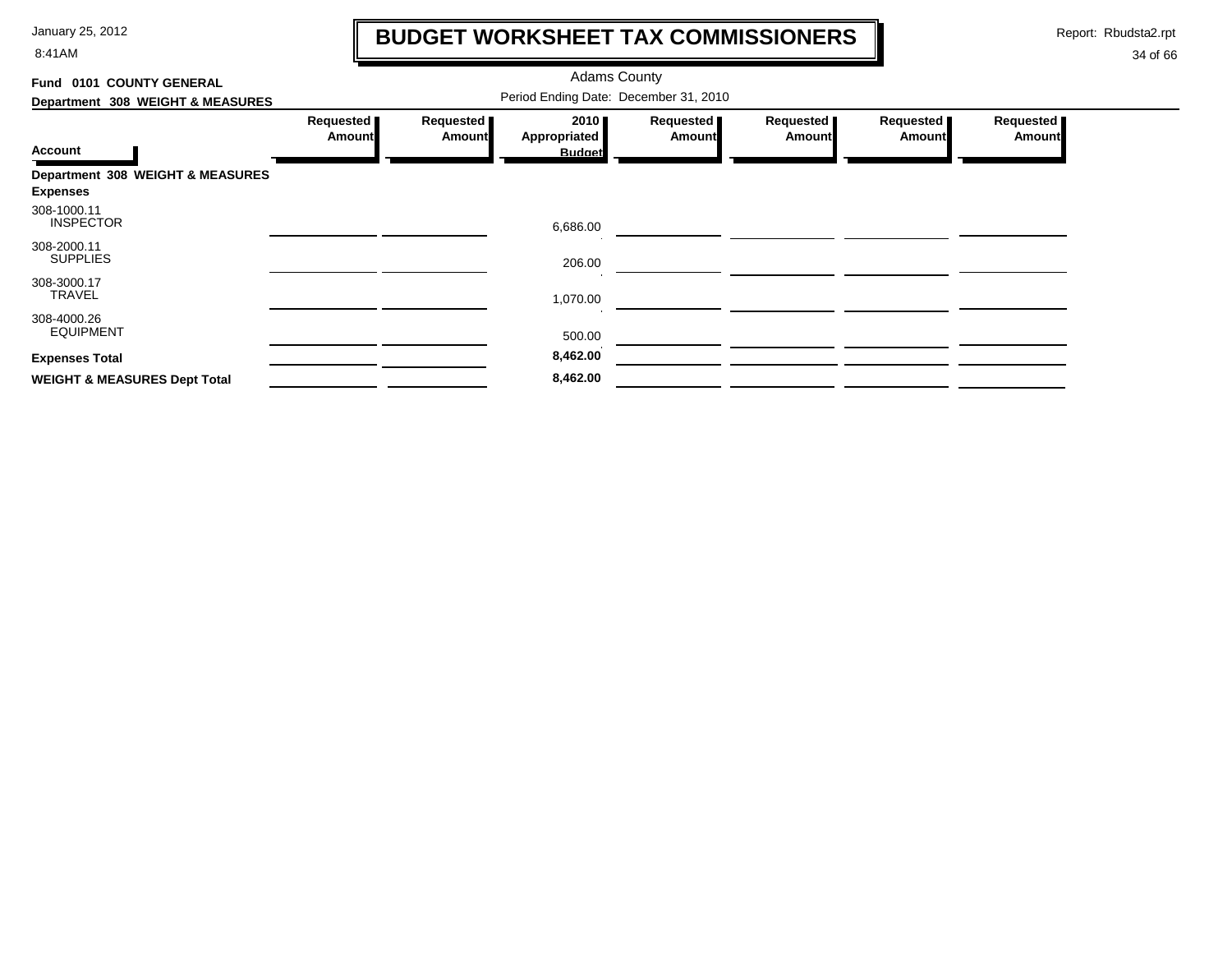# BUDGET WORKSHEET TAX COMMISSIONERS

Report: Rbudsta2.rpt

Adams County

**Fund 0101 COUNTY GENERAL**

**Department 308 WEIGHT & MEASURES**

Period Ending Date: December 31, 2010

| Account | Requested Amount | Requested Amount | 2010 Appropriated Budget | Requested Amount | Requested Amount | Requested Amount | Requested Amount |
|---|---|---|---|---|---|---|---|
| **Department 308 WEIGHT & MEASURES** | | | | | | | |
| **Expenses** | | | | | | | |
| 308-1000.11 INSPECTOR | | | 6,686.00 | | | | |
| 308-2000.11 SUPPLIES | | | 206.00 | | | | |
| 308-3000.17 TRAVEL | | | 1,070.00 | | | | |
| 308-4000.26 EQUIPMENT | | | 500.00 | | | | |
| **Expenses Total** | | | **8,462.00** | | | | |
| **WEIGHT & MEASURES Dept Total** | | | **8,462.00** | | | | |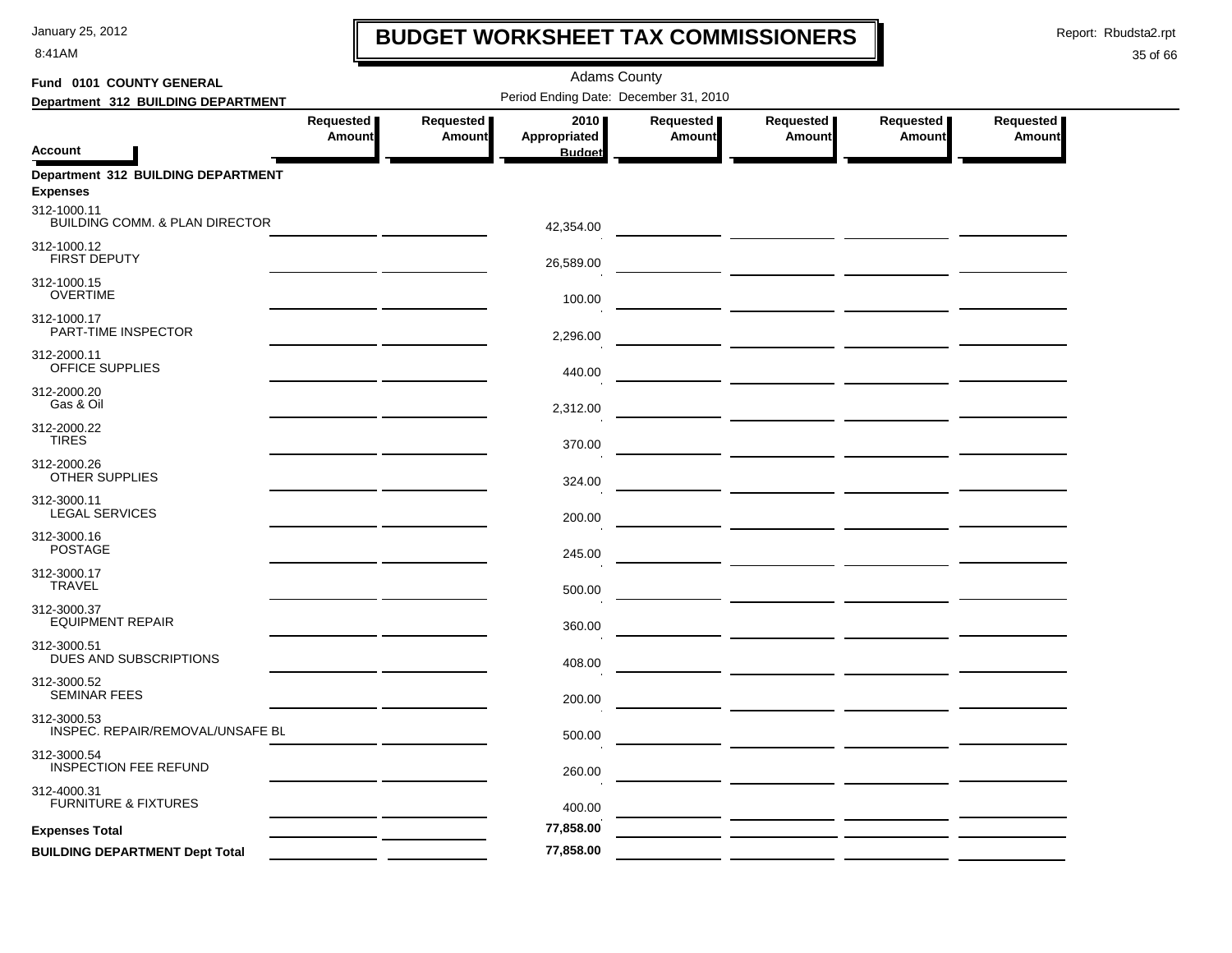# BUDGET WORKSHEET TAX COMMISSIONERS

January 25, 2012
8:41AM

Report: Rbudsta2.rpt

Adams County

Period Ending Date: December 31, 2010

**Fund 0101 COUNTY GENERAL**
**Department 312 BUILDING DEPARTMENT**

| Account | Requested Amount | Requested Amount | 2010 Appropriated Budget | Requested Amount | Requested Amount | Requested Amount | Requested Amount |
|---|---|---|---|---|---|---|---|
| **Department 312 BUILDING DEPARTMENT** | | | | | | | |
| **Expenses** | | | | | | | |
| 312-1000.11 BUILDING COMM. & PLAN DIRECTOR | | | 42,354.00 | | | | |
| 312-1000.12 FIRST DEPUTY | | | 26,589.00 | | | | |
| 312-1000.15 OVERTIME | | | 100.00 | | | | |
| 312-1000.17 PART-TIME INSPECTOR | | | 2,296.00 | | | | |
| 312-2000.11 OFFICE SUPPLIES | | | 440.00 | | | | |
| 312-2000.20 Gas & Oil | | | 2,312.00 | | | | |
| 312-2000.22 TIRES | | | 370.00 | | | | |
| 312-2000.26 OTHER SUPPLIES | | | 324.00 | | | | |
| 312-3000.11 LEGAL SERVICES | | | 200.00 | | | | |
| 312-3000.16 POSTAGE | | | 245.00 | | | | |
| 312-3000.17 TRAVEL | | | 500.00 | | | | |
| 312-3000.37 EQUIPMENT REPAIR | | | 360.00 | | | | |
| 312-3000.51 DUES AND SUBSCRIPTIONS | | | 408.00 | | | | |
| 312-3000.52 SEMINAR FEES | | | 200.00 | | | | |
| 312-3000.53 INSPEC. REPAIR/REMOVAL/UNSAFE BL | | | 500.00 | | | | |
| 312-3000.54 INSPECTION FEE REFUND | | | 260.00 | | | | |
| 312-4000.31 FURNITURE & FIXTURES | | | 400.00 | | | | |
| **Expenses Total** | | | 77,858.00 | | | | |
| **BUILDING DEPARTMENT Dept Total** | | | 77,858.00 | | | | |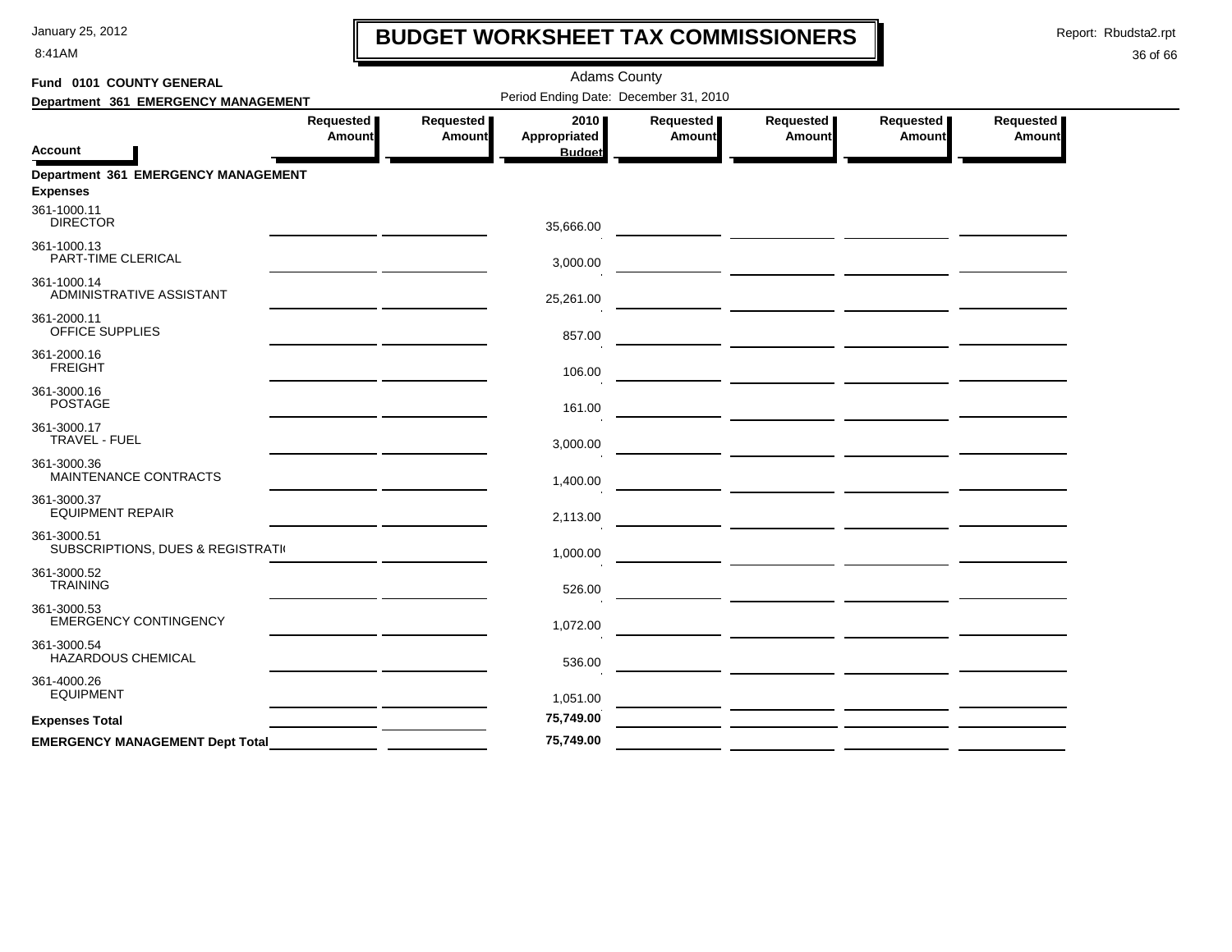# BUDGET WORKSHEET TAX COMMISSIONERS

January 25, 2012
8:41AM

Report: Rbudsta2.rpt

Adams County

**Fund 0101 COUNTY GENERAL**

**Department 361 EMERGENCY MANAGEMENT**

Period Ending Date: December 31, 2010

| Account | Requested Amount | Requested Amount | 2010 Appropriated Budget | Requested Amount | Requested Amount | Requested Amount | Requested Amount |
|---|---|---|---|---|---|---|---|
| **Department 361 EMERGENCY MANAGEMENT** | | | | | | | |
| **Expenses** | | | | | | | |
| 361-1000.11 DIRECTOR | | | 35,666.00 | | | | |
| 361-1000.13 PART-TIME CLERICAL | | | 3,000.00 | | | | |
| 361-1000.14 ADMINISTRATIVE ASSISTANT | | | 25,261.00 | | | | |
| 361-2000.11 OFFICE SUPPLIES | | | 857.00 | | | | |
| 361-2000.16 FREIGHT | | | 106.00 | | | | |
| 361-3000.16 POSTAGE | | | 161.00 | | | | |
| 361-3000.17 TRAVEL - FUEL | | | 3,000.00 | | | | |
| 361-3000.36 MAINTENANCE CONTRACTS | | | 1,400.00 | | | | |
| 361-3000.37 EQUIPMENT REPAIR | | | 2,113.00 | | | | |
| 361-3000.51 SUBSCRIPTIONS, DUES & REGISTRATI( | | | 1,000.00 | | | | |
| 361-3000.52 TRAINING | | | 526.00 | | | | |
| 361-3000.53 EMERGENCY CONTINGENCY | | | 1,072.00 | | | | |
| 361-3000.54 HAZARDOUS CHEMICAL | | | 536.00 | | | | |
| 361-4000.26 EQUIPMENT | | | 1,051.00 | | | | |
| **Expenses Total** | | | **75,749.00** | | | | |
| **EMERGENCY MANAGEMENT Dept Total** | | | **75,749.00** | | | | |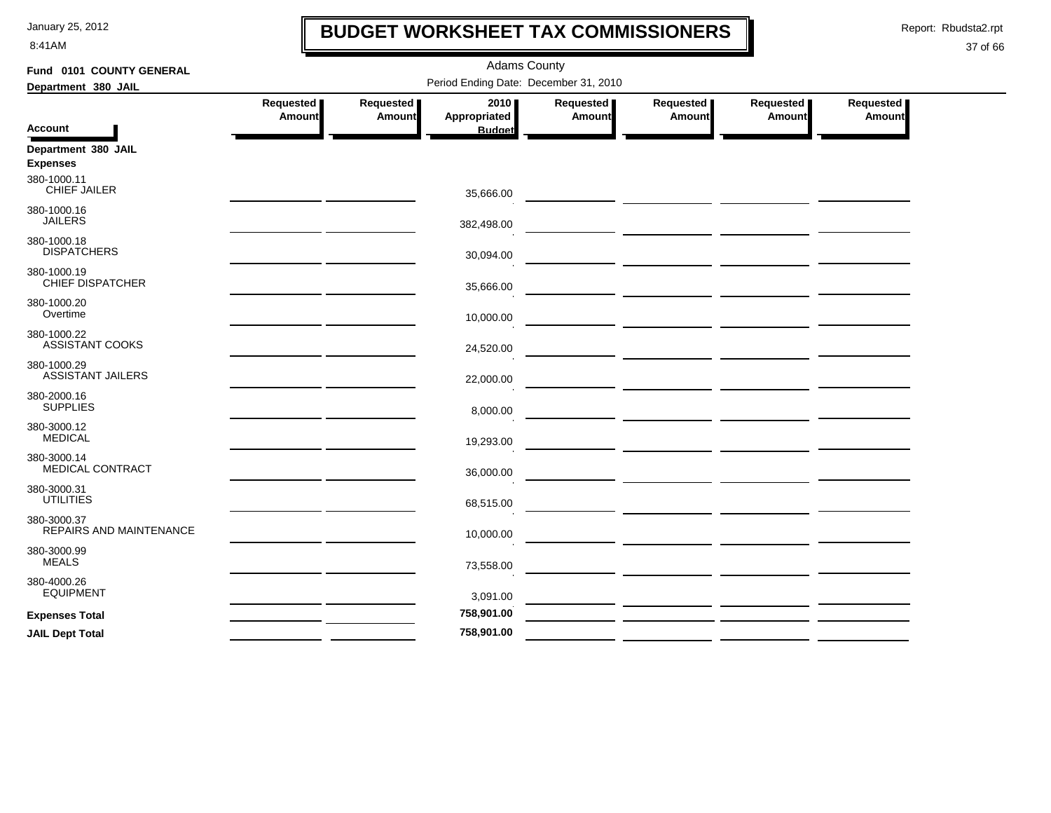# BUDGET WORKSHEET TAX COMMISSIONERS

Adams County

**Fund 0101 COUNTY GENERAL**

**Department 380 JAIL**

Period Ending Date: December 31, 2010

| Account | Requested Amount | Requested Amount | 2010 Appropriated Budget | Requested Amount | Requested Amount | Requested Amount | Requested Amount |
|---|---|---|---|---|---|---|---|
| **Department 380 JAIL** | | | | | | | |
| **Expenses** | | | | | | | |
| 380-1000.11 CHIEF JAILER | | | 35,666.00 | | | | |
| 380-1000.16 JAILERS | | | 382,498.00 | | | | |
| 380-1000.18 DISPATCHERS | | | 30,094.00 | | | | |
| 380-1000.19 CHIEF DISPATCHER | | | 35,666.00 | | | | |
| 380-1000.20 Overtime | | | 10,000.00 | | | | |
| 380-1000.22 ASSISTANT COOKS | | | 24,520.00 | | | | |
| 380-1000.29 ASSISTANT JAILERS | | | 22,000.00 | | | | |
| 380-2000.16 SUPPLIES | | | 8,000.00 | | | | |
| 380-3000.12 MEDICAL | | | 19,293.00 | | | | |
| 380-3000.14 MEDICAL CONTRACT | | | 36,000.00 | | | | |
| 380-3000.31 UTILITIES | | | 68,515.00 | | | | |
| 380-3000.37 REPAIRS AND MAINTENANCE | | | 10,000.00 | | | | |
| 380-3000.99 MEALS | | | 73,558.00 | | | | |
| 380-4000.26 EQUIPMENT | | | 3,091.00 | | | | |
| **Expenses Total** | | | **758,901.00** | | | | |
| **JAIL Dept Total** | | | **758,901.00** | | | | |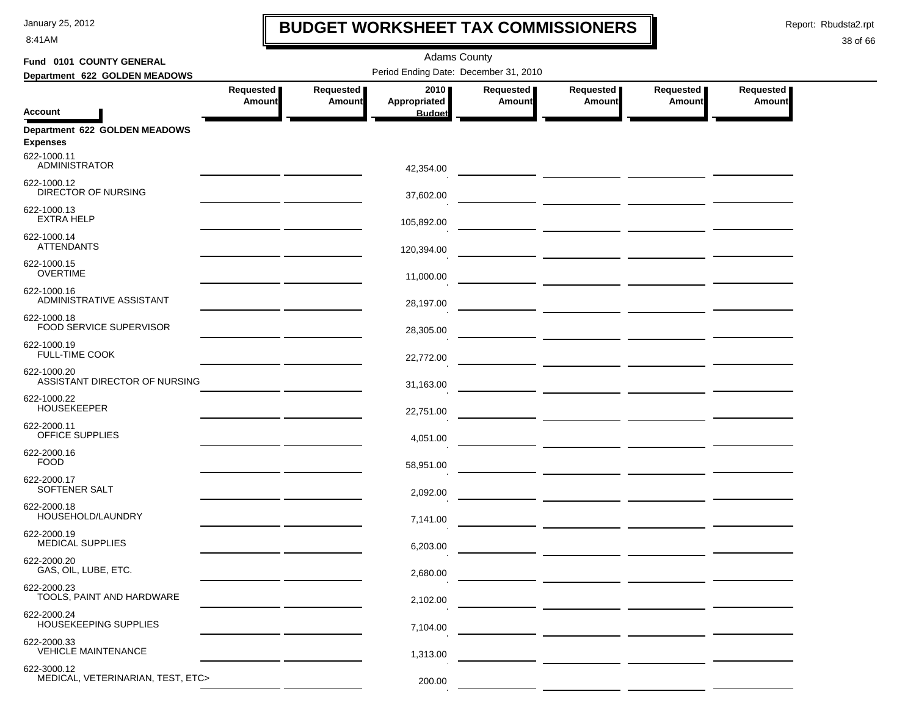# BUDGET WORKSHEET TAX COMMISSIONERS

January 25, 2012
8:41AM

Report: Rbudsta2.rpt

Adams County

**Fund 0101 COUNTY GENERAL**

**Department 622 GOLDEN MEADOWS**

Period Ending Date: December 31, 2010

| Account | Requested Amount | Requested Amount | 2010 Appropriated Budget | Requested Amount | Requested Amount | Requested Amount | Requested Amount |
|---|---|---|---|---|---|---|---|
| **Department 622 GOLDEN MEADOWS** | | | | | | | |
| **Expenses** | | | | | | | |
| 622-1000.11 ADMINISTRATOR | | | 42,354.00 | | | | |
| 622-1000.12 DIRECTOR OF NURSING | | | 37,602.00 | | | | |
| 622-1000.13 EXTRA HELP | | | 105,892.00 | | | | |
| 622-1000.14 ATTENDANTS | | | 120,394.00 | | | | |
| 622-1000.15 OVERTIME | | | 11,000.00 | | | | |
| 622-1000.16 ADMINISTRATIVE ASSISTANT | | | 28,197.00 | | | | |
| 622-1000.18 FOOD SERVICE SUPERVISOR | | | 28,305.00 | | | | |
| 622-1000.19 FULL-TIME COOK | | | 22,772.00 | | | | |
| 622-1000.20 ASSISTANT DIRECTOR OF NURSING | | | 31,163.00 | | | | |
| 622-1000.22 HOUSEKEEPER | | | 22,751.00 | | | | |
| 622-2000.11 OFFICE SUPPLIES | | | 4,051.00 | | | | |
| 622-2000.16 FOOD | | | 58,951.00 | | | | |
| 622-2000.17 SOFTENER SALT | | | 2,092.00 | | | | |
| 622-2000.18 HOUSEHOLD/LAUNDRY | | | 7,141.00 | | | | |
| 622-2000.19 MEDICAL SUPPLIES | | | 6,203.00 | | | | |
| 622-2000.20 GAS, OIL, LUBE, ETC. | | | 2,680.00 | | | | |
| 622-2000.23 TOOLS, PAINT AND HARDWARE | | | 2,102.00 | | | | |
| 622-2000.24 HOUSEKEEPING SUPPLIES | | | 7,104.00 | | | | |
| 622-2000.33 VEHICLE MAINTENANCE | | | 1,313.00 | | | | |
| 622-3000.12 MEDICAL, VETERINARIAN, TEST, ETC> | | | 200.00 | | | | |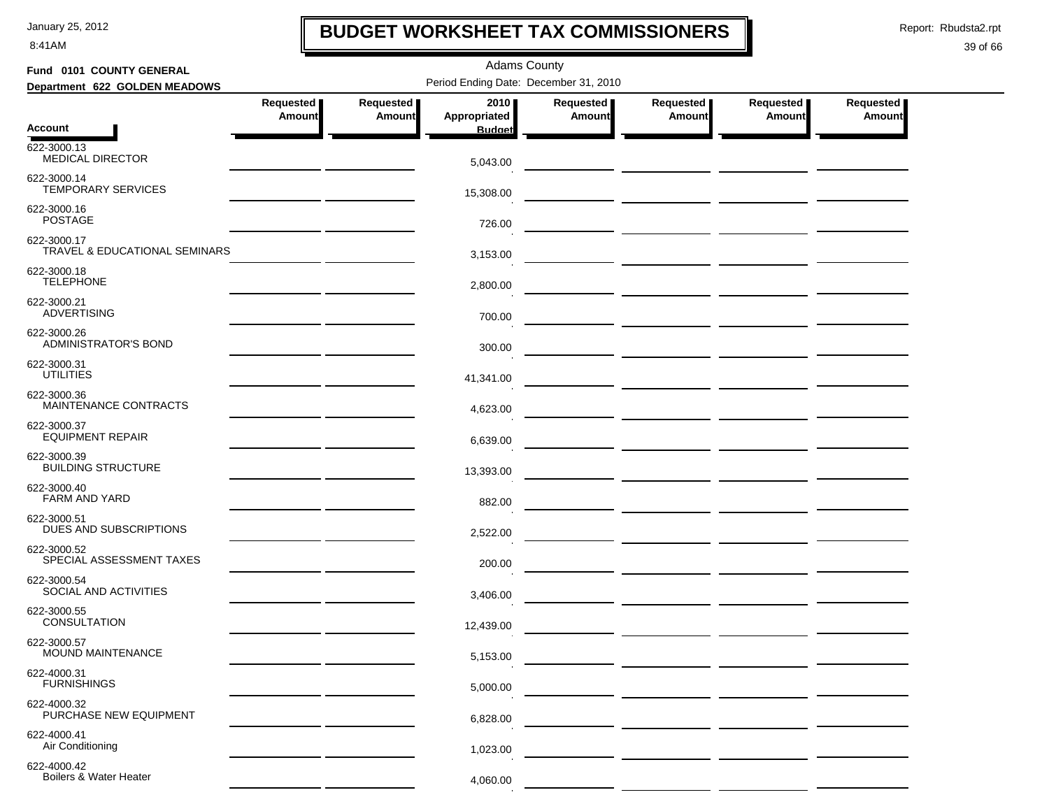# BUDGET WORKSHEET TAX COMMISSIONERS

January 25, 2012
8:41AM

Report: Rbudsta2.rpt

Adams County

**Fund 0101 COUNTY GENERAL**
**Department 622 GOLDEN MEADOWS**

Period Ending Date: December 31, 2010

| Account | Requested Amount | Requested Amount | 2010 Appropriated Budget | Requested Amount | Requested Amount | Requested Amount | Requested Amount |
|---|---|---|---|---|---|---|---|
| 622-3000.13 MEDICAL DIRECTOR | | | 5,043.00 | | | | |
| 622-3000.14 TEMPORARY SERVICES | | | 15,308.00 | | | | |
| 622-3000.16 POSTAGE | | | 726.00 | | | | |
| 622-3000.17 TRAVEL & EDUCATIONAL SEMINARS | | | 3,153.00 | | | | |
| 622-3000.18 TELEPHONE | | | 2,800.00 | | | | |
| 622-3000.21 ADVERTISING | | | 700.00 | | | | |
| 622-3000.26 ADMINISTRATOR'S BOND | | | 300.00 | | | | |
| 622-3000.31 UTILITIES | | | 41,341.00 | | | | |
| 622-3000.36 MAINTENANCE CONTRACTS | | | 4,623.00 | | | | |
| 622-3000.37 EQUIPMENT REPAIR | | | 6,639.00 | | | | |
| 622-3000.39 BUILDING STRUCTURE | | | 13,393.00 | | | | |
| 622-3000.40 FARM AND YARD | | | 882.00 | | | | |
| 622-3000.51 DUES AND SUBSCRIPTIONS | | | 2,522.00 | | | | |
| 622-3000.52 SPECIAL ASSESSMENT TAXES | | | 200.00 | | | | |
| 622-3000.54 SOCIAL AND ACTIVITIES | | | 3,406.00 | | | | |
| 622-3000.55 CONSULTATION | | | 12,439.00 | | | | |
| 622-3000.57 MOUND MAINTENANCE | | | 5,153.00 | | | | |
| 622-4000.31 FURNISHINGS | | | 5,000.00 | | | | |
| 622-4000.32 PURCHASE NEW EQUIPMENT | | | 6,828.00 | | | | |
| 622-4000.41 Air Conditioning | | | 1,023.00 | | | | |
| 622-4000.42 Boilers & Water Heater | | | 4,060.00 | | | | |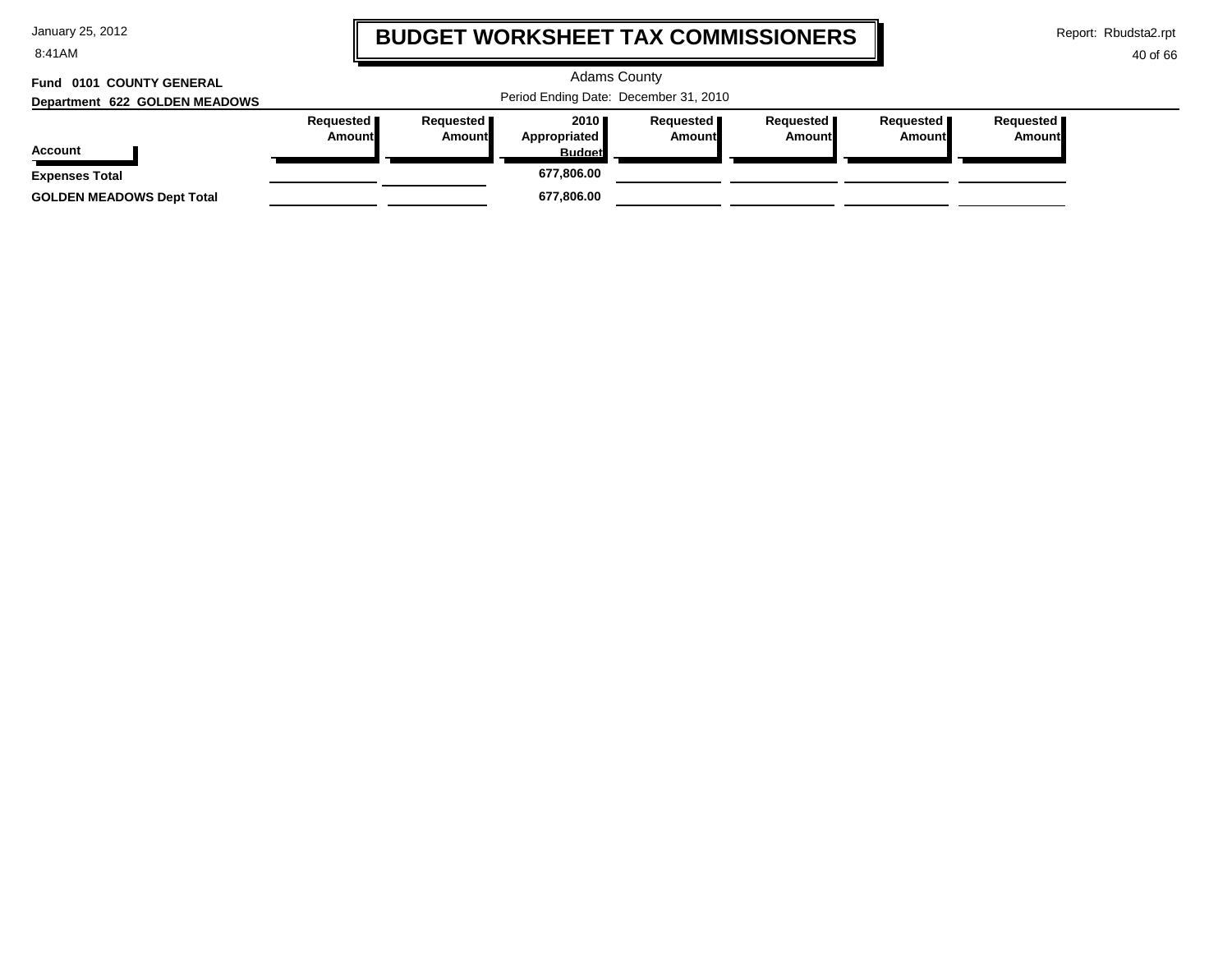# BUDGET WORKSHEET TAX COMMISSIONERS

Adams County

Period Ending Date: December 31, 2010

**Fund 0101 COUNTY GENERAL**

**Department 622 GOLDEN MEADOWS**

| Account | Requested Amount | Requested Amount | 2010 Appropriated Budget | Requested Amount | Requested Amount | Requested Amount | Requested Amount |
|---|---|---|---|---|---|---|---|
| **Expenses Total** | | | **677,806.00** | | | | |
| **GOLDEN MEADOWS Dept Total** | | | **677,806.00** | | | | |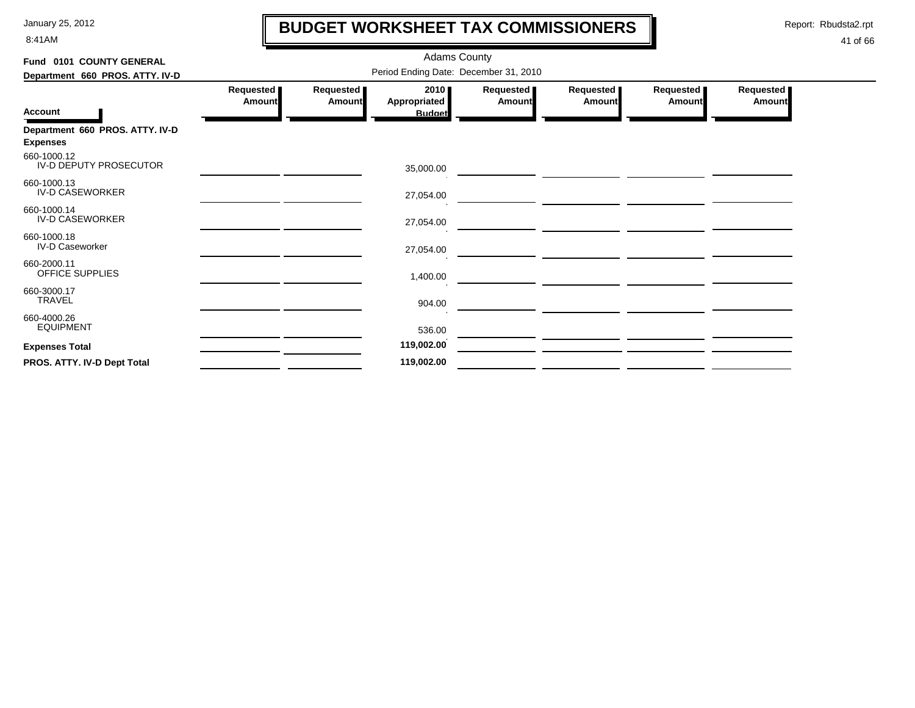# BUDGET WORKSHEET TAX COMMISSIONERS

January 25, 2012
8:41AM

Report: Rbudsta2.rpt

Adams County

**Fund 0101 COUNTY GENERAL**

**Department 660 PROS. ATTY. IV-D**

Period Ending Date: December 31, 2010

| Account | Requested Amount | Requested Amount | 2010 Appropriated Budget | Requested Amount | Requested Amount | Requested Amount | Requested Amount |
|---|---|---|---|---|---|---|---|
| **Department 660 PROS. ATTY. IV-D** | | | | | | | |
| **Expenses** | | | | | | | |
| 660-1000.12 IV-D DEPUTY PROSECUTOR | | | 35,000.00 | | | | |
| 660-1000.13 IV-D CASEWORKER | | | 27,054.00 | | | | |
| 660-1000.14 IV-D CASEWORKER | | | 27,054.00 | | | | |
| 660-1000.18 IV-D Caseworker | | | 27,054.00 | | | | |
| 660-2000.11 OFFICE SUPPLIES | | | 1,400.00 | | | | |
| 660-3000.17 TRAVEL | | | 904.00 | | | | |
| 660-4000.26 EQUIPMENT | | | 536.00 | | | | |
| **Expenses Total** | | | **119,002.00** | | | | |
| **PROS. ATTY. IV-D Dept Total** | | | **119,002.00** | | | | |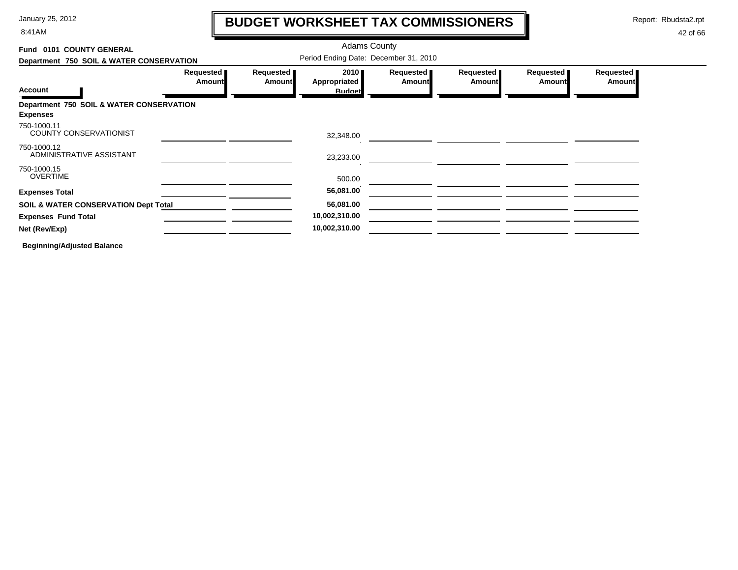# BUDGET WORKSHEET TAX COMMISSIONERS

January 25, 2012
8:41AM

Report: Rbudsta2.rpt

Adams County

**Fund 0101 COUNTY GENERAL**

**Department 750 SOIL & WATER CONSERVATION**

Period Ending Date: December 31, 2010

| Account | Requested Amount | Requested Amount | 2010 Appropriated Budget | Requested Amount | Requested Amount | Requested Amount | Requested Amount |
|---|---|---|---|---|---|---|---|
| **Department 750 SOIL & WATER CONSERVATION** | | | | | | | |
| **Expenses** | | | | | | | |
| 750-1000.11 COUNTY CONSERVATIONIST | | | 32,348.00 | | | | |
| 750-1000.12 ADMINISTRATIVE ASSISTANT | | | 23,233.00 | | | | |
| 750-1000.15 OVERTIME | | | 500.00 | | | | |
| **Expenses Total** | | | **56,081.00** | | | | |
| **SOIL & WATER CONSERVATION Dept Total** | | | **56,081.00** | | | | |
| **Expenses Fund Total** | | | **10,002,310.00** | | | | |
| **Net (Rev/Exp)** | | | **10,002,310.00** | | | | |

**Beginning/Adjusted Balance**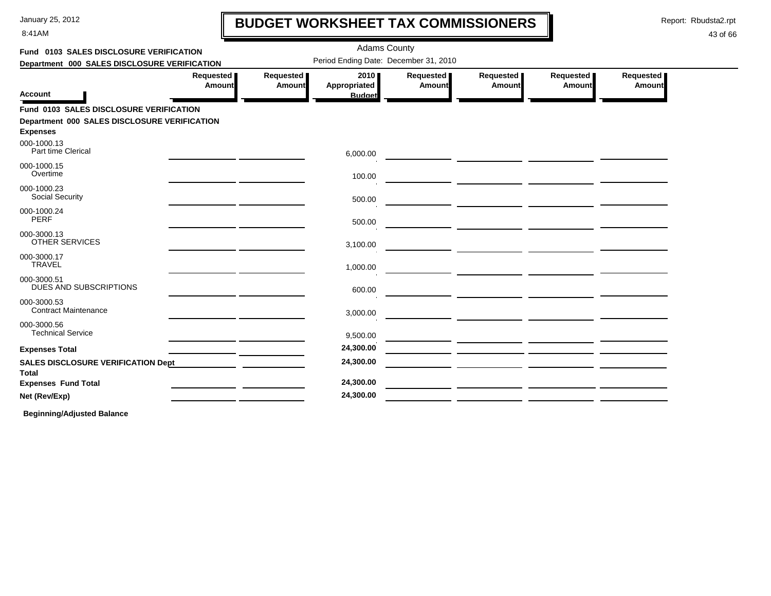# BUDGET WORKSHEET TAX COMMISSIONERS

Adams County

Period Ending Date: December 31, 2010

**Fund 0103 SALES DISCLOSURE VERIFICATION**

**Department 000 SALES DISCLOSURE VERIFICATION**

| Account | Requested Amount | Requested Amount | 2010 Appropriated Budget | Requested Amount | Requested Amount | Requested Amount | Requested Amount |
|---|---|---|---|---|---|---|---|
| **Fund 0103 SALES DISCLOSURE VERIFICATION** | | | | | | | |
| **Department 000 SALES DISCLOSURE VERIFICATION** | | | | | | | |
| **Expenses** | | | | | | | |
| 000-1000.13 Part time Clerical | | | 6,000.00 | | | | |
| 000-1000.15 Overtime | | | 100.00 | | | | |
| 000-1000.23 Social Security | | | 500.00 | | | | |
| 000-1000.24 PERF | | | 500.00 | | | | |
| 000-3000.13 OTHER SERVICES | | | 3,100.00 | | | | |
| 000-3000.17 TRAVEL | | | 1,000.00 | | | | |
| 000-3000.51 DUES AND SUBSCRIPTIONS | | | 600.00 | | | | |
| 000-3000.53 Contract Maintenance | | | 3,000.00 | | | | |
| 000-3000.56 Technical Service | | | 9,500.00 | | | | |
| **Expenses Total** | | | **24,300.00** | | | | |
| **SALES DISCLOSURE VERIFICATION Dept Total** | | | **24,300.00** | | | | |
| **Expenses Fund Total** | | | **24,300.00** | | | | |
| **Net (Rev/Exp)** | | | **24,300.00** | | | | |

**Beginning/Adjusted Balance**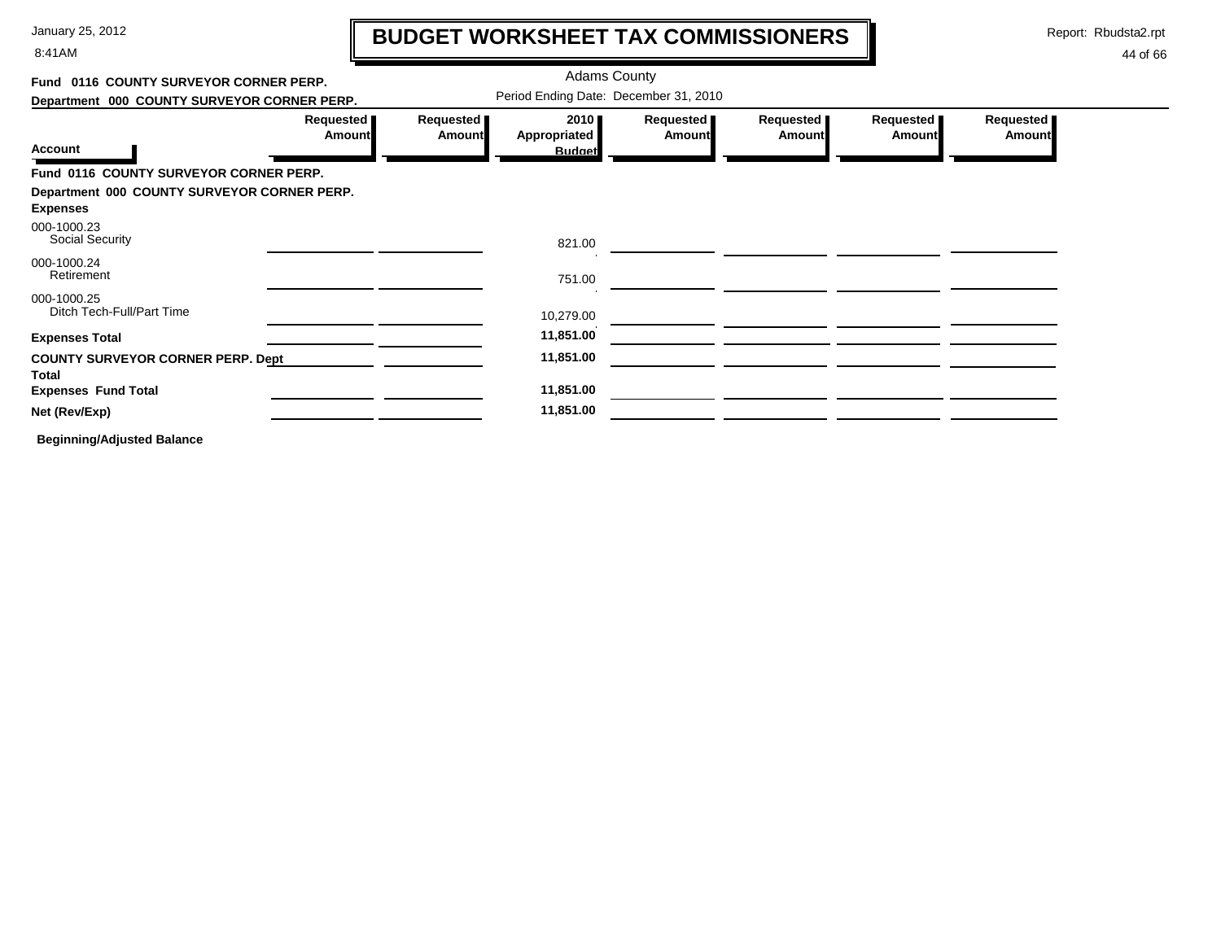# BUDGET WORKSHEET TAX COMMISSIONERS

January 25, 2012
8:41AM

Report: Rbudsta2.rpt

Adams County

Period Ending Date: December 31, 2010

**Fund 0116 COUNTY SURVEYOR CORNER PERP.**
**Department 000 COUNTY SURVEYOR CORNER PERP.**

| Account | Requested Amount | Requested Amount | 2010 Appropriated Budget | Requested Amount | Requested Amount | Requested Amount | Requested Amount |
|---|---|---|---|---|---|---|---|
| **Fund 0116 COUNTY SURVEYOR CORNER PERP.** | | | | | | | |
| **Department 000 COUNTY SURVEYOR CORNER PERP.** | | | | | | | |
| **Expenses** | | | | | | | |
| 000-1000.23 Social Security | | | 821.00 | | | | |
| 000-1000.24 Retirement | | | 751.00 | | | | |
| 000-1000.25 Ditch Tech-Full/Part Time | | | 10,279.00 | | | | |
| **Expenses Total** | | | **11,851.00** | | | | |
| **COUNTY SURVEYOR CORNER PERP. Dept Total** | | | **11,851.00** | | | | |
| **Expenses Fund Total** | | | **11,851.00** | | | | |
| **Net (Rev/Exp)** | | | **11,851.00** | | | | |

**Beginning/Adjusted Balance**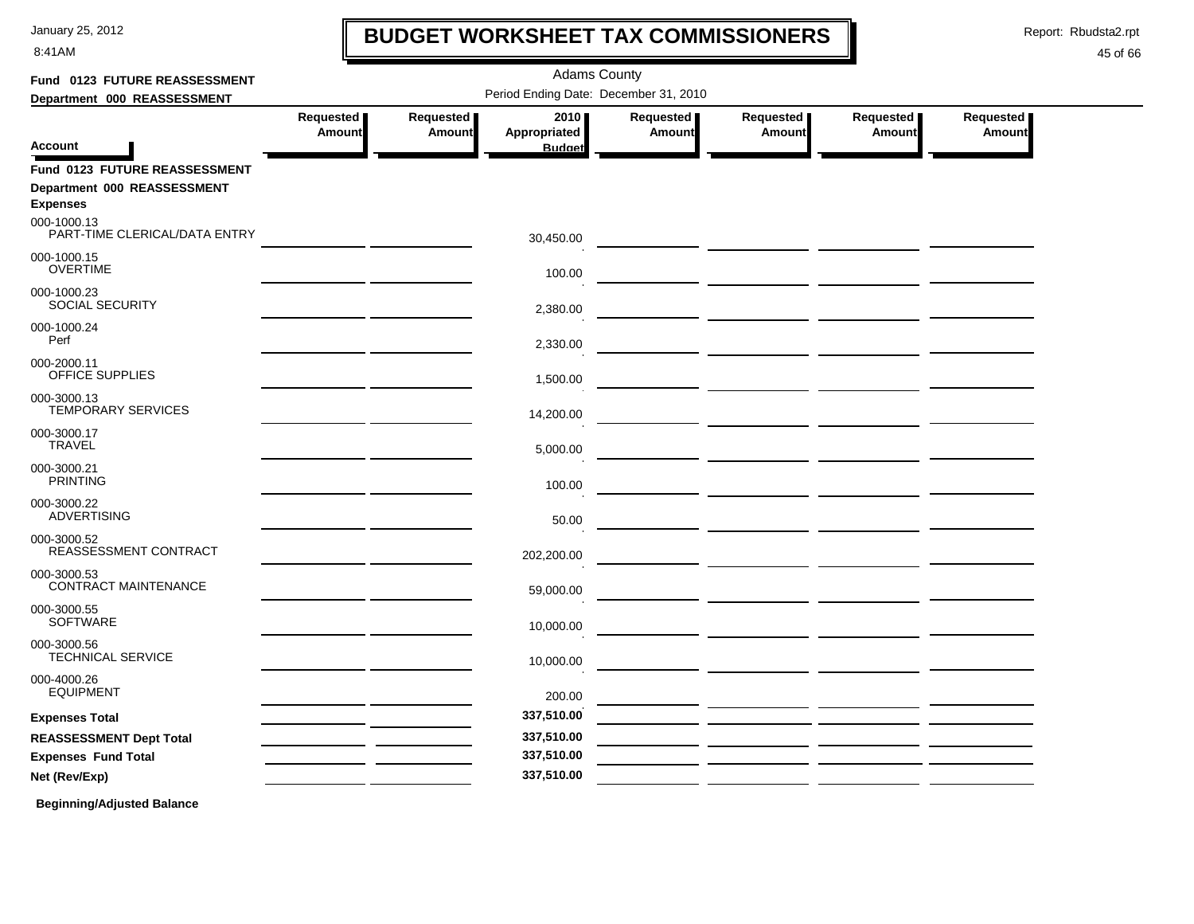# BUDGET WORKSHEET TAX COMMISSIONERS

Adams County

Period Ending Date: December 31, 2010

**Fund 0123 FUTURE REASSESSMENT**

**Department 000 REASSESSMENT**

| Account | Requested Amount | Requested Amount | 2010 Appropriated Budget | Requested Amount | Requested Amount | Requested Amount | Requested Amount |
|---|---|---|---|---|---|---|---|
| **Fund 0123 FUTURE REASSESSMENT** | | | | | | | |
| **Department 000 REASSESSMENT** | | | | | | | |
| **Expenses** | | | | | | | |
| 000-1000.13 PART-TIME CLERICAL/DATA ENTRY | | | 30,450.00 | | | | |
| 000-1000.15 OVERTIME | | | 100.00 | | | | |
| 000-1000.23 SOCIAL SECURITY | | | 2,380.00 | | | | |
| 000-1000.24 Perf | | | 2,330.00 | | | | |
| 000-2000.11 OFFICE SUPPLIES | | | 1,500.00 | | | | |
| 000-3000.13 TEMPORARY SERVICES | | | 14,200.00 | | | | |
| 000-3000.17 TRAVEL | | | 5,000.00 | | | | |
| 000-3000.21 PRINTING | | | 100.00 | | | | |
| 000-3000.22 ADVERTISING | | | 50.00 | | | | |
| 000-3000.52 REASSESSMENT CONTRACT | | | 202,200.00 | | | | |
| 000-3000.53 CONTRACT MAINTENANCE | | | 59,000.00 | | | | |
| 000-3000.55 SOFTWARE | | | 10,000.00 | | | | |
| 000-3000.56 TECHNICAL SERVICE | | | 10,000.00 | | | | |
| 000-4000.26 EQUIPMENT | | | 200.00 | | | | |
| **Expenses Total** | | | **337,510.00** | | | | |
| **REASSESSMENT Dept Total** | | | **337,510.00** | | | | |
| **Expenses Fund Total** | | | **337,510.00** | | | | |
| **Net (Rev/Exp)** | | | **337,510.00** | | | | |

**Beginning/Adjusted Balance**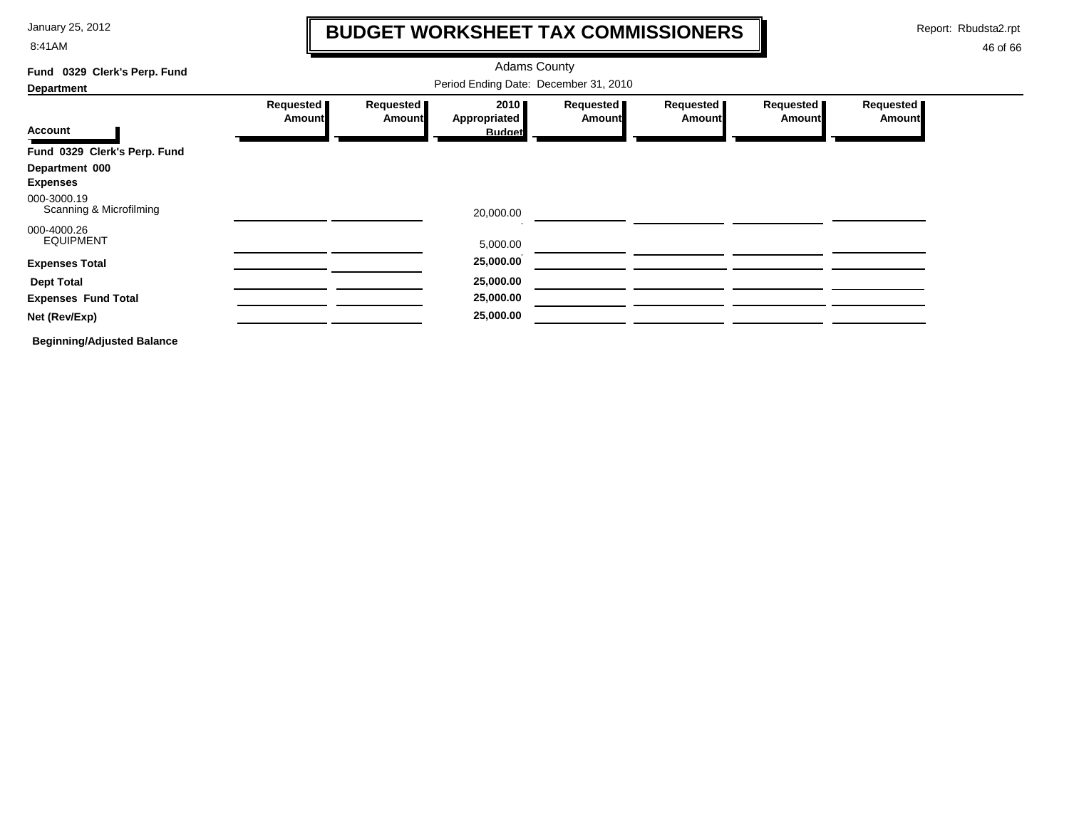# BUDGET WORKSHEET TAX COMMISSIONERS

January 25, 2012
8:41AM

Report: Rbudsta2.rpt

Adams County

Period Ending Date: December 31, 2010

**Fund 0329 Clerk's Perp. Fund**

**Department**

| Account | Requested Amount | Requested Amount | 2010 Appropriated Budget | Requested Amount | Requested Amount | Requested Amount | Requested Amount |
|---|---|---|---|---|---|---|---|
| **Fund 0329 Clerk's Perp. Fund** | | | | | | | |
| **Department 000** | | | | | | | |
| **Expenses** | | | | | | | |
| 000-3000.19 Scanning & Microfilming | | | 20,000.00 | | | | |
| 000-4000.26 EQUIPMENT | | | 5,000.00 | | | | |
| **Expenses Total** | | | **25,000.00** | | | | |
| **Dept Total** | | | **25,000.00** | | | | |
| **Expenses Fund Total** | | | **25,000.00** | | | | |
| **Net (Rev/Exp)** | | | **25,000.00** | | | | |

**Beginning/Adjusted Balance**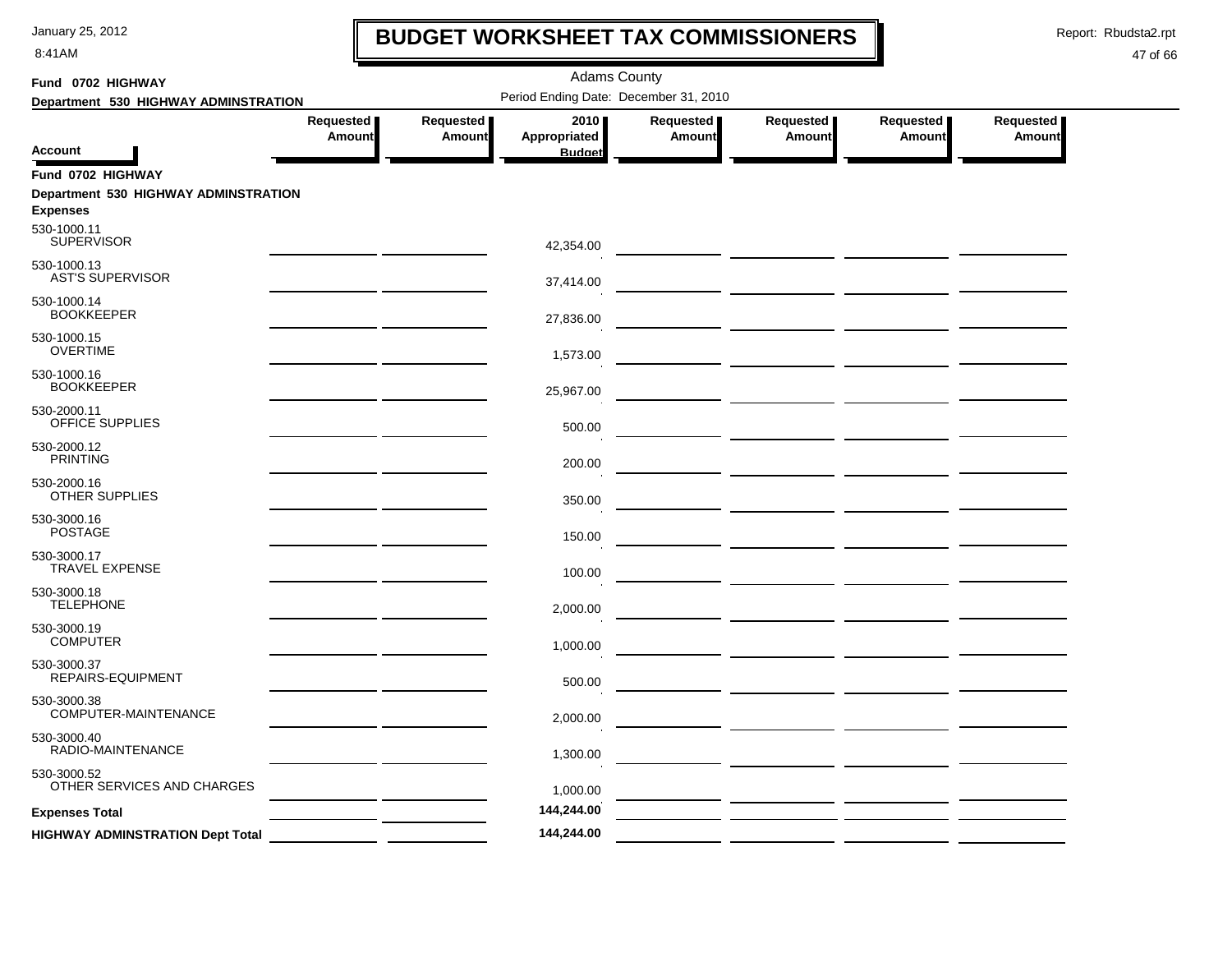# BUDGET WORKSHEET TAX COMMISSIONERS

January 25, 2012
8:41AM

Report: Rbudsta2.rpt

Adams County

Period Ending Date: December 31, 2010

**Fund 0702 HIGHWAY**

**Department 530 HIGHWAY ADMINSTRATION**

| Account | Requested Amount | Requested Amount | 2010 Appropriated Budget | Requested Amount | Requested Amount | Requested Amount | Requested Amount |
|---|---|---|---|---|---|---|---|
| **Fund 0702 HIGHWAY** | | | | | | | |
| **Department 530 HIGHWAY ADMINSTRATION** | | | | | | | |
| **Expenses** | | | | | | | |
| 530-1000.11 SUPERVISOR | | | 42,354.00 | | | | |
| 530-1000.13 AST'S SUPERVISOR | | | 37,414.00 | | | | |
| 530-1000.14 BOOKKEEPER | | | 27,836.00 | | | | |
| 530-1000.15 OVERTIME | | | 1,573.00 | | | | |
| 530-1000.16 BOOKKEEPER | | | 25,967.00 | | | | |
| 530-2000.11 OFFICE SUPPLIES | | | 500.00 | | | | |
| 530-2000.12 PRINTING | | | 200.00 | | | | |
| 530-2000.16 OTHER SUPPLIES | | | 350.00 | | | | |
| 530-3000.16 POSTAGE | | | 150.00 | | | | |
| 530-3000.17 TRAVEL EXPENSE | | | 100.00 | | | | |
| 530-3000.18 TELEPHONE | | | 2,000.00 | | | | |
| 530-3000.19 COMPUTER | | | 1,000.00 | | | | |
| 530-3000.37 REPAIRS-EQUIPMENT | | | 500.00 | | | | |
| 530-3000.38 COMPUTER-MAINTENANCE | | | 2,000.00 | | | | |
| 530-3000.40 RADIO-MAINTENANCE | | | 1,300.00 | | | | |
| 530-3000.52 OTHER SERVICES AND CHARGES | | | 1,000.00 | | | | |
| **Expenses Total** | | | **144,244.00** | | | | |
| **HIGHWAY ADMINSTRATION Dept Total** | | | **144,244.00** | | | | |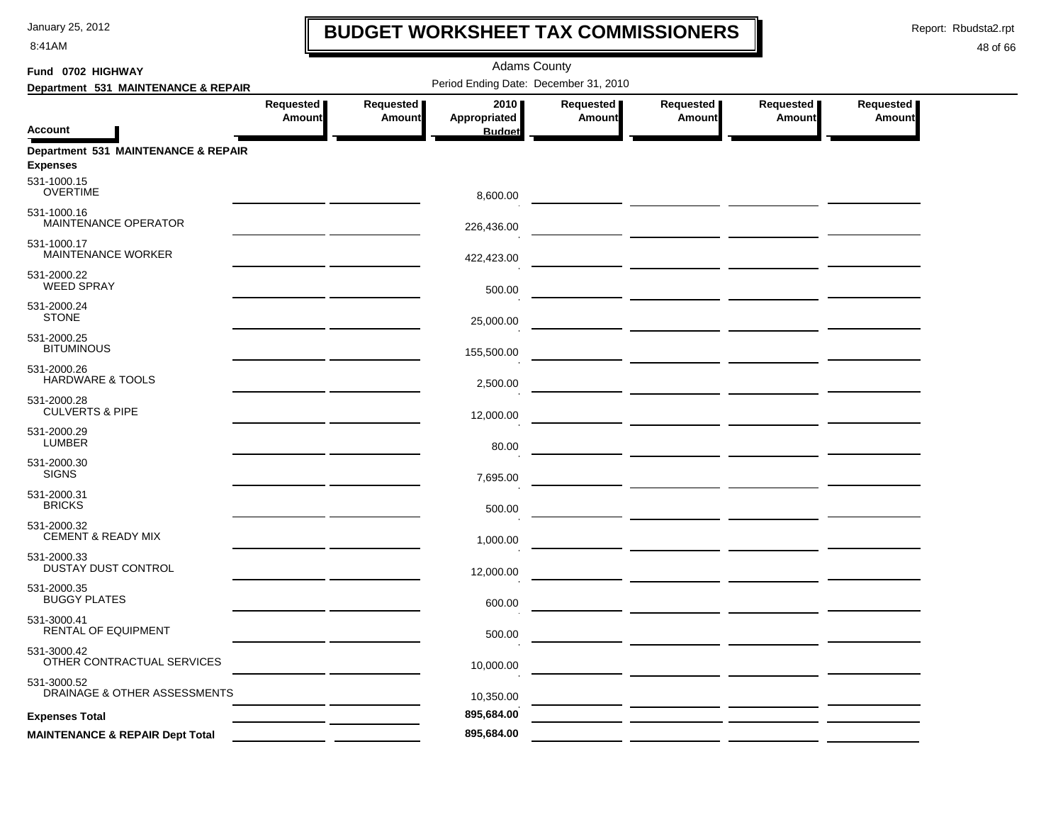# BUDGET WORKSHEET TAX COMMISSIONERS

January 25, 2012
8:41AM

Report: Rbudsta2.rpt

Adams County

**Fund 0702 HIGHWAY**

**Department 531 MAINTENANCE & REPAIR**

Period Ending Date: December 31, 2010

| Account | Requested Amount | Requested Amount | 2010 Appropriated Budget | Requested Amount | Requested Amount | Requested Amount | Requested Amount |
|---|---|---|---|---|---|---|---|
| **Department 531 MAINTENANCE & REPAIR** | | | | | | | |
| **Expenses** | | | | | | | |
| 531-1000.15 OVERTIME | | | 8,600.00 | | | | |
| 531-1000.16 MAINTENANCE OPERATOR | | | 226,436.00 | | | | |
| 531-1000.17 MAINTENANCE WORKER | | | 422,423.00 | | | | |
| 531-2000.22 WEED SPRAY | | | 500.00 | | | | |
| 531-2000.24 STONE | | | 25,000.00 | | | | |
| 531-2000.25 BITUMINOUS | | | 155,500.00 | | | | |
| 531-2000.26 HARDWARE & TOOLS | | | 2,500.00 | | | | |
| 531-2000.28 CULVERTS & PIPE | | | 12,000.00 | | | | |
| 531-2000.29 LUMBER | | | 80.00 | | | | |
| 531-2000.30 SIGNS | | | 7,695.00 | | | | |
| 531-2000.31 BRICKS | | | 500.00 | | | | |
| 531-2000.32 CEMENT & READY MIX | | | 1,000.00 | | | | |
| 531-2000.33 DUSTAY DUST CONTROL | | | 12,000.00 | | | | |
| 531-2000.35 BUGGY PLATES | | | 600.00 | | | | |
| 531-3000.41 RENTAL OF EQUIPMENT | | | 500.00 | | | | |
| 531-3000.42 OTHER CONTRACTUAL SERVICES | | | 10,000.00 | | | | |
| 531-3000.52 DRAINAGE & OTHER ASSESSMENTS | | | 10,350.00 | | | | |
| **Expenses Total** | | | **895,684.00** | | | | |
| **MAINTENANCE & REPAIR Dept Total** | | | **895,684.00** | | | | |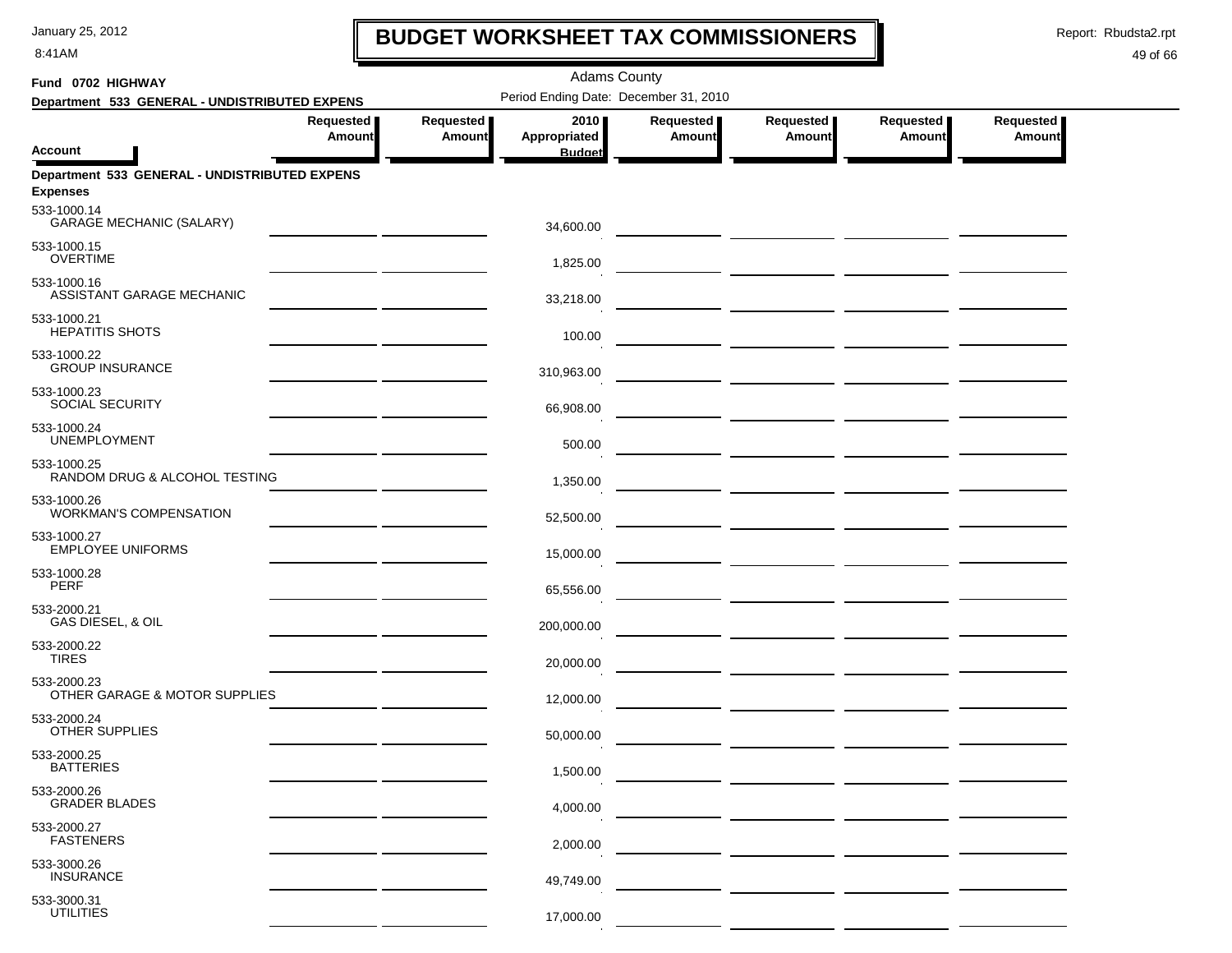# BUDGET WORKSHEET TAX COMMISSIONERS

Adams County

**Fund 0702 HIGHWAY**

**Department 533 GENERAL - UNDISTRIBUTED EXPENS**

Period Ending Date: December 31, 2010

| Account | Requested Amount | Requested Amount | 2010 Appropriated Budget | Requested Amount | Requested Amount | Requested Amount | Requested Amount |
|---|---|---|---|---|---|---|---|
| **Department 533 GENERAL - UNDISTRIBUTED EXPENS** | | | | | | | |
| **Expenses** | | | | | | | |
| 533-1000.14 GARAGE MECHANIC (SALARY) | | | 34,600.00 | | | | |
| 533-1000.15 OVERTIME | | | 1,825.00 | | | | |
| 533-1000.16 ASSISTANT GARAGE MECHANIC | | | 33,218.00 | | | | |
| 533-1000.21 HEPATITIS SHOTS | | | 100.00 | | | | |
| 533-1000.22 GROUP INSURANCE | | | 310,963.00 | | | | |
| 533-1000.23 SOCIAL SECURITY | | | 66,908.00 | | | | |
| 533-1000.24 UNEMPLOYMENT | | | 500.00 | | | | |
| 533-1000.25 RANDOM DRUG & ALCOHOL TESTING | | | 1,350.00 | | | | |
| 533-1000.26 WORKMAN'S COMPENSATION | | | 52,500.00 | | | | |
| 533-1000.27 EMPLOYEE UNIFORMS | | | 15,000.00 | | | | |
| 533-1000.28 PERF | | | 65,556.00 | | | | |
| 533-2000.21 GAS DIESEL, & OIL | | | 200,000.00 | | | | |
| 533-2000.22 TIRES | | | 20,000.00 | | | | |
| 533-2000.23 OTHER GARAGE & MOTOR SUPPLIES | | | 12,000.00 | | | | |
| 533-2000.24 OTHER SUPPLIES | | | 50,000.00 | | | | |
| 533-2000.25 BATTERIES | | | 1,500.00 | | | | |
| 533-2000.26 GRADER BLADES | | | 4,000.00 | | | | |
| 533-2000.27 FASTENERS | | | 2,000.00 | | | | |
| 533-3000.26 INSURANCE | | | 49,749.00 | | | | |
| 533-3000.31 UTILITIES | | | 17,000.00 | | | | |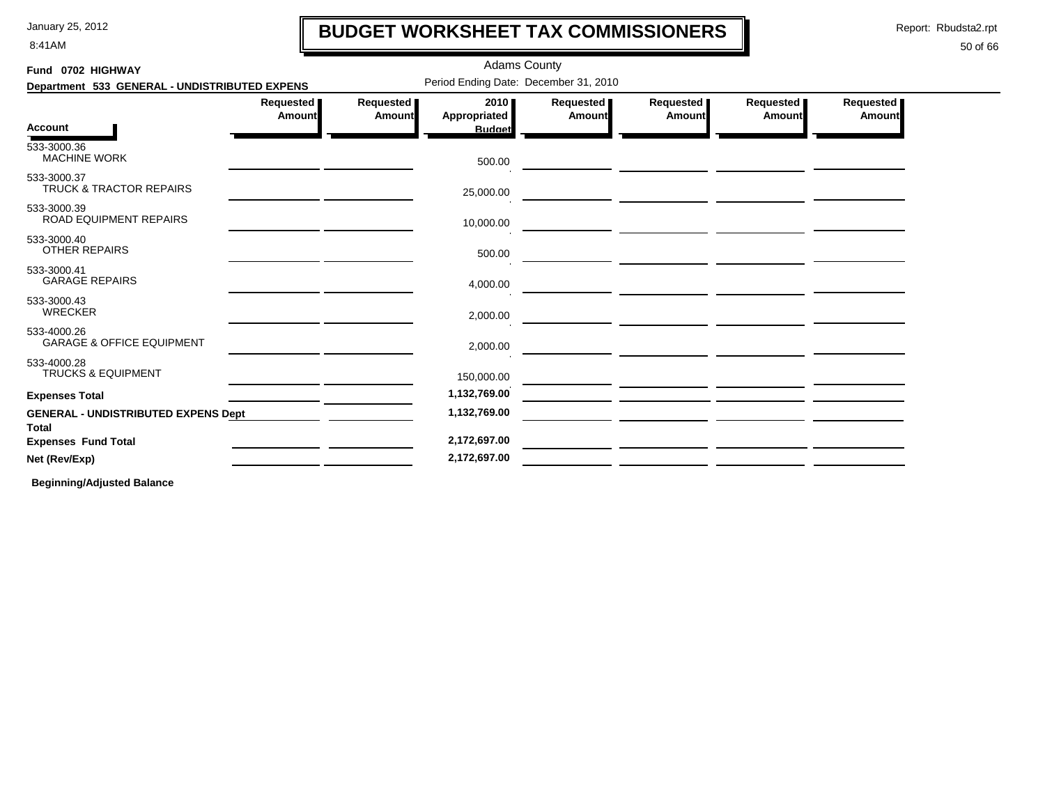# BUDGET WORKSHEET TAX COMMISSIONERS

January 25, 2012
8:41AM

Report: Rbudsta2.rpt

Adams County

**Fund 0702 HIGHWAY**

**Department 533 GENERAL - UNDISTRIBUTED EXPENS**

Period Ending Date: December 31, 2010

| Account | Requested Amount | Requested Amount | 2010 Appropriated Budget | Requested Amount | Requested Amount | Requested Amount | Requested Amount |
|---|---|---|---|---|---|---|---|
| 533-3000.36 MACHINE WORK | | | 500.00 | | | | |
| 533-3000.37 TRUCK & TRACTOR REPAIRS | | | 25,000.00 | | | | |
| 533-3000.39 ROAD EQUIPMENT REPAIRS | | | 10,000.00 | | | | |
| 533-3000.40 OTHER REPAIRS | | | 500.00 | | | | |
| 533-3000.41 GARAGE REPAIRS | | | 4,000.00 | | | | |
| 533-3000.43 WRECKER | | | 2,000.00 | | | | |
| 533-4000.26 GARAGE & OFFICE EQUIPMENT | | | 2,000.00 | | | | |
| 533-4000.28 TRUCKS & EQUIPMENT | | | 150,000.00 | | | | |
| **Expenses Total** | | | **1,132,769.00** | | | | |
| **GENERAL - UNDISTRIBUTED EXPENS Dept Total** | | | **1,132,769.00** | | | | |
| **Expenses Fund Total** | | | **2,172,697.00** | | | | |
| **Net (Rev/Exp)** | | | **2,172,697.00** | | | | |

**Beginning/Adjusted Balance**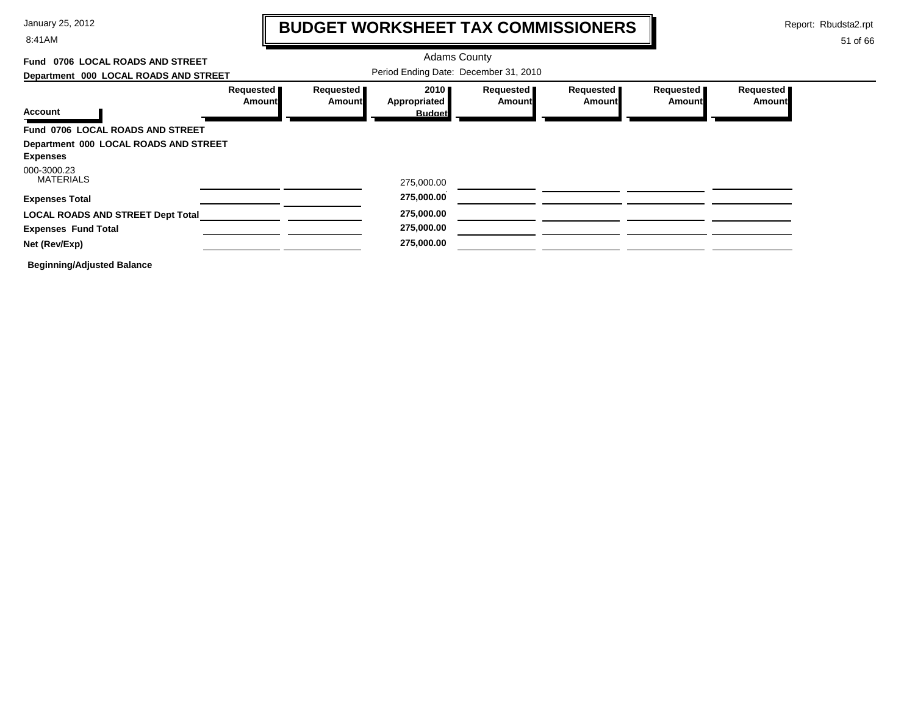# BUDGET WORKSHEET TAX COMMISSIONERS

Adams County

**Fund 0706 LOCAL ROADS AND STREET**

**Department 000 LOCAL ROADS AND STREET**

Period Ending Date: December 31, 2010

| Account | Requested Amount | Requested Amount | 2010 Appropriated Budget | Requested Amount | Requested Amount | Requested Amount | Requested Amount |
|---|---|---|---|---|---|---|---|
| **Fund 0706 LOCAL ROADS AND STREET** | | | | | | | |
| **Department 000 LOCAL ROADS AND STREET** | | | | | | | |
| **Expenses** | | | | | | | |
| 000-3000.23 MATERIALS | | | 275,000.00 | | | | |
| **Expenses Total** | | | **275,000.00** | | | | |
| **LOCAL ROADS AND STREET Dept Total** | | | **275,000.00** | | | | |
| **Expenses Fund Total** | | | **275,000.00** | | | | |
| **Net (Rev/Exp)** | | | **275,000.00** | | | | |

**Beginning/Adjusted Balance**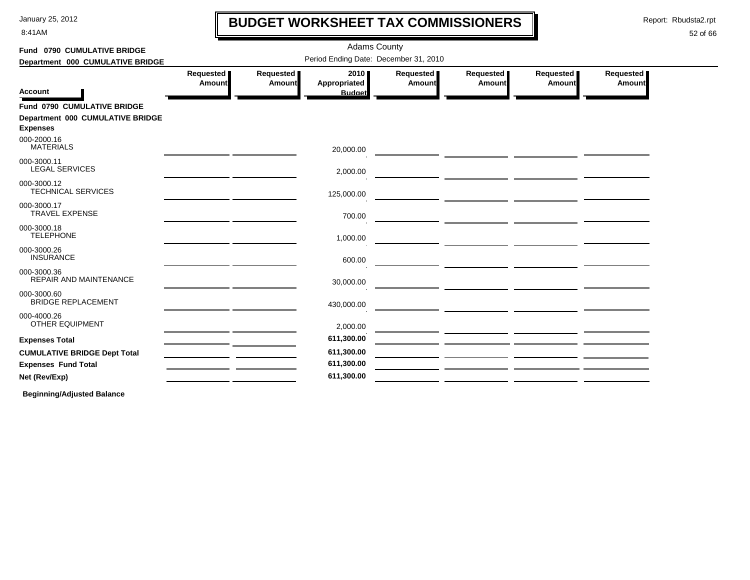# BUDGET WORKSHEET TAX COMMISSIONERS

January 25, 2012
8:41AM

Report: Rbudsta2.rpt

Adams County

Period Ending Date: December 31, 2010

**Fund 0790 CUMULATIVE BRIDGE**
**Department 000 CUMULATIVE BRIDGE**

| Account | Requested Amount | Requested Amount | 2010 Appropriated Budget | Requested Amount | Requested Amount | Requested Amount | Requested Amount |
|---|---|---|---|---|---|---|---|
| **Fund 0790 CUMULATIVE BRIDGE** | | | | | | | |
| **Department 000 CUMULATIVE BRIDGE** | | | | | | | |
| **Expenses** | | | | | | | |
| 000-2000.16 MATERIALS | | | 20,000.00 | | | | |
| 000-3000.11 LEGAL SERVICES | | | 2,000.00 | | | | |
| 000-3000.12 TECHNICAL SERVICES | | | 125,000.00 | | | | |
| 000-3000.17 TRAVEL EXPENSE | | | 700.00 | | | | |
| 000-3000.18 TELEPHONE | | | 1,000.00 | | | | |
| 000-3000.26 INSURANCE | | | 600.00 | | | | |
| 000-3000.36 REPAIR AND MAINTENANCE | | | 30,000.00 | | | | |
| 000-3000.60 BRIDGE REPLACEMENT | | | 430,000.00 | | | | |
| 000-4000.26 OTHER EQUIPMENT | | | 2,000.00 | | | | |
| **Expenses Total** | | | **611,300.00** | | | | |
| **CUMULATIVE BRIDGE Dept Total** | | | **611,300.00** | | | | |
| **Expenses Fund Total** | | | **611,300.00** | | | | |
| **Net (Rev/Exp)** | | | **611,300.00** | | | | |

**Beginning/Adjusted Balance**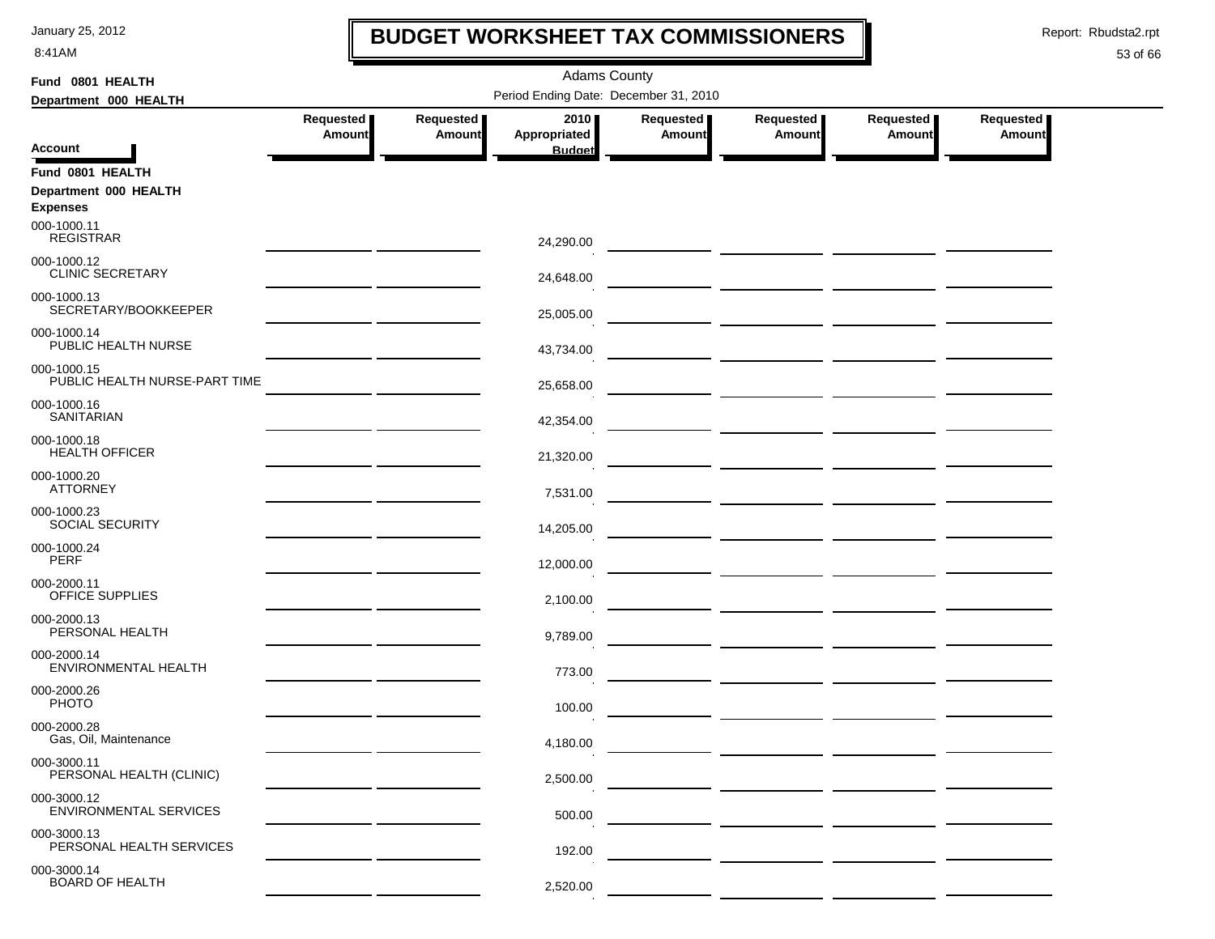# BUDGET WORKSHEET TAX COMMISSIONERS

Adams County

Period Ending Date: December 31, 2010

Fund 0801 HEALTH

Department 000 HEALTH

| Account | Requested Amount | Requested Amount | 2010 Appropriated Budget | Requested Amount | Requested Amount | Requested Amount | Requested Amount |
|---|---|---|---|---|---|---|---|
| **Fund 0801 HEALTH** | | | | | | | |
| **Department 000 HEALTH** | | | | | | | |
| **Expenses** | | | | | | | |
| 000-1000.11 REGISTRAR | | | 24,290.00 | | | | |
| 000-1000.12 CLINIC SECRETARY | | | 24,648.00 | | | | |
| 000-1000.13 SECRETARY/BOOKKEEPER | | | 25,005.00 | | | | |
| 000-1000.14 PUBLIC HEALTH NURSE | | | 43,734.00 | | | | |
| 000-1000.15 PUBLIC HEALTH NURSE-PART TIME | | | 25,658.00 | | | | |
| 000-1000.16 SANITARIAN | | | 42,354.00 | | | | |
| 000-1000.18 HEALTH OFFICER | | | 21,320.00 | | | | |
| 000-1000.20 ATTORNEY | | | 7,531.00 | | | | |
| 000-1000.23 SOCIAL SECURITY | | | 14,205.00 | | | | |
| 000-1000.24 PERF | | | 12,000.00 | | | | |
| 000-2000.11 OFFICE SUPPLIES | | | 2,100.00 | | | | |
| 000-2000.13 PERSONAL HEALTH | | | 9,789.00 | | | | |
| 000-2000.14 ENVIRONMENTAL HEALTH | | | 773.00 | | | | |
| 000-2000.26 PHOTO | | | 100.00 | | | | |
| 000-2000.28 Gas, Oil, Maintenance | | | 4,180.00 | | | | |
| 000-3000.11 PERSONAL HEALTH (CLINIC) | | | 2,500.00 | | | | |
| 000-3000.12 ENVIRONMENTAL SERVICES | | | 500.00 | | | | |
| 000-3000.13 PERSONAL HEALTH SERVICES | | | 192.00 | | | | |
| 000-3000.14 BOARD OF HEALTH | | | 2,520.00 | | | | |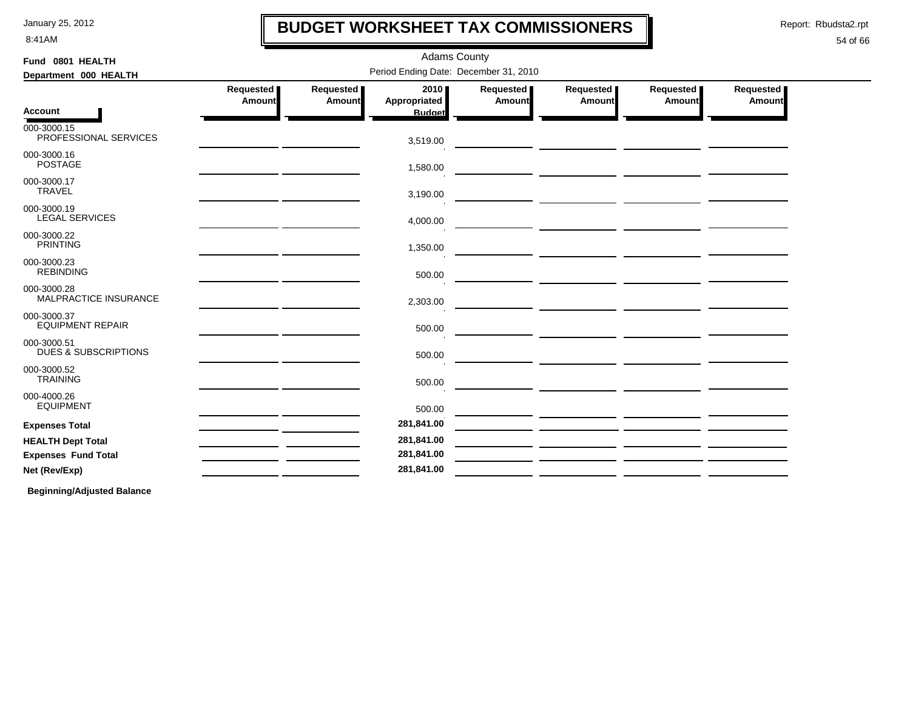# BUDGET WORKSHEET TAX COMMISSIONERS

January 25, 2012
8:41AM

Report: Rbudsta2.rpt

Adams County

Period Ending Date: December 31, 2010

**Fund 0801 HEALTH**
**Department 000 HEALTH**

| Account | Requested Amount | Requested Amount | 2010 Appropriated Budget | Requested Amount | Requested Amount | Requested Amount | Requested Amount |
|---|---|---|---|---|---|---|---|
| 000-3000.15 PROFESSIONAL SERVICES | | | 3,519.00 | | | | |
| 000-3000.16 POSTAGE | | | 1,580.00 | | | | |
| 000-3000.17 TRAVEL | | | 3,190.00 | | | | |
| 000-3000.19 LEGAL SERVICES | | | 4,000.00 | | | | |
| 000-3000.22 PRINTING | | | 1,350.00 | | | | |
| 000-3000.23 REBINDING | | | 500.00 | | | | |
| 000-3000.28 MALPRACTICE INSURANCE | | | 2,303.00 | | | | |
| 000-3000.37 EQUIPMENT REPAIR | | | 500.00 | | | | |
| 000-3000.51 DUES & SUBSCRIPTIONS | | | 500.00 | | | | |
| 000-3000.52 TRAINING | | | 500.00 | | | | |
| 000-4000.26 EQUIPMENT | | | 500.00 | | | | |
| **Expenses Total** | | | **281,841.00** | | | | |
| **HEALTH Dept Total** | | | **281,841.00** | | | | |
| **Expenses Fund Total** | | | **281,841.00** | | | | |
| **Net (Rev/Exp)** | | | **281,841.00** | | | | |

**Beginning/Adjusted Balance**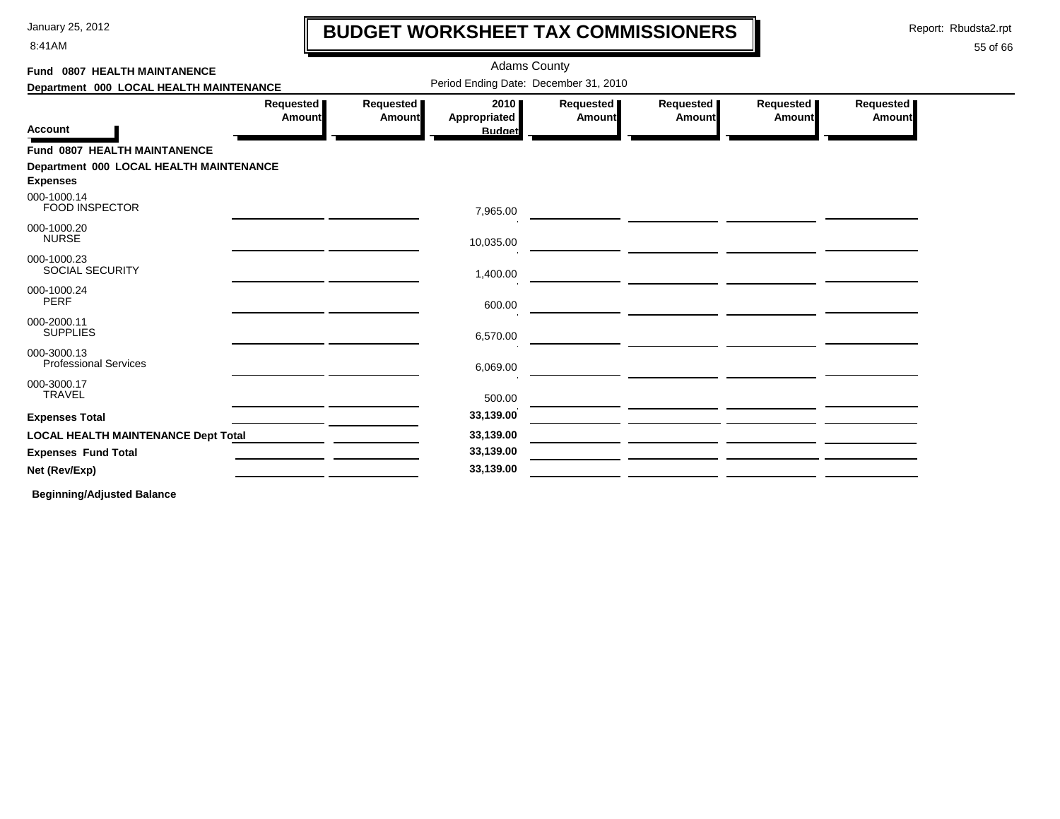# BUDGET WORKSHEET TAX COMMISSIONERS

January 25, 2012
8:41AM

Report: Rbudsta2.rpt

Adams County

Period Ending Date: December 31, 2010

**Fund 0807 HEALTH MAINTANENCE**

**Department 000 LOCAL HEALTH MAINTENANCE**

| Account | Requested Amount | Requested Amount | 2010 Appropriated Budget | Requested Amount | Requested Amount | Requested Amount | Requested Amount |
|---|---|---|---|---|---|---|---|
| **Fund 0807 HEALTH MAINTANENCE** | | | | | | | |
| **Department 000 LOCAL HEALTH MAINTENANCE** | | | | | | | |
| **Expenses** | | | | | | | |
| 000-1000.14 FOOD INSPECTOR | | | 7,965.00 | | | | |
| 000-1000.20 NURSE | | | 10,035.00 | | | | |
| 000-1000.23 SOCIAL SECURITY | | | 1,400.00 | | | | |
| 000-1000.24 PERF | | | 600.00 | | | | |
| 000-2000.11 SUPPLIES | | | 6,570.00 | | | | |
| 000-3000.13 Professional Services | | | 6,069.00 | | | | |
| 000-3000.17 TRAVEL | | | 500.00 | | | | |
| **Expenses Total** | | | **33,139.00** | | | | |
| **LOCAL HEALTH MAINTENANCE Dept Total** | | | **33,139.00** | | | | |
| **Expenses Fund Total** | | | **33,139.00** | | | | |
| **Net (Rev/Exp)** | | | **33,139.00** | | | | |

**Beginning/Adjusted Balance**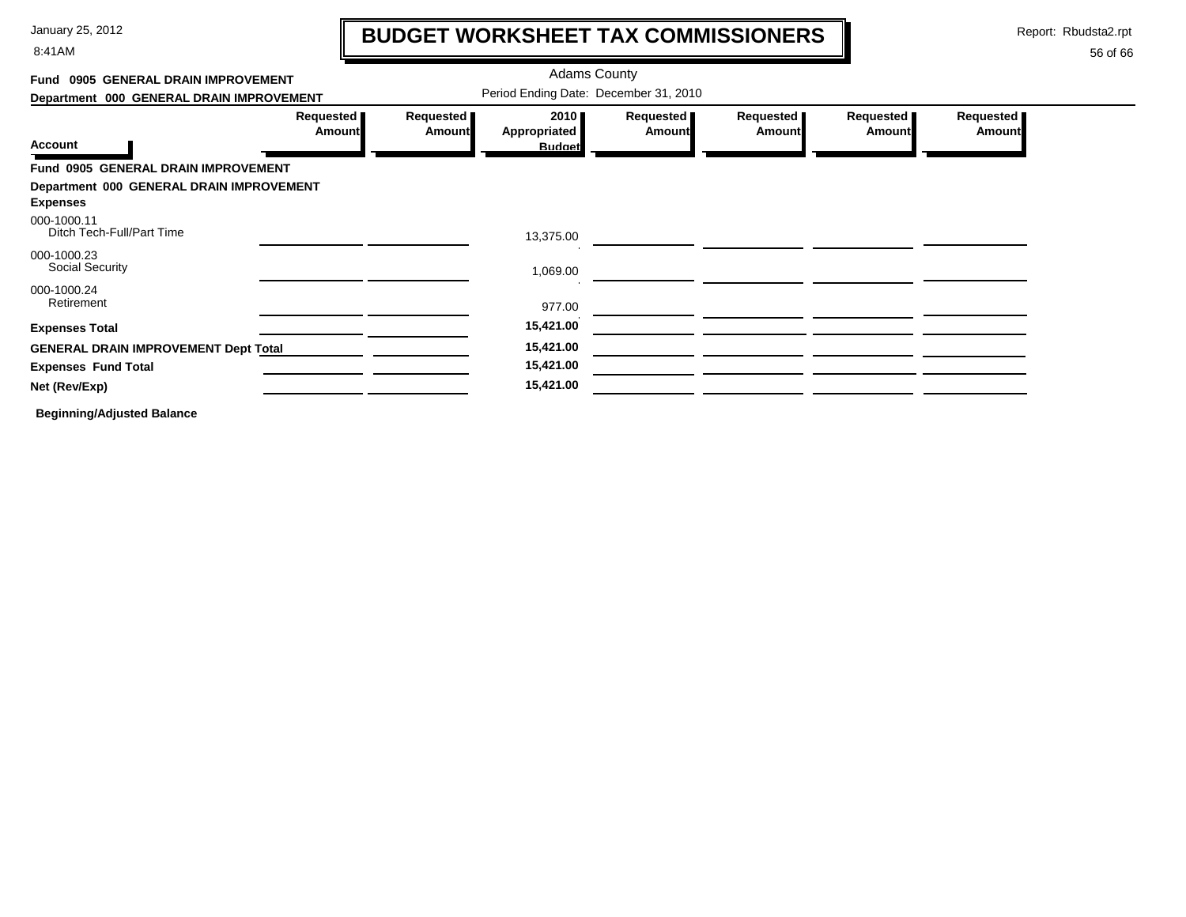# BUDGET WORKSHEET TAX COMMISSIONERS

Adams County

Period Ending Date: December 31, 2010

**Fund 0905 GENERAL DRAIN IMPROVEMENT**

**Department 000 GENERAL DRAIN IMPROVEMENT**

| Account | Requested Amount | Requested Amount | 2010 Appropriated Budget | Requested Amount | Requested Amount | Requested Amount | Requested Amount |
|---|---|---|---|---|---|---|---|
| **Fund 0905 GENERAL DRAIN IMPROVEMENT** | | | | | | | |
| **Department 000 GENERAL DRAIN IMPROVEMENT** | | | | | | | |
| **Expenses** | | | | | | | |
| 000-1000.11 Ditch Tech-Full/Part Time | | | 13,375.00 | | | | |
| 000-1000.23 Social Security | | | 1,069.00 | | | | |
| 000-1000.24 Retirement | | | 977.00 | | | | |
| **Expenses Total** | | | **15,421.00** | | | | |
| **GENERAL DRAIN IMPROVEMENT Dept Total** | | | **15,421.00** | | | | |
| **Expenses Fund Total** | | | **15,421.00** | | | | |
| **Net (Rev/Exp)** | | | **15,421.00** | | | | |

**Beginning/Adjusted Balance**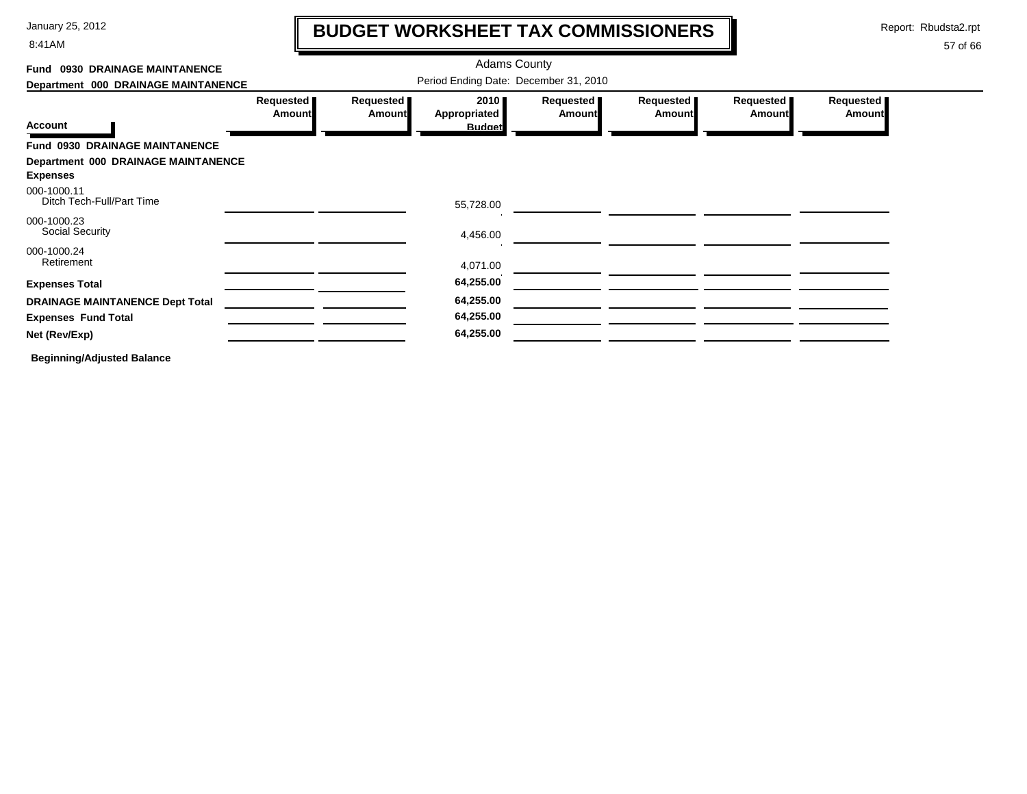January 25, 2012
8:41AM

# BUDGET WORKSHEET TAX COMMISSIONERS

Report: Rbudsta2.rpt

Adams County

**Fund 0930 DRAINAGE MAINTANENCE**
**Department 000 DRAINAGE MAINTANENCE**

Period Ending Date: December 31, 2010

| Account | Requested Amount | Requested Amount | 2010 Appropriated Budget | Requested Amount | Requested Amount | Requested Amount | Requested Amount |
|---|---|---|---|---|---|---|---|
| **Fund 0930 DRAINAGE MAINTANENCE** | | | | | | | |
| **Department 000 DRAINAGE MAINTANENCE** | | | | | | | |
| **Expenses** | | | | | | | |
| 000-1000.11 Ditch Tech-Full/Part Time | | | 55,728.00 | | | | |
| 000-1000.23 Social Security | | | 4,456.00 | | | | |
| 000-1000.24 Retirement | | | 4,071.00 | | | | |
| **Expenses Total** | | | **64,255.00** | | | | |
| **DRAINAGE MAINTANENCE Dept Total** | | | **64,255.00** | | | | |
| **Expenses Fund Total** | | | **64,255.00** | | | | |
| **Net (Rev/Exp)** | | | **64,255.00** | | | | |

**Beginning/Adjusted Balance**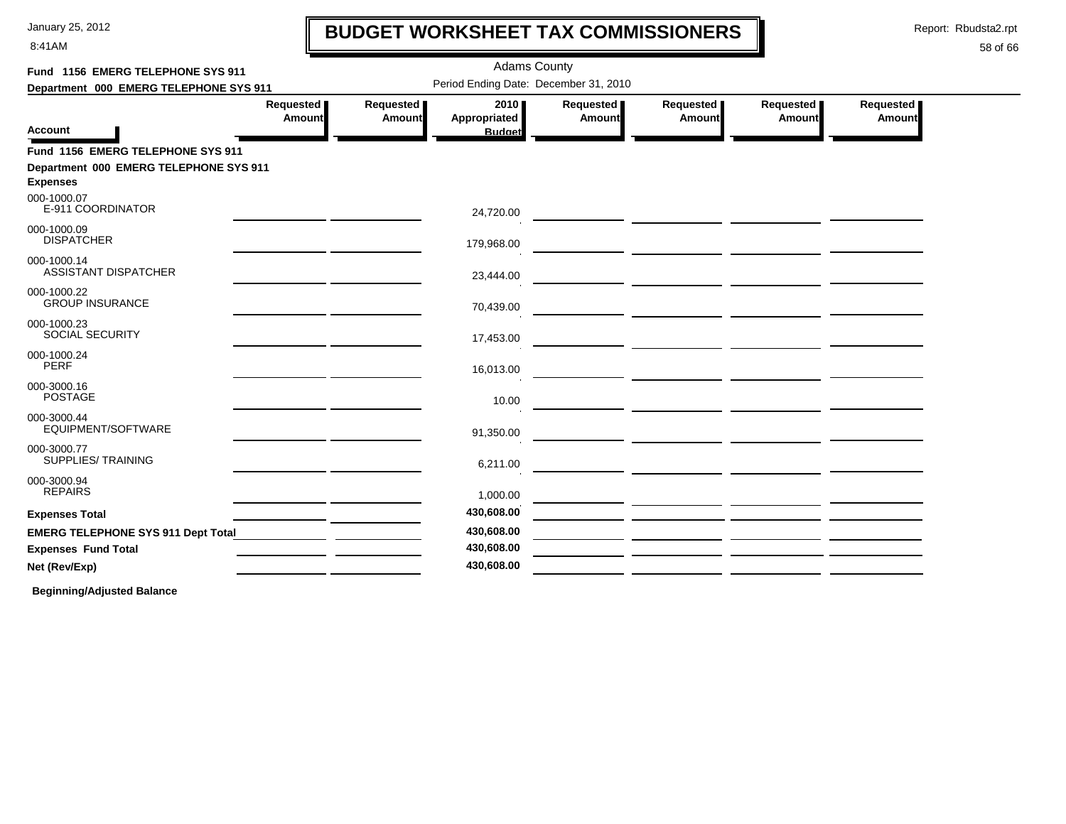# BUDGET WORKSHEET TAX COMMISSIONERS

January 25, 2012
8:41AM

Report: Rbudsta2.rpt

Adams County

Period Ending Date: December 31, 2010

**Fund 1156 EMERG TELEPHONE SYS 911**
**Department 000 EMERG TELEPHONE SYS 911**

| Account | Requested Amount | Requested Amount | 2010 Appropriated Budget | Requested Amount | Requested Amount | Requested Amount | Requested Amount |
|---|---|---|---|---|---|---|---|
| **Fund 1156 EMERG TELEPHONE SYS 911** | | | | | | | |
| **Department 000 EMERG TELEPHONE SYS 911** | | | | | | | |
| **Expenses** | | | | | | | |
| 000-1000.07 E-911 COORDINATOR | | | 24,720.00 | | | | |
| 000-1000.09 DISPATCHER | | | 179,968.00 | | | | |
| 000-1000.14 ASSISTANT DISPATCHER | | | 23,444.00 | | | | |
| 000-1000.22 GROUP INSURANCE | | | 70,439.00 | | | | |
| 000-1000.23 SOCIAL SECURITY | | | 17,453.00 | | | | |
| 000-1000.24 PERF | | | 16,013.00 | | | | |
| 000-3000.16 POSTAGE | | | 10.00 | | | | |
| 000-3000.44 EQUIPMENT/SOFTWARE | | | 91,350.00 | | | | |
| 000-3000.77 SUPPLIES/ TRAINING | | | 6,211.00 | | | | |
| 000-3000.94 REPAIRS | | | 1,000.00 | | | | |
| **Expenses Total** | | | **430,608.00** | | | | |
| **EMERG TELEPHONE SYS 911 Dept Total** | | | **430,608.00** | | | | |
| **Expenses Fund Total** | | | **430,608.00** | | | | |
| **Net (Rev/Exp)** | | | **430,608.00** | | | | |

**Beginning/Adjusted Balance**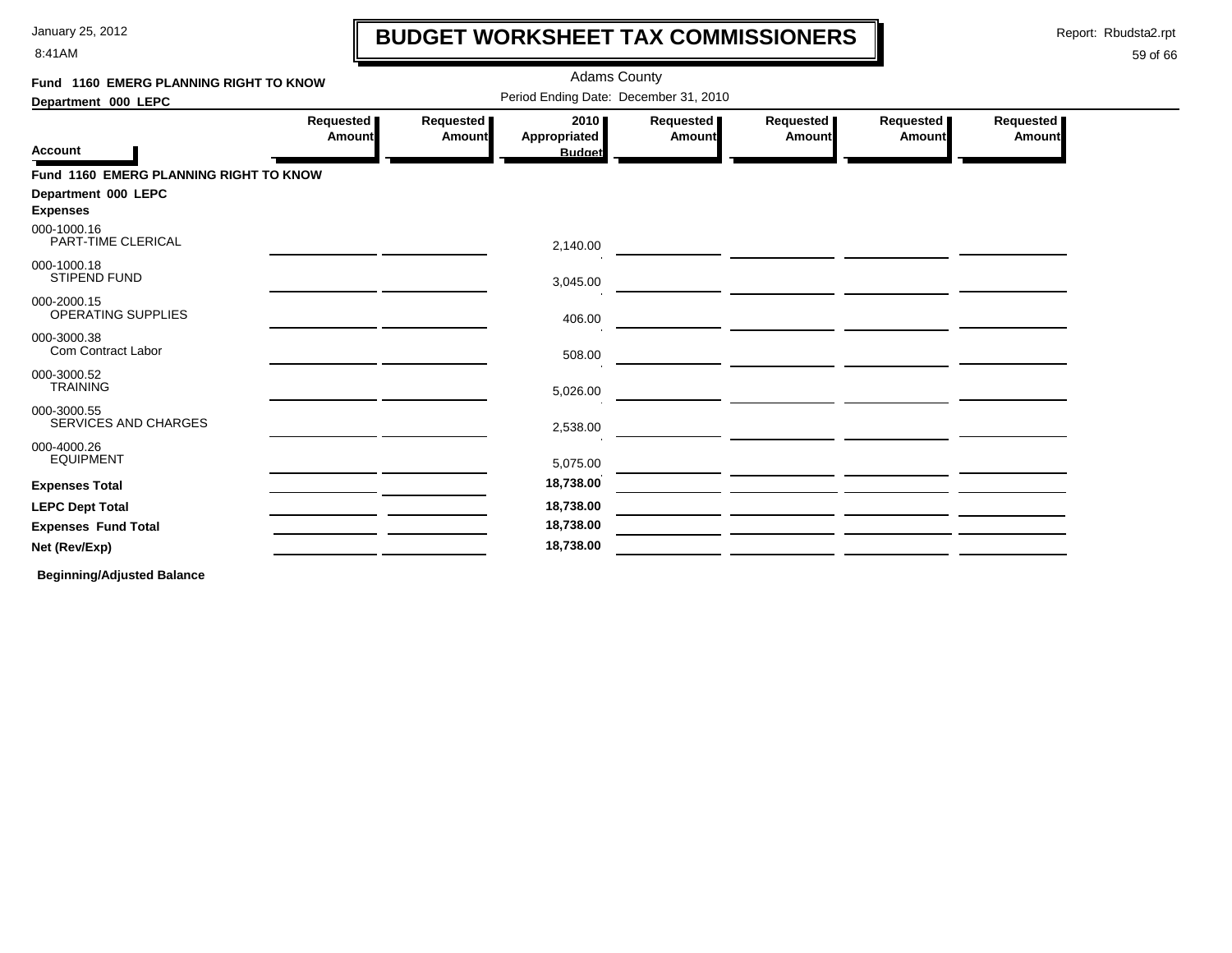# BUDGET WORKSHEET TAX COMMISSIONERS

January 25, 2012
8:41AM

Report: Rbudsta2.rpt

Adams County

Period Ending Date: December 31, 2010

**Fund 1160 EMERG PLANNING RIGHT TO KNOW**
**Department 000 LEPC**

| Account | Requested Amount | Requested Amount | 2010 Appropriated Budget | Requested Amount | Requested Amount | Requested Amount | Requested Amount |
|---|---|---|---|---|---|---|---|
| **Fund 1160 EMERG PLANNING RIGHT TO KNOW** | | | | | | | |
| **Department 000 LEPC** | | | | | | | |
| **Expenses** | | | | | | | |
| 000-1000.16 PART-TIME CLERICAL | | | 2,140.00 | | | | |
| 000-1000.18 STIPEND FUND | | | 3,045.00 | | | | |
| 000-2000.15 OPERATING SUPPLIES | | | 406.00 | | | | |
| 000-3000.38 Com Contract Labor | | | 508.00 | | | | |
| 000-3000.52 TRAINING | | | 5,026.00 | | | | |
| 000-3000.55 SERVICES AND CHARGES | | | 2,538.00 | | | | |
| 000-4000.26 EQUIPMENT | | | 5,075.00 | | | | |
| **Expenses Total** | | | **18,738.00** | | | | |
| **LEPC Dept Total** | | | **18,738.00** | | | | |
| **Expenses Fund Total** | | | **18,738.00** | | | | |
| **Net (Rev/Exp)** | | | **18,738.00** | | | | |

**Beginning/Adjusted Balance**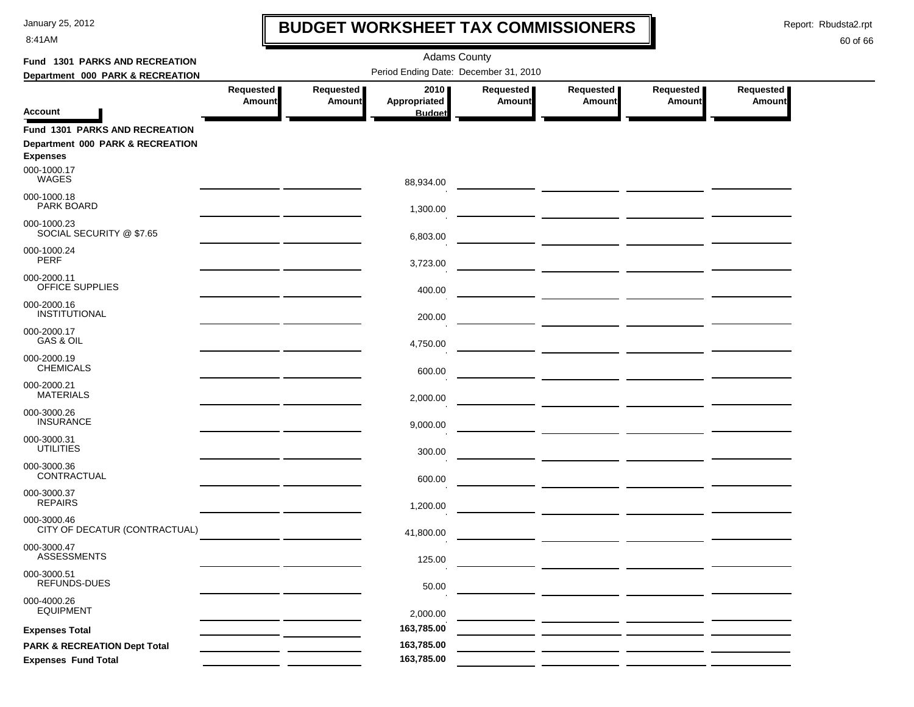# BUDGET WORKSHEET TAX COMMISSIONERS

Adams County

Period Ending Date: December 31, 2010

**Fund 1301 PARKS AND RECREATION**

**Department 000 PARK & RECREATION**

| Account | Requested Amount | Requested Amount | 2010 Appropriated Budget | Requested Amount | Requested Amount | Requested Amount | Requested Amount |
|---|---|---|---|---|---|---|---|
| **Fund 1301 PARKS AND RECREATION** | | | | | | | |
| **Department 000 PARK & RECREATION** | | | | | | | |
| **Expenses** | | | | | | | |
| 000-1000.17 WAGES | | | 88,934.00 | | | | |
| 000-1000.18 PARK BOARD | | | 1,300.00 | | | | |
| 000-1000.23 SOCIAL SECURITY @ $7.65 | | | 6,803.00 | | | | |
| 000-1000.24 PERF | | | 3,723.00 | | | | |
| 000-2000.11 OFFICE SUPPLIES | | | 400.00 | | | | |
| 000-2000.16 INSTITUTIONAL | | | 200.00 | | | | |
| 000-2000.17 GAS & OIL | | | 4,750.00 | | | | |
| 000-2000.19 CHEMICALS | | | 600.00 | | | | |
| 000-2000.21 MATERIALS | | | 2,000.00 | | | | |
| 000-3000.26 INSURANCE | | | 9,000.00 | | | | |
| 000-3000.31 UTILITIES | | | 300.00 | | | | |
| 000-3000.36 CONTRACTUAL | | | 600.00 | | | | |
| 000-3000.37 REPAIRS | | | 1,200.00 | | | | |
| 000-3000.46 CITY OF DECATUR (CONTRACTUAL) | | | 41,800.00 | | | | |
| 000-3000.47 ASSESSMENTS | | | 125.00 | | | | |
| 000-3000.51 REFUNDS-DUES | | | 50.00 | | | | |
| 000-4000.26 EQUIPMENT | | | 2,000.00 | | | | |
| **Expenses Total** | | | 163,785.00 | | | | |
| **PARK & RECREATION Dept Total** | | | 163,785.00 | | | | |
| **Expenses Fund Total** | | | 163,785.00 | | | | |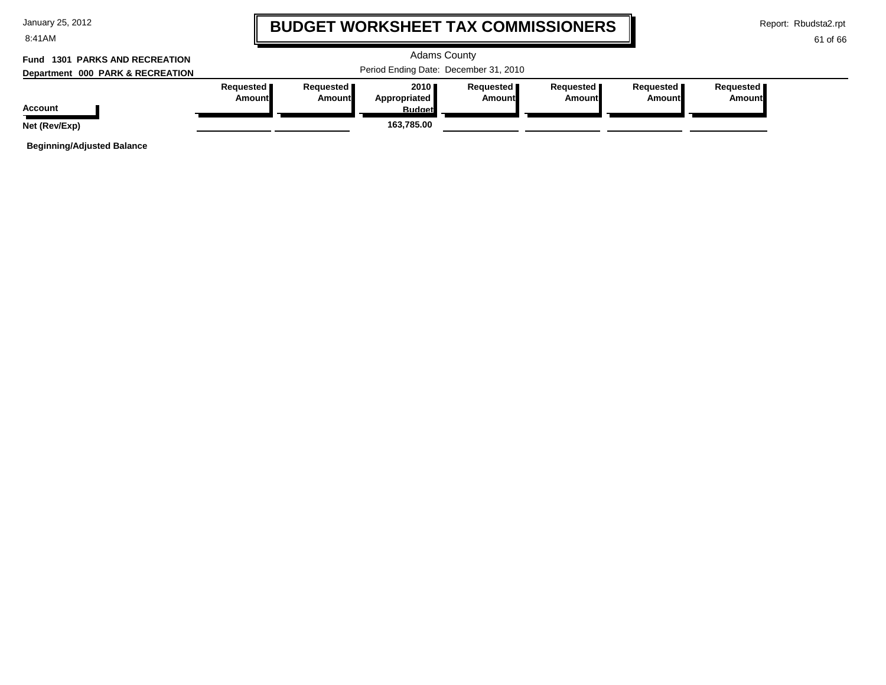# BUDGET WORKSHEET TAX COMMISSIONERS

Adams County

Period Ending Date: December 31, 2010

**Fund 1301 PARKS AND RECREATION**

**Department 000 PARK & RECREATION**

| Account | Requested Amount | Requested Amount | 2010 Appropriated Budget | Requested Amount | Requested Amount | Requested Amount | Requested Amount |
|---|---|---|---|---|---|---|---|
| **Net (Rev/Exp)** | | | **163,785.00** | | | | |

**Beginning/Adjusted Balance**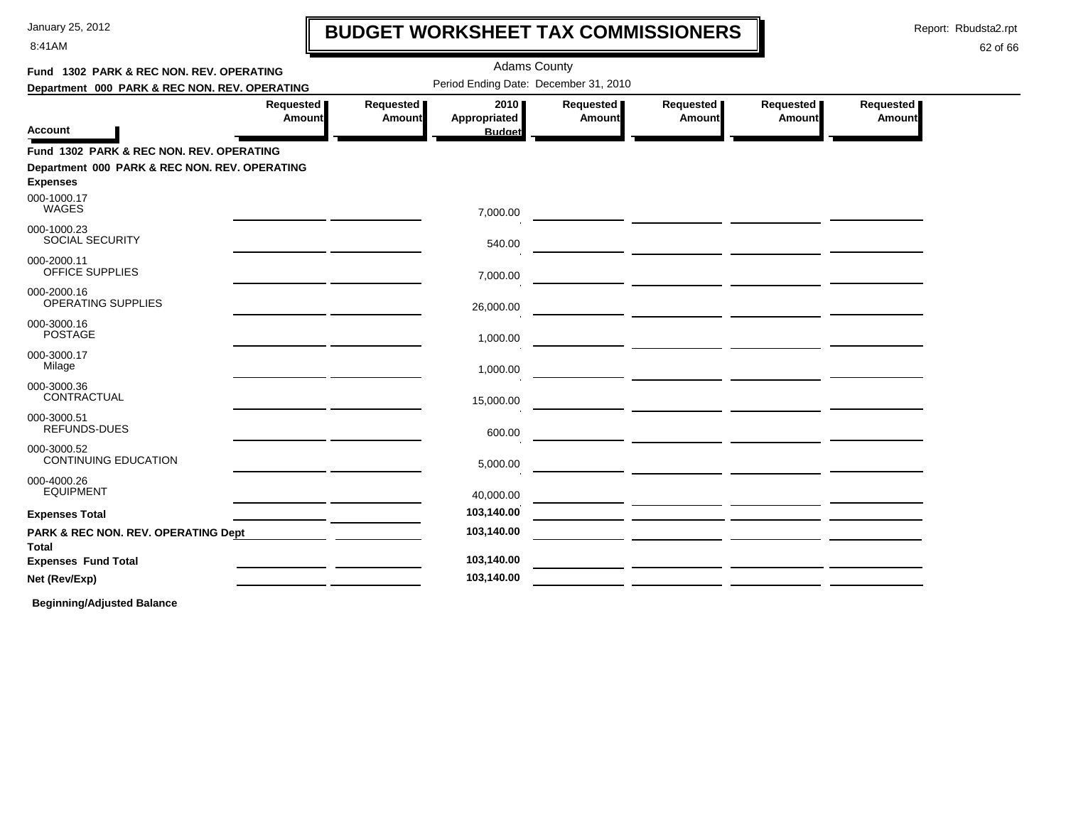# BUDGET WORKSHEET TAX COMMISSIONERS

Adams County

Period Ending Date: December 31, 2010

**Fund 1302 PARK & REC NON. REV. OPERATING**

**Department 000 PARK & REC NON. REV. OPERATING**

| Account | Requested Amount | Requested Amount | 2010 Appropriated Budget | Requested Amount | Requested Amount | Requested Amount | Requested Amount |
|---|---|---|---|---|---|---|---|
| **Fund 1302 PARK & REC NON. REV. OPERATING** | | | | | | | |
| **Department 000 PARK & REC NON. REV. OPERATING** | | | | | | | |
| **Expenses** | | | | | | | |
| 000-1000.17 WAGES | | | 7,000.00 | | | | |
| 000-1000.23 SOCIAL SECURITY | | | 540.00 | | | | |
| 000-2000.11 OFFICE SUPPLIES | | | 7,000.00 | | | | |
| 000-2000.16 OPERATING SUPPLIES | | | 26,000.00 | | | | |
| 000-3000.16 POSTAGE | | | 1,000.00 | | | | |
| 000-3000.17 Milage | | | 1,000.00 | | | | |
| 000-3000.36 CONTRACTUAL | | | 15,000.00 | | | | |
| 000-3000.51 REFUNDS-DUES | | | 600.00 | | | | |
| 000-3000.52 CONTINUING EDUCATION | | | 5,000.00 | | | | |
| 000-4000.26 EQUIPMENT | | | 40,000.00 | | | | |
| **Expenses Total** | | | **103,140.00** | | | | |
| **PARK & REC NON. REV. OPERATING Dept Total** | | | **103,140.00** | | | | |
| **Expenses Fund Total** | | | **103,140.00** | | | | |
| **Net (Rev/Exp)** | | | **103,140.00** | | | | |

**Beginning/Adjusted Balance**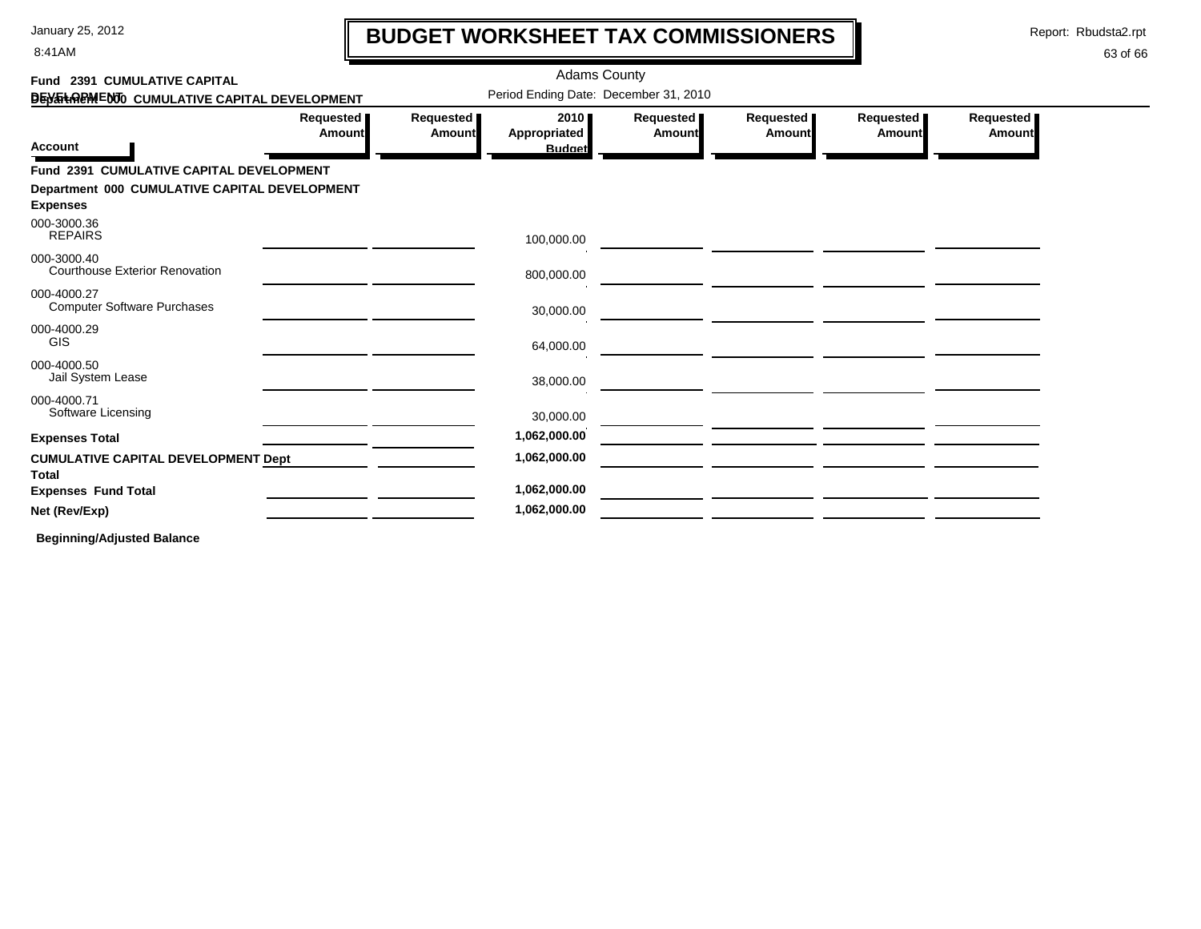# BUDGET WORKSHEET TAX COMMISSIONERS

January 25, 2012
8:41AM

Report: Rbudsta2.rpt

Adams County

Period Ending Date: December 31, 2010

**Fund 2391 CUMULATIVE CAPITAL DEVELOPMENT**
**Department 000 CUMULATIVE CAPITAL DEVELOPMENT**

| Account | Requested Amount | Requested Amount | 2010 Appropriated Budget | Requested Amount | Requested Amount | Requested Amount | Requested Amount |
|---|---|---|---|---|---|---|---|
| **Fund 2391 CUMULATIVE CAPITAL DEVELOPMENT** | | | | | | | |
| **Department 000 CUMULATIVE CAPITAL DEVELOPMENT** | | | | | | | |
| **Expenses** | | | | | | | |
| 000-3000.36 REPAIRS | | | 100,000.00 | | | | |
| 000-3000.40 Courthouse Exterior Renovation | | | 800,000.00 | | | | |
| 000-4000.27 Computer Software Purchases | | | 30,000.00 | | | | |
| 000-4000.29 GIS | | | 64,000.00 | | | | |
| 000-4000.50 Jail System Lease | | | 38,000.00 | | | | |
| 000-4000.71 Software Licensing | | | 30,000.00 | | | | |
| **Expenses Total** | | | **1,062,000.00** | | | | |
| **CUMULATIVE CAPITAL DEVELOPMENT Dept Total** | | | **1,062,000.00** | | | | |
| **Expenses Fund Total** | | | **1,062,000.00** | | | | |
| **Net (Rev/Exp)** | | | **1,062,000.00** | | | | |

**Beginning/Adjusted Balance**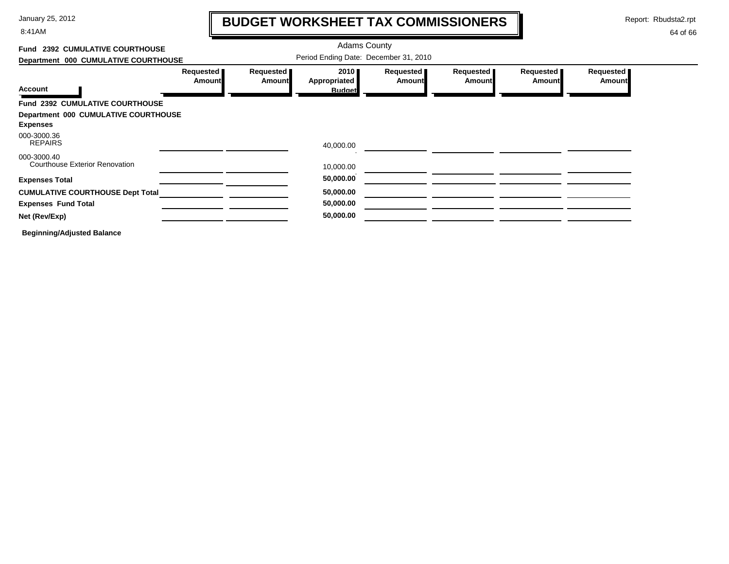# BUDGET WORKSHEET TAX COMMISSIONERS

January 25, 2012
8:41AM

Report: Rbudsta2.rpt

Adams County

**Fund 2392 CUMULATIVE COURTHOUSE**
**Department 000 CUMULATIVE COURTHOUSE**

Period Ending Date: December 31, 2010

| Account | Requested Amount | Requested Amount | 2010 Appropriated Budget | Requested Amount | Requested Amount | Requested Amount | Requested Amount |
|---|---|---|---|---|---|---|---|
| **Fund 2392 CUMULATIVE COURTHOUSE** | | | | | | | |
| **Department 000 CUMULATIVE COURTHOUSE** | | | | | | | |
| **Expenses** | | | | | | | |
| 000-3000.36 REPAIRS | | | 40,000.00 | | | | |
| 000-3000.40 Courthouse Exterior Renovation | | | 10,000.00 | | | | |
| **Expenses Total** | | | **50,000.00** | | | | |
| **CUMULATIVE COURTHOUSE Dept Total** | | | **50,000.00** | | | | |
| **Expenses Fund Total** | | | **50,000.00** | | | | |
| **Net (Rev/Exp)** | | | **50,000.00** | | | | |

**Beginning/Adjusted Balance**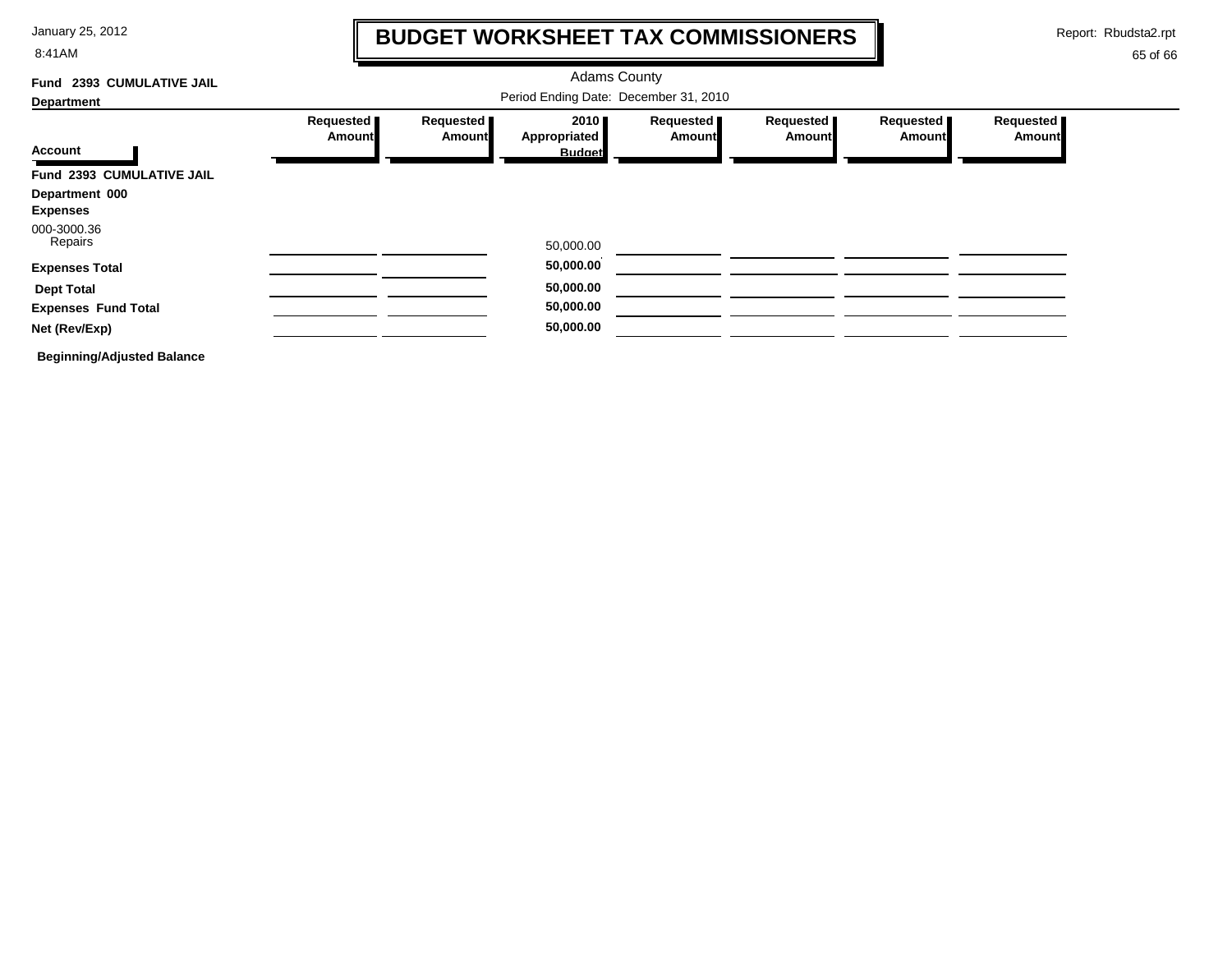# BUDGET WORKSHEET TAX COMMISSIONERS

Adams County

Period Ending Date: December 31, 2010

Fund 2393 CUMULATIVE JAIL

Department

| Account | Requested Amount | Requested Amount | 2010 Appropriated Budget | Requested Amount | Requested Amount | Requested Amount | Requested Amount |
|---|---|---|---|---|---|---|---|
| **Fund 2393 CUMULATIVE JAIL** | | | | | | | |
| **Department 000** | | | | | | | |
| **Expenses** | | | | | | | |
| 000-3000.36 Repairs | | | 50,000.00 | | | | |
| **Expenses Total** | | | **50,000.00** | | | | |
| **Dept Total** | | | **50,000.00** | | | | |
| **Expenses Fund Total** | | | **50,000.00** | | | | |
| **Net (Rev/Exp)** | | | **50,000.00** | | | | |
| **Beginning/Adjusted Balance** | | | | | | | |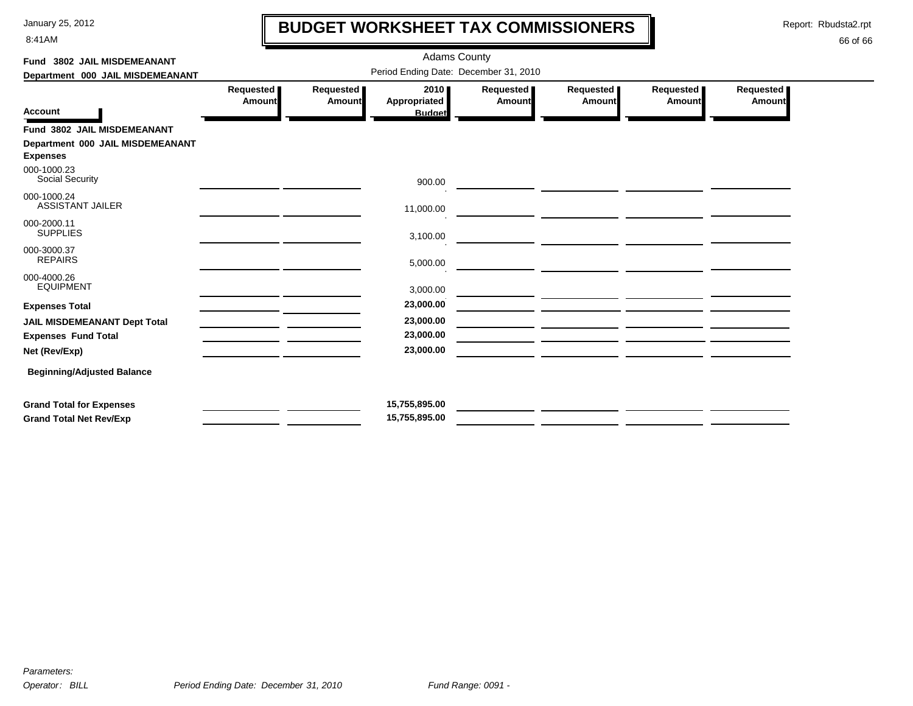January 25, 2012
8:41AM

# BUDGET WORKSHEET TAX COMMISSIONERS

Report: Rbudsta2.rpt

Adams County

Period Ending Date: December 31, 2010

**Fund 3802 JAIL MISDEMEANANT**
**Department 000 JAIL MISDEMEANANT**

| Account | Requested Amount | Requested Amount | 2010 Appropriated Budget | Requested Amount | Requested Amount | Requested Amount | Requested Amount |
|---|---|---|---|---|---|---|---|
| **Fund 3802 JAIL MISDEMEANANT** | | | | | | | |
| **Department 000 JAIL MISDEMEANANT** | | | | | | | |
| **Expenses** | | | | | | | |
| 000-1000.23 Social Security | | | 900.00 | | | | |
| 000-1000.24 ASSISTANT JAILER | | | 11,000.00 | | | | |
| 000-2000.11 SUPPLIES | | | 3,100.00 | | | | |
| 000-3000.37 REPAIRS | | | 5,000.00 | | | | |
| 000-4000.26 EQUIPMENT | | | 3,000.00 | | | | |
| **Expenses Total** | | | **23,000.00** | | | | |
| **JAIL MISDEMEANANT Dept Total** | | | **23,000.00** | | | | |
| **Expenses Fund Total** | | | **23,000.00** | | | | |
| **Net (Rev/Exp)** | | | **23,000.00** | | | | |
| **Beginning/Adjusted Balance** | | | | | | | |
| **Grand Total for Expenses** | | | **15,755,895.00** | | | | |
| **Grand Total Net Rev/Exp** | | | **15,755,895.00** | | | | |

*Parameters:*
*Operator: BILL* *Period Ending Date: December 31, 2010* *Fund Range: 0091 -*